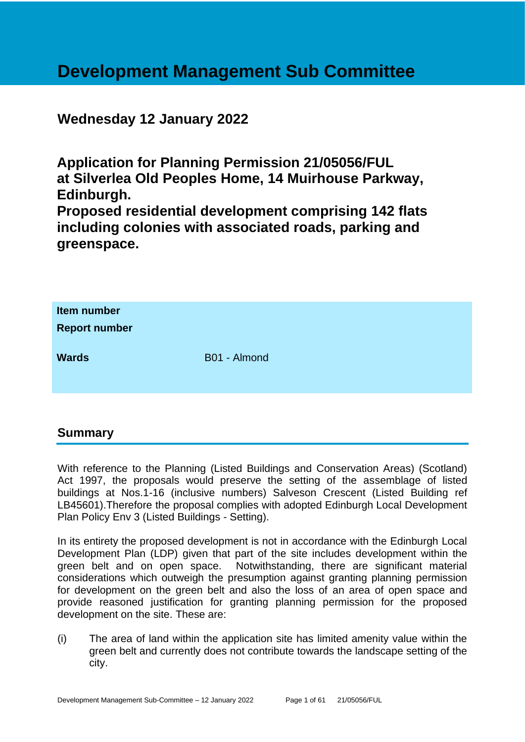# Development Management Sub Committee

## Wednesday 12 January 2022

## Application for Planning Permission 21/05056/FUL at Silverlea Old Peoples Home, 14 Muirhouse Parkway, Edinburgh. Proposed residential development comprising 142 flats including colonies with associated roads, parking and greenspace.

| | |
|---|---|
| **Item number** | |
| **Report number** | |
| **Wards** | B01 - Almond |

## Summary

With reference to the Planning (Listed Buildings and Conservation Areas) (Scotland) Act 1997, the proposals would preserve the setting of the assemblage of listed buildings at Nos.1-16 (inclusive numbers) Salveson Crescent (Listed Building ref LB45601).Therefore the proposal complies with adopted Edinburgh Local Development Plan Policy Env 3 (Listed Buildings - Setting).

In its entirety the proposed development is not in accordance with the Edinburgh Local Development Plan (LDP) given that part of the site includes development within the green belt and on open space. Notwithstanding, there are significant material considerations which outweigh the presumption against granting planning permission for development on the green belt and also the loss of an area of open space and provide reasoned justification for granting planning permission for the proposed development on the site. These are:

(i) The area of land within the application site has limited amenity value within the green belt and currently does not contribute towards the landscape setting of the city.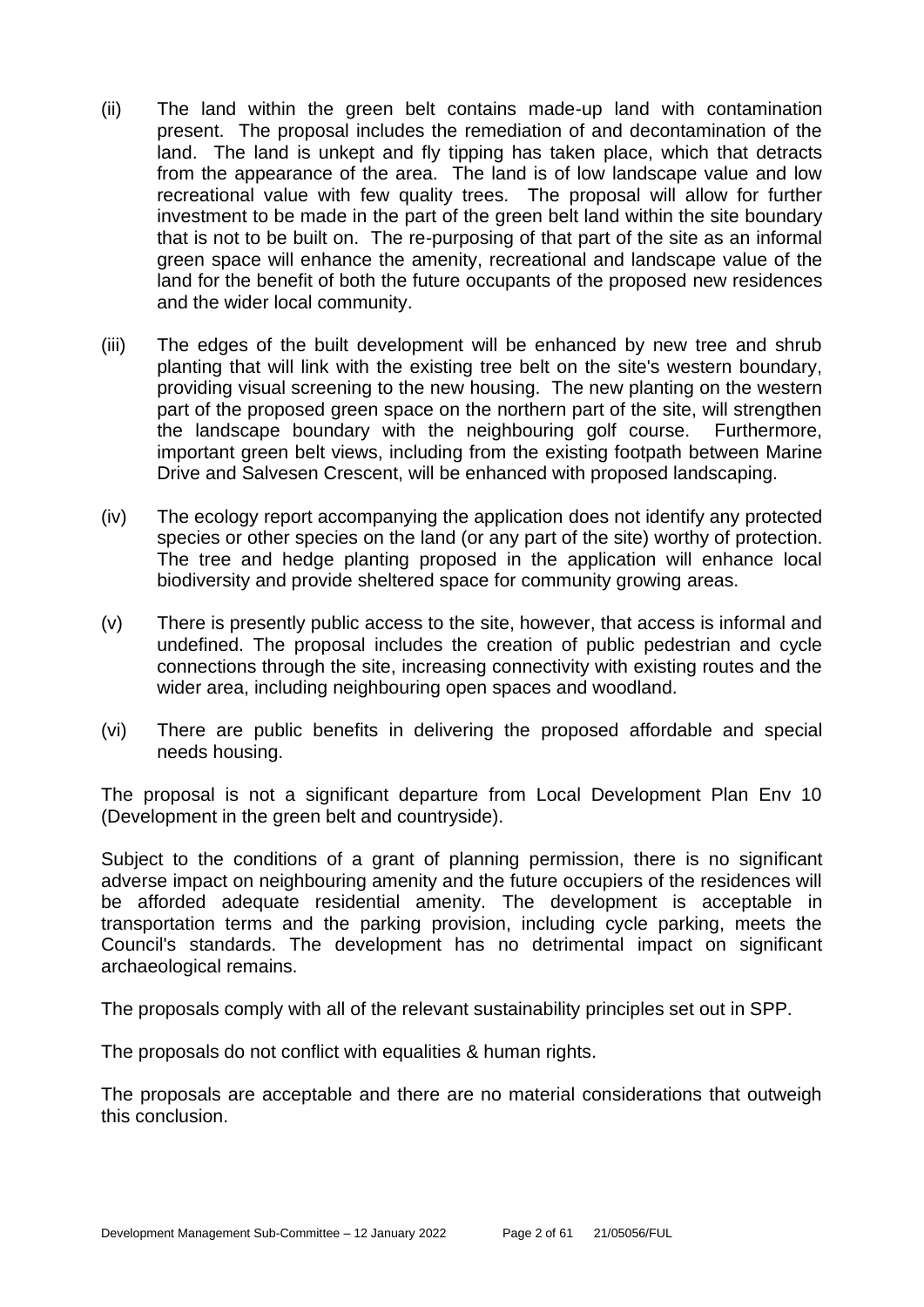(ii) The land within the green belt contains made-up land with contamination present. The proposal includes the remediation of and decontamination of the land. The land is unkept and fly tipping has taken place, which that detracts from the appearance of the area. The land is of low landscape value and low recreational value with few quality trees. The proposal will allow for further investment to be made in the part of the green belt land within the site boundary that is not to be built on. The re-purposing of that part of the site as an informal green space will enhance the amenity, recreational and landscape value of the land for the benefit of both the future occupants of the proposed new residences and the wider local community.

(iii) The edges of the built development will be enhanced by new tree and shrub planting that will link with the existing tree belt on the site's western boundary, providing visual screening to the new housing. The new planting on the western part of the proposed green space on the northern part of the site, will strengthen the landscape boundary with the neighbouring golf course. Furthermore, important green belt views, including from the existing footpath between Marine Drive and Salvesen Crescent, will be enhanced with proposed landscaping.

(iv) The ecology report accompanying the application does not identify any protected species or other species on the land (or any part of the site) worthy of protection. The tree and hedge planting proposed in the application will enhance local biodiversity and provide sheltered space for community growing areas.

(v) There is presently public access to the site, however, that access is informal and undefined. The proposal includes the creation of public pedestrian and cycle connections through the site, increasing connectivity with existing routes and the wider area, including neighbouring open spaces and woodland.

(vi) There are public benefits in delivering the proposed affordable and special needs housing.

The proposal is not a significant departure from Local Development Plan Env 10 (Development in the green belt and countryside).

Subject to the conditions of a grant of planning permission, there is no significant adverse impact on neighbouring amenity and the future occupiers of the residences will be afforded adequate residential amenity. The development is acceptable in transportation terms and the parking provision, including cycle parking, meets the Council's standards. The development has no detrimental impact on significant archaeological remains.

The proposals comply with all of the relevant sustainability principles set out in SPP.

The proposals do not conflict with equalities & human rights.

The proposals are acceptable and there are no material considerations that outweigh this conclusion.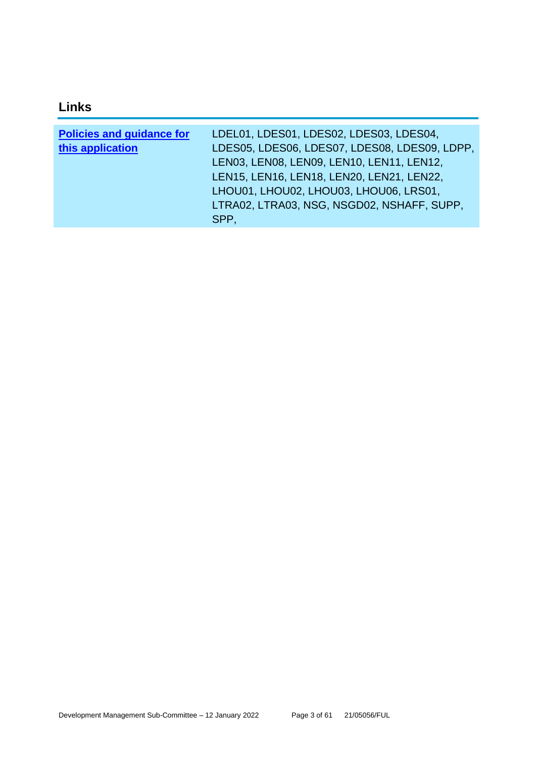## Links

| | |
|---|---|
| **Policies and guidance for this application** | LDEL01, LDES01, LDES02, LDES03, LDES04, LDES05, LDES06, LDES07, LDES08, LDES09, LDPP, LEN03, LEN08, LEN09, LEN10, LEN11, LEN12, LEN15, LEN16, LEN18, LEN20, LEN21, LEN22, LHOU01, LHOU02, LHOU03, LHOU06, LRS01, LTRA02, LTRA03, NSG, NSGD02, NSHAFF, SUPP, SPP, |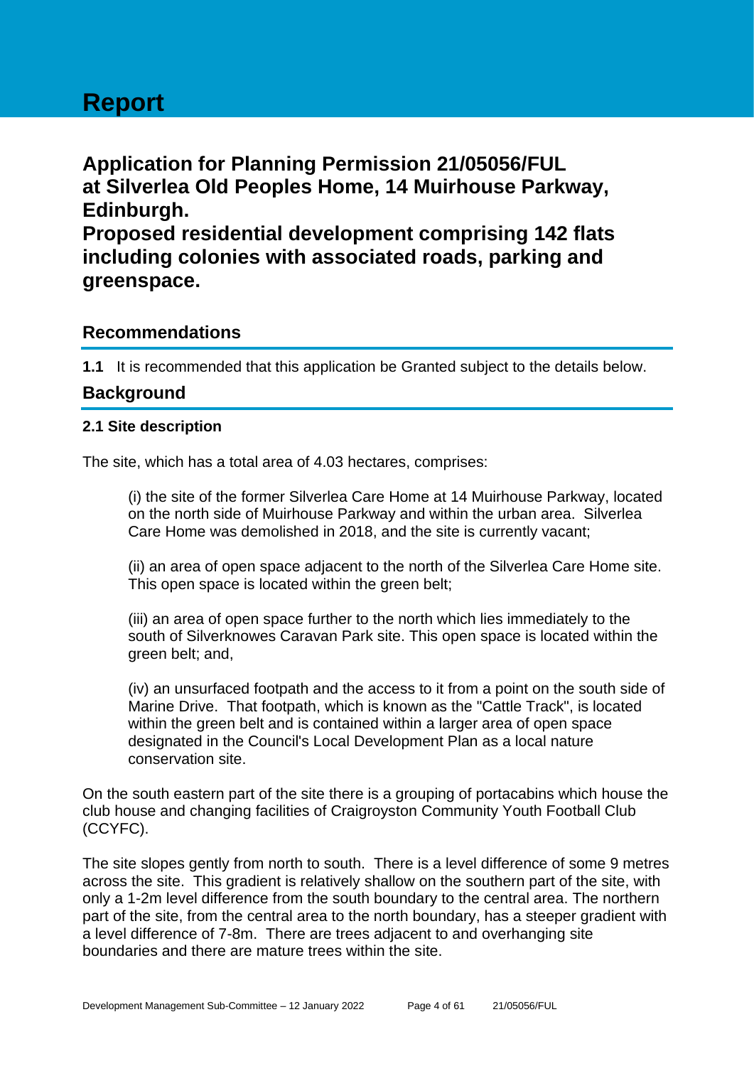# Report

## Application for Planning Permission 21/05056/FUL at Silverlea Old Peoples Home, 14 Muirhouse Parkway, Edinburgh. Proposed residential development comprising 142 flats including colonies with associated roads, parking and greenspace.

## Recommendations

**1.1** It is recommended that this application be Granted subject to the details below.

## Background

### 2.1 Site description

The site, which has a total area of 4.03 hectares, comprises:

(i) the site of the former Silverlea Care Home at 14 Muirhouse Parkway, located on the north side of Muirhouse Parkway and within the urban area. Silverlea Care Home was demolished in 2018, and the site is currently vacant;

(ii) an area of open space adjacent to the north of the Silverlea Care Home site. This open space is located within the green belt;

(iii) an area of open space further to the north which lies immediately to the south of Silverknowes Caravan Park site. This open space is located within the green belt; and,

(iv) an unsurfaced footpath and the access to it from a point on the south side of Marine Drive. That footpath, which is known as the "Cattle Track", is located within the green belt and is contained within a larger area of open space designated in the Council's Local Development Plan as a local nature conservation site.

On the south eastern part of the site there is a grouping of portacabins which house the club house and changing facilities of Craigroyston Community Youth Football Club (CCYFC).

The site slopes gently from north to south. There is a level difference of some 9 metres across the site. This gradient is relatively shallow on the southern part of the site, with only a 1-2m level difference from the south boundary to the central area. The northern part of the site, from the central area to the north boundary, has a steeper gradient with a level difference of 7-8m. There are trees adjacent to and overhanging site boundaries and there are mature trees within the site.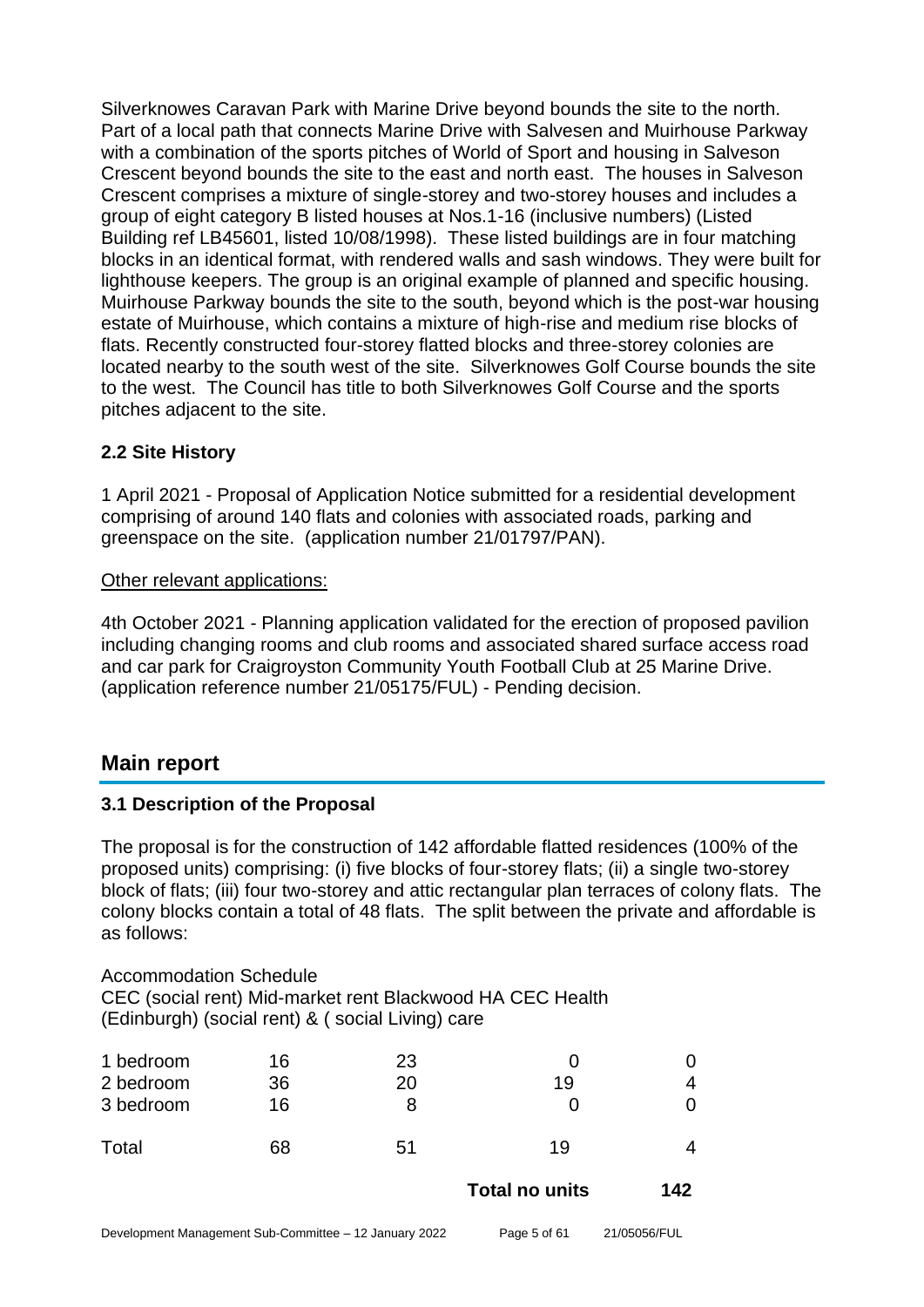Silverknowes Caravan Park with Marine Drive beyond bounds the site to the north. Part of a local path that connects Marine Drive with Salvesen and Muirhouse Parkway with a combination of the sports pitches of World of Sport and housing in Salveson Crescent beyond bounds the site to the east and north east. The houses in Salveson Crescent comprises a mixture of single-storey and two-storey houses and includes a group of eight category B listed houses at Nos.1-16 (inclusive numbers) (Listed Building ref LB45601, listed 10/08/1998). These listed buildings are in four matching blocks in an identical format, with rendered walls and sash windows. They were built for lighthouse keepers. The group is an original example of planned and specific housing. Muirhouse Parkway bounds the site to the south, beyond which is the post-war housing estate of Muirhouse, which contains a mixture of high-rise and medium rise blocks of flats. Recently constructed four-storey flatted blocks and three-storey colonies are located nearby to the south west of the site. Silverknowes Golf Course bounds the site to the west. The Council has title to both Silverknowes Golf Course and the sports pitches adjacent to the site.

### 2.2 Site History

1 April 2021 - Proposal of Application Notice submitted for a residential development comprising of around 140 flats and colonies with associated roads, parking and greenspace on the site. (application number 21/01797/PAN).

Other relevant applications:

4th October 2021 - Planning application validated for the erection of proposed pavilion including changing rooms and club rooms and associated shared surface access road and car park for Craigroyston Community Youth Football Club at 25 Marine Drive. (application reference number 21/05175/FUL) - Pending decision.

## Main report

### 3.1 Description of the Proposal

The proposal is for the construction of 142 affordable flatted residences (100% of the proposed units) comprising: (i) five blocks of four-storey flats; (ii) a single two-storey block of flats; (iii) four two-storey and attic rectangular plan terraces of colony flats. The colony blocks contain a total of 48 flats. The split between the private and affordable is as follows:

Accommodation Schedule

| | CEC (social rent) | Mid-market rent | Blackwood HA (Edinburgh) (social rent) | CEC Health & ( social Living) care |
|---|---|---|---|---|
| 1 bedroom | 16 | 23 | 0 | 0 |
| 2 bedroom | 36 | 20 | 19 | 4 |
| 3 bedroom | 16 | 8 | 0 | 0 |
| Total | 68 | 51 | 19 | 4 |
| | | | **Total no units** | **142** |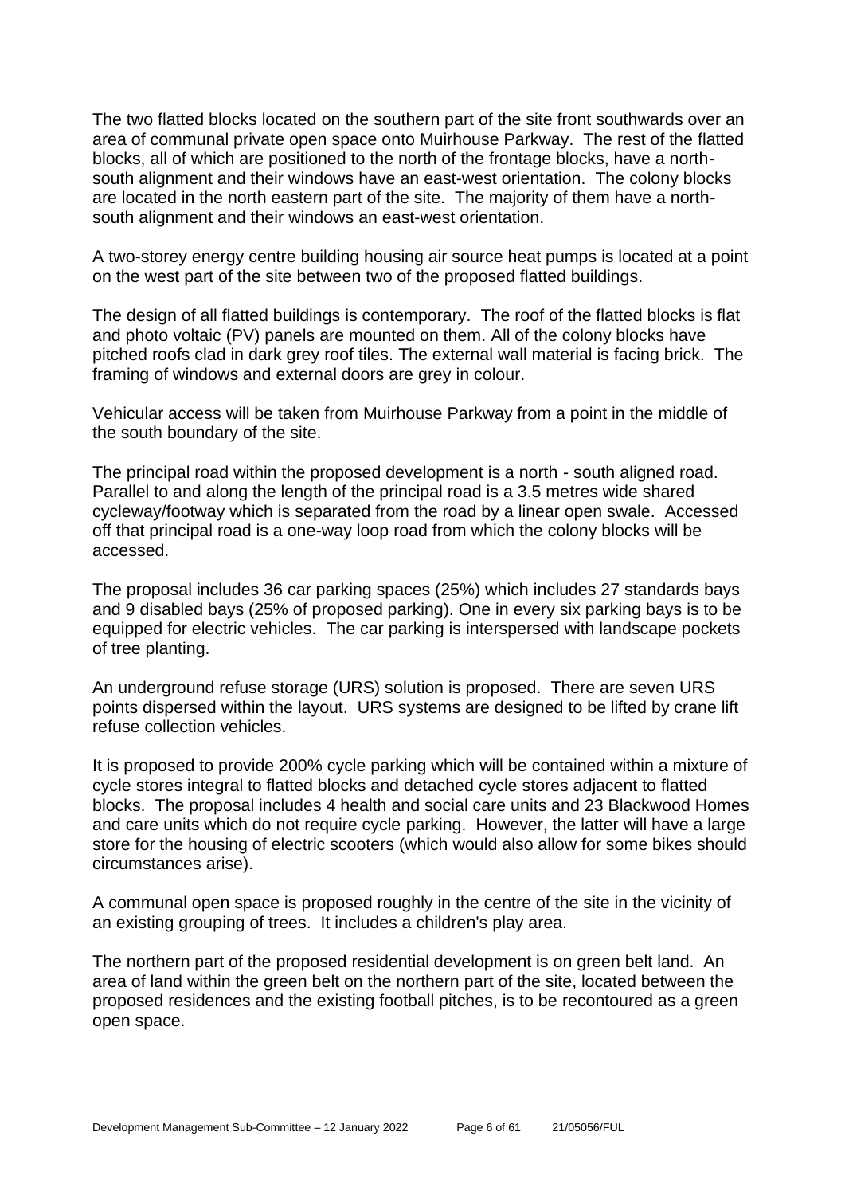The two flatted blocks located on the southern part of the site front southwards over an area of communal private open space onto Muirhouse Parkway. The rest of the flatted blocks, all of which are positioned to the north of the frontage blocks, have a north-south alignment and their windows have an east-west orientation. The colony blocks are located in the north eastern part of the site. The majority of them have a north-south alignment and their windows an east-west orientation.

A two-storey energy centre building housing air source heat pumps is located at a point on the west part of the site between two of the proposed flatted buildings.

The design of all flatted buildings is contemporary. The roof of the flatted blocks is flat and photo voltaic (PV) panels are mounted on them. All of the colony blocks have pitched roofs clad in dark grey roof tiles. The external wall material is facing brick. The framing of windows and external doors are grey in colour.

Vehicular access will be taken from Muirhouse Parkway from a point in the middle of the south boundary of the site.

The principal road within the proposed development is a north - south aligned road. Parallel to and along the length of the principal road is a 3.5 metres wide shared cycleway/footway which is separated from the road by a linear open swale. Accessed off that principal road is a one-way loop road from which the colony blocks will be accessed.

The proposal includes 36 car parking spaces (25%) which includes 27 standards bays and 9 disabled bays (25% of proposed parking). One in every six parking bays is to be equipped for electric vehicles. The car parking is interspersed with landscape pockets of tree planting.

An underground refuse storage (URS) solution is proposed. There are seven URS points dispersed within the layout. URS systems are designed to be lifted by crane lift refuse collection vehicles.

It is proposed to provide 200% cycle parking which will be contained within a mixture of cycle stores integral to flatted blocks and detached cycle stores adjacent to flatted blocks. The proposal includes 4 health and social care units and 23 Blackwood Homes and care units which do not require cycle parking. However, the latter will have a large store for the housing of electric scooters (which would also allow for some bikes should circumstances arise).

A communal open space is proposed roughly in the centre of the site in the vicinity of an existing grouping of trees. It includes a children's play area.

The northern part of the proposed residential development is on green belt land. An area of land within the green belt on the northern part of the site, located between the proposed residences and the existing football pitches, is to be recontoured as a green open space.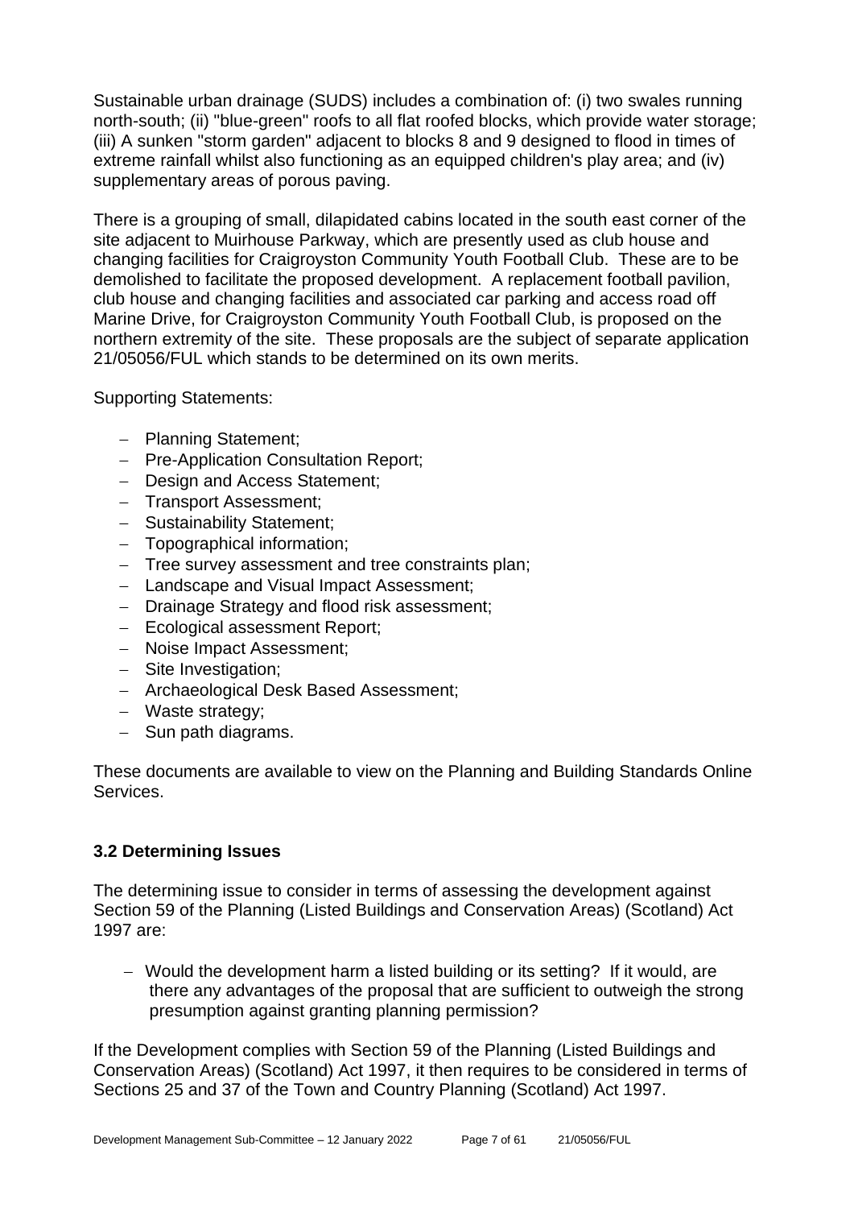Sustainable urban drainage (SUDS) includes a combination of: (i) two swales running north-south; (ii) "blue-green" roofs to all flat roofed blocks, which provide water storage; (iii) A sunken "storm garden" adjacent to blocks 8 and 9 designed to flood in times of extreme rainfall whilst also functioning as an equipped children's play area; and (iv) supplementary areas of porous paving.

There is a grouping of small, dilapidated cabins located in the south east corner of the site adjacent to Muirhouse Parkway, which are presently used as club house and changing facilities for Craigroyston Community Youth Football Club. These are to be demolished to facilitate the proposed development. A replacement football pavilion, club house and changing facilities and associated car parking and access road off Marine Drive, for Craigroyston Community Youth Football Club, is proposed on the northern extremity of the site. These proposals are the subject of separate application 21/05056/FUL which stands to be determined on its own merits.

Supporting Statements:

- Planning Statement;
- Pre-Application Consultation Report;
- Design and Access Statement;
- Transport Assessment;
- Sustainability Statement;
- Topographical information;
- Tree survey assessment and tree constraints plan;
- Landscape and Visual Impact Assessment;
- Drainage Strategy and flood risk assessment;
- Ecological assessment Report;
- Noise Impact Assessment;
- Site Investigation;
- Archaeological Desk Based Assessment;
- Waste strategy;
- Sun path diagrams.

These documents are available to view on the Planning and Building Standards Online Services.

### 3.2 Determining Issues

The determining issue to consider in terms of assessing the development against Section 59 of the Planning (Listed Buildings and Conservation Areas) (Scotland) Act 1997 are:

- Would the development harm a listed building or its setting? If it would, are there any advantages of the proposal that are sufficient to outweigh the strong presumption against granting planning permission?

If the Development complies with Section 59 of the Planning (Listed Buildings and Conservation Areas) (Scotland) Act 1997, it then requires to be considered in terms of Sections 25 and 37 of the Town and Country Planning (Scotland) Act 1997.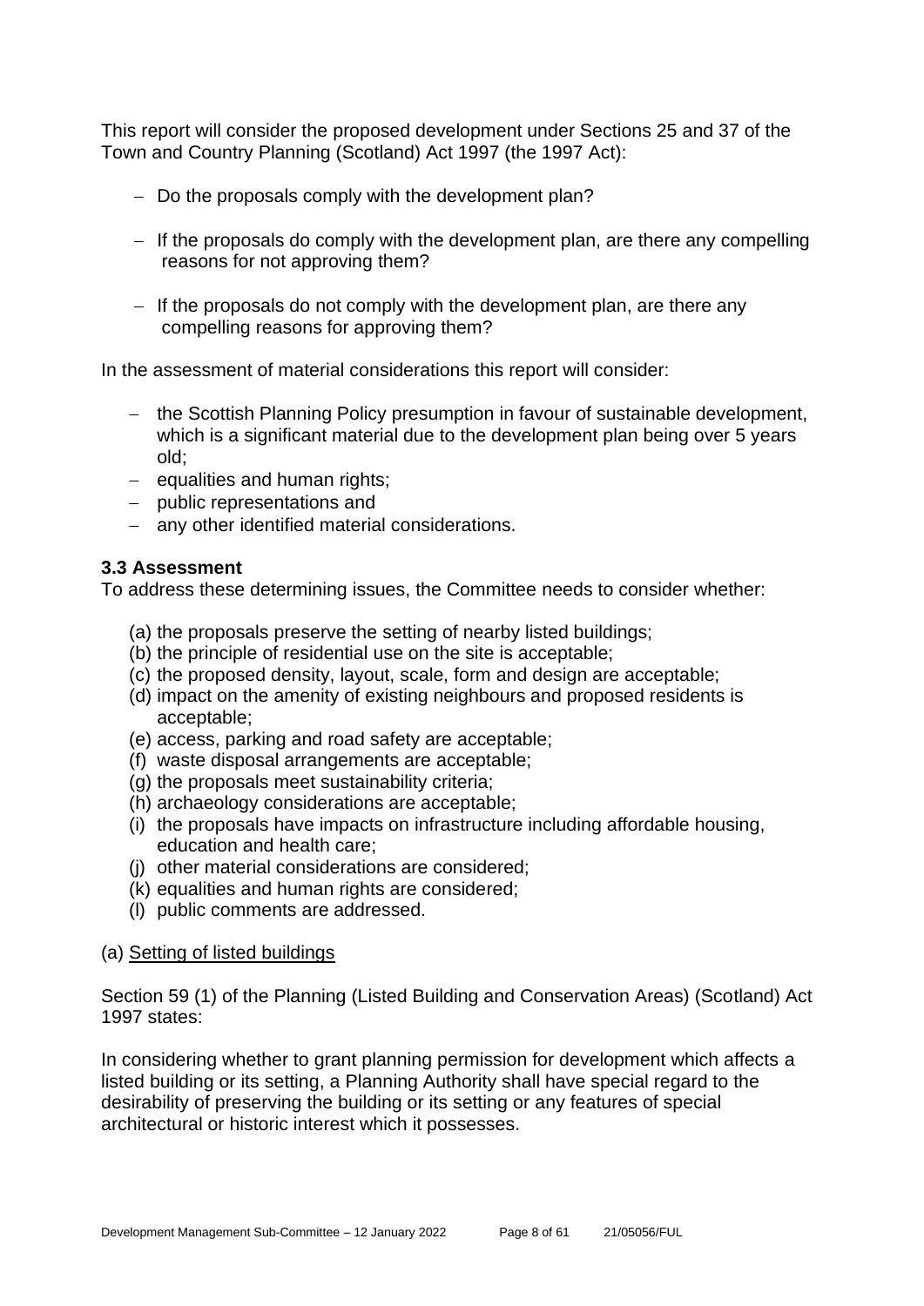This report will consider the proposed development under Sections 25 and 37 of the Town and Country Planning (Scotland) Act 1997 (the 1997 Act):

- Do the proposals comply with the development plan?
- If the proposals do comply with the development plan, are there any compelling reasons for not approving them?
- If the proposals do not comply with the development plan, are there any compelling reasons for approving them?

In the assessment of material considerations this report will consider:

- the Scottish Planning Policy presumption in favour of sustainable development, which is a significant material due to the development plan being over 5 years old;
- equalities and human rights;
- public representations and
- any other identified material considerations.

### 3.3 Assessment

To address these determining issues, the Committee needs to consider whether:

(a) the proposals preserve the setting of nearby listed buildings;
(b) the principle of residential use on the site is acceptable;
(c) the proposed density, layout, scale, form and design are acceptable;
(d) impact on the amenity of existing neighbours and proposed residents is acceptable;
(e) access, parking and road safety are acceptable;
(f) waste disposal arrangements are acceptable;
(g) the proposals meet sustainability criteria;
(h) archaeology considerations are acceptable;
(i) the proposals have impacts on infrastructure including affordable housing, education and health care;
(j) other material considerations are considered;
(k) equalities and human rights are considered;
(l) public comments are addressed.

(a) Setting of listed buildings

Section 59 (1) of the Planning (Listed Building and Conservation Areas) (Scotland) Act 1997 states:

In considering whether to grant planning permission for development which affects a listed building or its setting, a Planning Authority shall have special regard to the desirability of preserving the building or its setting or any features of special architectural or historic interest which it possesses.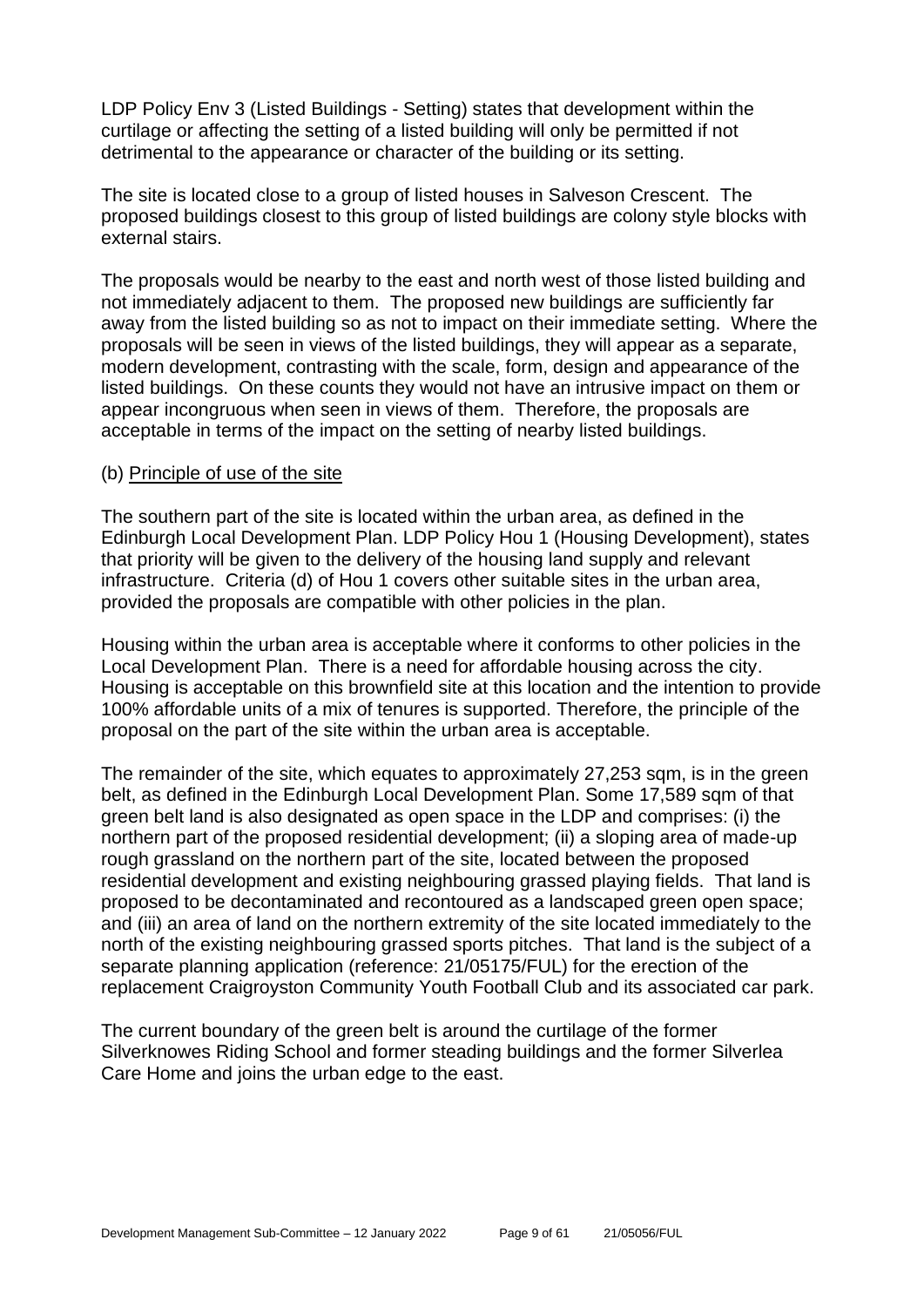LDP Policy Env 3 (Listed Buildings - Setting) states that development within the curtilage or affecting the setting of a listed building will only be permitted if not detrimental to the appearance or character of the building or its setting.

The site is located close to a group of listed houses in Salveson Crescent. The proposed buildings closest to this group of listed buildings are colony style blocks with external stairs.

The proposals would be nearby to the east and north west of those listed building and not immediately adjacent to them. The proposed new buildings are sufficiently far away from the listed building so as not to impact on their immediate setting. Where the proposals will be seen in views of the listed buildings, they will appear as a separate, modern development, contrasting with the scale, form, design and appearance of the listed buildings. On these counts they would not have an intrusive impact on them or appear incongruous when seen in views of them. Therefore, the proposals are acceptable in terms of the impact on the setting of nearby listed buildings.

(b) Principle of use of the site

The southern part of the site is located within the urban area, as defined in the Edinburgh Local Development Plan. LDP Policy Hou 1 (Housing Development), states that priority will be given to the delivery of the housing land supply and relevant infrastructure. Criteria (d) of Hou 1 covers other suitable sites in the urban area, provided the proposals are compatible with other policies in the plan.

Housing within the urban area is acceptable where it conforms to other policies in the Local Development Plan. There is a need for affordable housing across the city. Housing is acceptable on this brownfield site at this location and the intention to provide 100% affordable units of a mix of tenures is supported. Therefore, the principle of the proposal on the part of the site within the urban area is acceptable.

The remainder of the site, which equates to approximately 27,253 sqm, is in the green belt, as defined in the Edinburgh Local Development Plan. Some 17,589 sqm of that green belt land is also designated as open space in the LDP and comprises: (i) the northern part of the proposed residential development; (ii) a sloping area of made-up rough grassland on the northern part of the site, located between the proposed residential development and existing neighbouring grassed playing fields. That land is proposed to be decontaminated and recontoured as a landscaped green open space; and (iii) an area of land on the northern extremity of the site located immediately to the north of the existing neighbouring grassed sports pitches. That land is the subject of a separate planning application (reference: 21/05175/FUL) for the erection of the replacement Craigroyston Community Youth Football Club and its associated car park.

The current boundary of the green belt is around the curtilage of the former Silverknowes Riding School and former steading buildings and the former Silverlea Care Home and joins the urban edge to the east.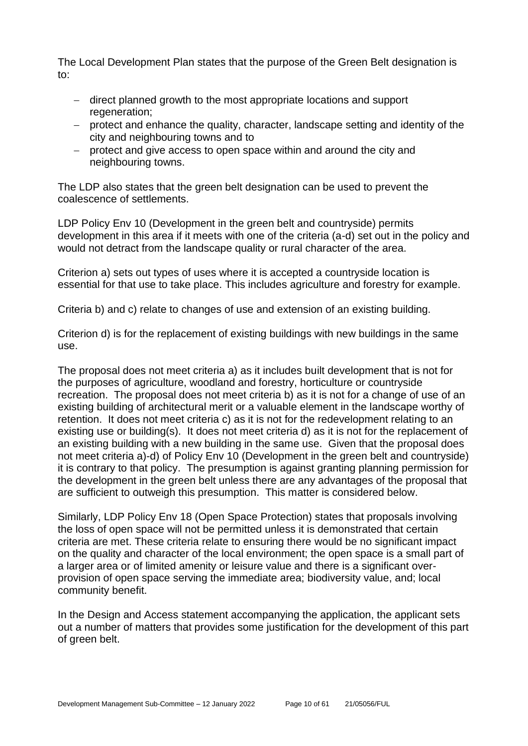The Local Development Plan states that the purpose of the Green Belt designation is to:

- direct planned growth to the most appropriate locations and support regeneration;
- protect and enhance the quality, character, landscape setting and identity of the city and neighbouring towns and to
- protect and give access to open space within and around the city and neighbouring towns.

The LDP also states that the green belt designation can be used to prevent the coalescence of settlements.

LDP Policy Env 10 (Development in the green belt and countryside) permits development in this area if it meets with one of the criteria (a-d) set out in the policy and would not detract from the landscape quality or rural character of the area.

Criterion a) sets out types of uses where it is accepted a countryside location is essential for that use to take place. This includes agriculture and forestry for example.

Criteria b) and c) relate to changes of use and extension of an existing building.

Criterion d) is for the replacement of existing buildings with new buildings in the same use.

The proposal does not meet criteria a) as it includes built development that is not for the purposes of agriculture, woodland and forestry, horticulture or countryside recreation. The proposal does not meet criteria b) as it is not for a change of use of an existing building of architectural merit or a valuable element in the landscape worthy of retention. It does not meet criteria c) as it is not for the redevelopment relating to an existing use or building(s). It does not meet criteria d) as it is not for the replacement of an existing building with a new building in the same use. Given that the proposal does not meet criteria a)-d) of Policy Env 10 (Development in the green belt and countryside) it is contrary to that policy. The presumption is against granting planning permission for the development in the green belt unless there are any advantages of the proposal that are sufficient to outweigh this presumption. This matter is considered below.

Similarly, LDP Policy Env 18 (Open Space Protection) states that proposals involving the loss of open space will not be permitted unless it is demonstrated that certain criteria are met. These criteria relate to ensuring there would be no significant impact on the quality and character of the local environment; the open space is a small part of a larger area or of limited amenity or leisure value and there is a significant over-provision of open space serving the immediate area; biodiversity value, and; local community benefit.

In the Design and Access statement accompanying the application, the applicant sets out a number of matters that provides some justification for the development of this part of green belt.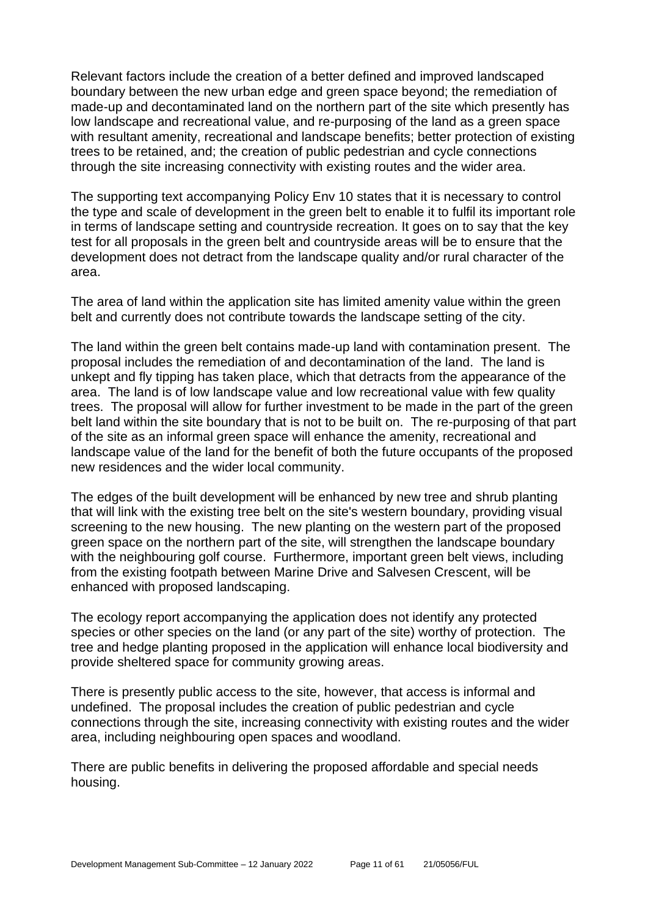Relevant factors include the creation of a better defined and improved landscaped boundary between the new urban edge and green space beyond; the remediation of made-up and decontaminated land on the northern part of the site which presently has low landscape and recreational value, and re-purposing of the land as a green space with resultant amenity, recreational and landscape benefits; better protection of existing trees to be retained, and; the creation of public pedestrian and cycle connections through the site increasing connectivity with existing routes and the wider area.

The supporting text accompanying Policy Env 10 states that it is necessary to control the type and scale of development in the green belt to enable it to fulfil its important role in terms of landscape setting and countryside recreation. It goes on to say that the key test for all proposals in the green belt and countryside areas will be to ensure that the development does not detract from the landscape quality and/or rural character of the area.

The area of land within the application site has limited amenity value within the green belt and currently does not contribute towards the landscape setting of the city.

The land within the green belt contains made-up land with contamination present. The proposal includes the remediation of and decontamination of the land. The land is unkept and fly tipping has taken place, which that detracts from the appearance of the area. The land is of low landscape value and low recreational value with few quality trees. The proposal will allow for further investment to be made in the part of the green belt land within the site boundary that is not to be built on. The re-purposing of that part of the site as an informal green space will enhance the amenity, recreational and landscape value of the land for the benefit of both the future occupants of the proposed new residences and the wider local community.

The edges of the built development will be enhanced by new tree and shrub planting that will link with the existing tree belt on the site's western boundary, providing visual screening to the new housing. The new planting on the western part of the proposed green space on the northern part of the site, will strengthen the landscape boundary with the neighbouring golf course. Furthermore, important green belt views, including from the existing footpath between Marine Drive and Salvesen Crescent, will be enhanced with proposed landscaping.

The ecology report accompanying the application does not identify any protected species or other species on the land (or any part of the site) worthy of protection. The tree and hedge planting proposed in the application will enhance local biodiversity and provide sheltered space for community growing areas.

There is presently public access to the site, however, that access is informal and undefined. The proposal includes the creation of public pedestrian and cycle connections through the site, increasing connectivity with existing routes and the wider area, including neighbouring open spaces and woodland.

There are public benefits in delivering the proposed affordable and special needs housing.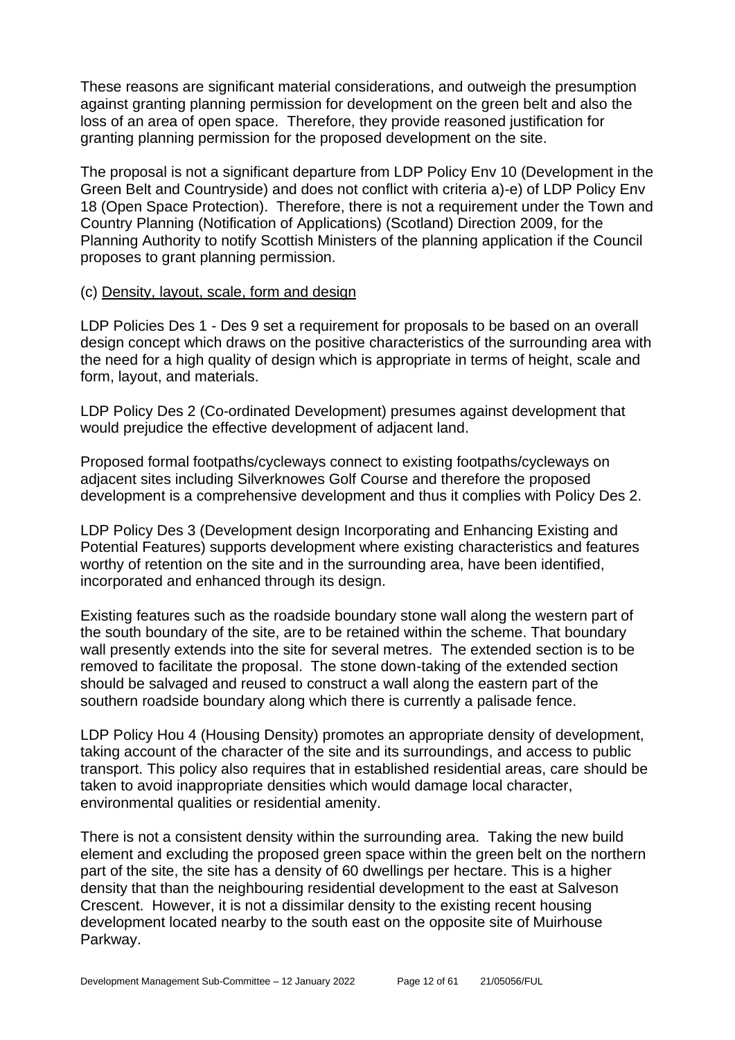These reasons are significant material considerations, and outweigh the presumption against granting planning permission for development on the green belt and also the loss of an area of open space. Therefore, they provide reasoned justification for granting planning permission for the proposed development on the site.

The proposal is not a significant departure from LDP Policy Env 10 (Development in the Green Belt and Countryside) and does not conflict with criteria a)-e) of LDP Policy Env 18 (Open Space Protection). Therefore, there is not a requirement under the Town and Country Planning (Notification of Applications) (Scotland) Direction 2009, for the Planning Authority to notify Scottish Ministers of the planning application if the Council proposes to grant planning permission.

(c) <u>Density, layout, scale, form and design</u>

LDP Policies Des 1 - Des 9 set a requirement for proposals to be based on an overall design concept which draws on the positive characteristics of the surrounding area with the need for a high quality of design which is appropriate in terms of height, scale and form, layout, and materials.

LDP Policy Des 2 (Co-ordinated Development) presumes against development that would prejudice the effective development of adjacent land.

Proposed formal footpaths/cycleways connect to existing footpaths/cycleways on adjacent sites including Silverknowes Golf Course and therefore the proposed development is a comprehensive development and thus it complies with Policy Des 2.

LDP Policy Des 3 (Development design Incorporating and Enhancing Existing and Potential Features) supports development where existing characteristics and features worthy of retention on the site and in the surrounding area, have been identified, incorporated and enhanced through its design.

Existing features such as the roadside boundary stone wall along the western part of the south boundary of the site, are to be retained within the scheme. That boundary wall presently extends into the site for several metres. The extended section is to be removed to facilitate the proposal. The stone down-taking of the extended section should be salvaged and reused to construct a wall along the eastern part of the southern roadside boundary along which there is currently a palisade fence.

LDP Policy Hou 4 (Housing Density) promotes an appropriate density of development, taking account of the character of the site and its surroundings, and access to public transport. This policy also requires that in established residential areas, care should be taken to avoid inappropriate densities which would damage local character, environmental qualities or residential amenity.

There is not a consistent density within the surrounding area. Taking the new build element and excluding the proposed green space within the green belt on the northern part of the site, the site has a density of 60 dwellings per hectare. This is a higher density that than the neighbouring residential development to the east at Salveson Crescent. However, it is not a dissimilar density to the existing recent housing development located nearby to the south east on the opposite site of Muirhouse Parkway.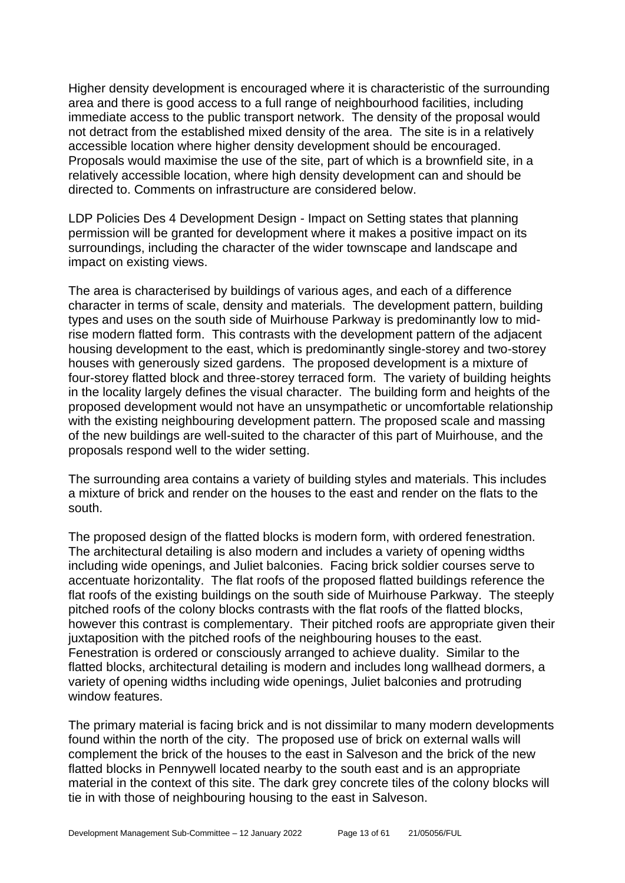Higher density development is encouraged where it is characteristic of the surrounding area and there is good access to a full range of neighbourhood facilities, including immediate access to the public transport network. The density of the proposal would not detract from the established mixed density of the area. The site is in a relatively accessible location where higher density development should be encouraged. Proposals would maximise the use of the site, part of which is a brownfield site, in a relatively accessible location, where high density development can and should be directed to. Comments on infrastructure are considered below.

LDP Policies Des 4 Development Design - Impact on Setting states that planning permission will be granted for development where it makes a positive impact on its surroundings, including the character of the wider townscape and landscape and impact on existing views.

The area is characterised by buildings of various ages, and each of a difference character in terms of scale, density and materials. The development pattern, building types and uses on the south side of Muirhouse Parkway is predominantly low to mid-rise modern flatted form. This contrasts with the development pattern of the adjacent housing development to the east, which is predominantly single-storey and two-storey houses with generously sized gardens. The proposed development is a mixture of four-storey flatted block and three-storey terraced form. The variety of building heights in the locality largely defines the visual character. The building form and heights of the proposed development would not have an unsympathetic or uncomfortable relationship with the existing neighbouring development pattern. The proposed scale and massing of the new buildings are well-suited to the character of this part of Muirhouse, and the proposals respond well to the wider setting.

The surrounding area contains a variety of building styles and materials. This includes a mixture of brick and render on the houses to the east and render on the flats to the south.

The proposed design of the flatted blocks is modern form, with ordered fenestration. The architectural detailing is also modern and includes a variety of opening widths including wide openings, and Juliet balconies. Facing brick soldier courses serve to accentuate horizontality. The flat roofs of the proposed flatted buildings reference the flat roofs of the existing buildings on the south side of Muirhouse Parkway. The steeply pitched roofs of the colony blocks contrasts with the flat roofs of the flatted blocks, however this contrast is complementary. Their pitched roofs are appropriate given their juxtaposition with the pitched roofs of the neighbouring houses to the east. Fenestration is ordered or consciously arranged to achieve duality. Similar to the flatted blocks, architectural detailing is modern and includes long wallhead dormers, a variety of opening widths including wide openings, Juliet balconies and protruding window features.

The primary material is facing brick and is not dissimilar to many modern developments found within the north of the city. The proposed use of brick on external walls will complement the brick of the houses to the east in Salveson and the brick of the new flatted blocks in Pennywell located nearby to the south east and is an appropriate material in the context of this site. The dark grey concrete tiles of the colony blocks will tie in with those of neighbouring housing to the east in Salveson.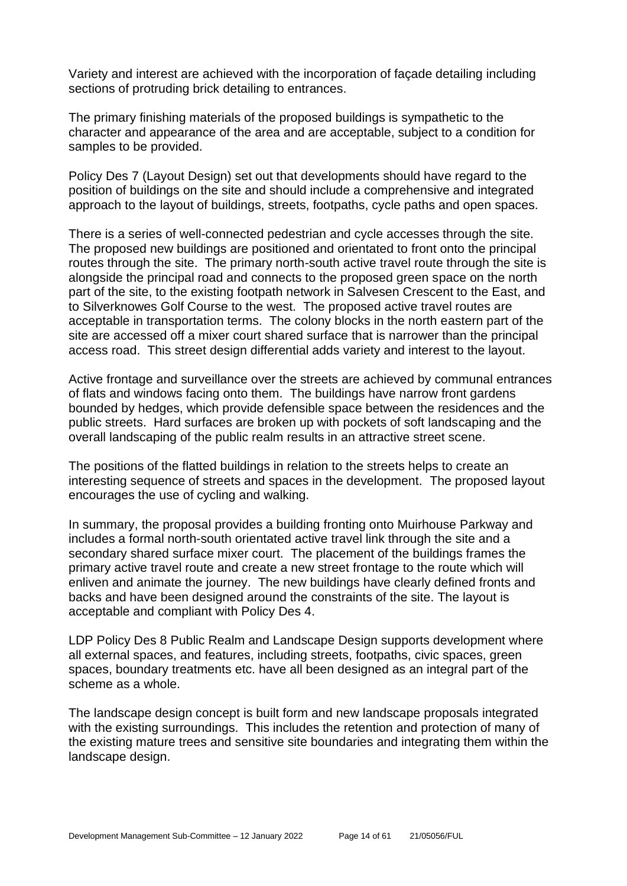Variety and interest are achieved with the incorporation of façade detailing including sections of protruding brick detailing to entrances.

The primary finishing materials of the proposed buildings is sympathetic to the character and appearance of the area and are acceptable, subject to a condition for samples to be provided.

Policy Des 7 (Layout Design) set out that developments should have regard to the position of buildings on the site and should include a comprehensive and integrated approach to the layout of buildings, streets, footpaths, cycle paths and open spaces.

There is a series of well-connected pedestrian and cycle accesses through the site. The proposed new buildings are positioned and orientated to front onto the principal routes through the site. The primary north-south active travel route through the site is alongside the principal road and connects to the proposed green space on the north part of the site, to the existing footpath network in Salvesen Crescent to the East, and to Silverknowes Golf Course to the west. The proposed active travel routes are acceptable in transportation terms. The colony blocks in the north eastern part of the site are accessed off a mixer court shared surface that is narrower than the principal access road. This street design differential adds variety and interest to the layout.

Active frontage and surveillance over the streets are achieved by communal entrances of flats and windows facing onto them. The buildings have narrow front gardens bounded by hedges, which provide defensible space between the residences and the public streets. Hard surfaces are broken up with pockets of soft landscaping and the overall landscaping of the public realm results in an attractive street scene.

The positions of the flatted buildings in relation to the streets helps to create an interesting sequence of streets and spaces in the development. The proposed layout encourages the use of cycling and walking.

In summary, the proposal provides a building fronting onto Muirhouse Parkway and includes a formal north-south orientated active travel link through the site and a secondary shared surface mixer court. The placement of the buildings frames the primary active travel route and create a new street frontage to the route which will enliven and animate the journey. The new buildings have clearly defined fronts and backs and have been designed around the constraints of the site. The layout is acceptable and compliant with Policy Des 4.

LDP Policy Des 8 Public Realm and Landscape Design supports development where all external spaces, and features, including streets, footpaths, civic spaces, green spaces, boundary treatments etc. have all been designed as an integral part of the scheme as a whole.

The landscape design concept is built form and new landscape proposals integrated with the existing surroundings. This includes the retention and protection of many of the existing mature trees and sensitive site boundaries and integrating them within the landscape design.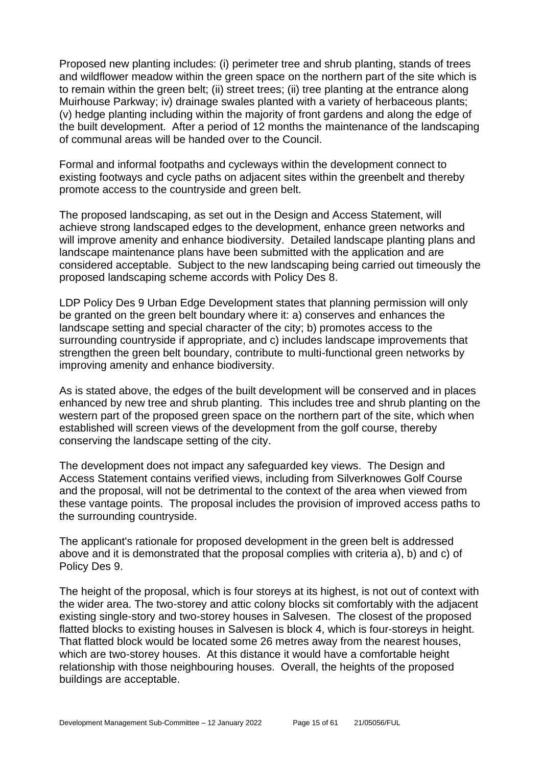Proposed new planting includes: (i) perimeter tree and shrub planting, stands of trees and wildflower meadow within the green space on the northern part of the site which is to remain within the green belt; (ii) street trees; (ii) tree planting at the entrance along Muirhouse Parkway; iv) drainage swales planted with a variety of herbaceous plants; (v) hedge planting including within the majority of front gardens and along the edge of the built development. After a period of 12 months the maintenance of the landscaping of communal areas will be handed over to the Council.

Formal and informal footpaths and cycleways within the development connect to existing footways and cycle paths on adjacent sites within the greenbelt and thereby promote access to the countryside and green belt.

The proposed landscaping, as set out in the Design and Access Statement, will achieve strong landscaped edges to the development, enhance green networks and will improve amenity and enhance biodiversity. Detailed landscape planting plans and landscape maintenance plans have been submitted with the application and are considered acceptable. Subject to the new landscaping being carried out timeously the proposed landscaping scheme accords with Policy Des 8.

LDP Policy Des 9 Urban Edge Development states that planning permission will only be granted on the green belt boundary where it: a) conserves and enhances the landscape setting and special character of the city; b) promotes access to the surrounding countryside if appropriate, and c) includes landscape improvements that strengthen the green belt boundary, contribute to multi-functional green networks by improving amenity and enhance biodiversity.

As is stated above, the edges of the built development will be conserved and in places enhanced by new tree and shrub planting. This includes tree and shrub planting on the western part of the proposed green space on the northern part of the site, which when established will screen views of the development from the golf course, thereby conserving the landscape setting of the city.

The development does not impact any safeguarded key views. The Design and Access Statement contains verified views, including from Silverknowes Golf Course and the proposal, will not be detrimental to the context of the area when viewed from these vantage points. The proposal includes the provision of improved access paths to the surrounding countryside.

The applicant's rationale for proposed development in the green belt is addressed above and it is demonstrated that the proposal complies with criteria a), b) and c) of Policy Des 9.

The height of the proposal, which is four storeys at its highest, is not out of context with the wider area. The two-storey and attic colony blocks sit comfortably with the adjacent existing single-story and two-storey houses in Salvesen. The closest of the proposed flatted blocks to existing houses in Salvesen is block 4, which is four-storeys in height. That flatted block would be located some 26 metres away from the nearest houses, which are two-storey houses. At this distance it would have a comfortable height relationship with those neighbouring houses. Overall, the heights of the proposed buildings are acceptable.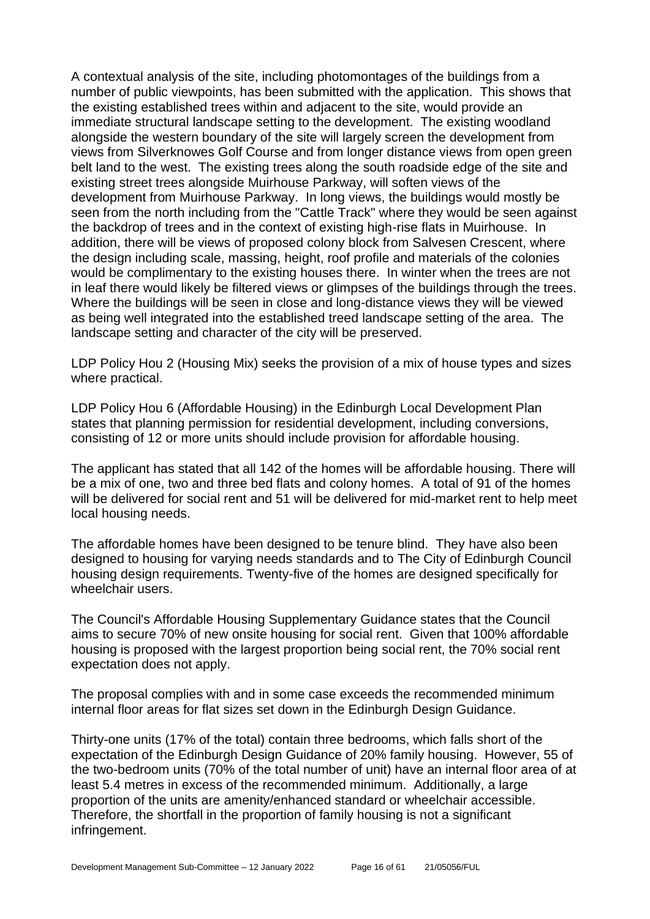A contextual analysis of the site, including photomontages of the buildings from a number of public viewpoints, has been submitted with the application. This shows that the existing established trees within and adjacent to the site, would provide an immediate structural landscape setting to the development. The existing woodland alongside the western boundary of the site will largely screen the development from views from Silverknowes Golf Course and from longer distance views from open green belt land to the west. The existing trees along the south roadside edge of the site and existing street trees alongside Muirhouse Parkway, will soften views of the development from Muirhouse Parkway. In long views, the buildings would mostly be seen from the north including from the "Cattle Track" where they would be seen against the backdrop of trees and in the context of existing high-rise flats in Muirhouse. In addition, there will be views of proposed colony block from Salvesen Crescent, where the design including scale, massing, height, roof profile and materials of the colonies would be complimentary to the existing houses there. In winter when the trees are not in leaf there would likely be filtered views or glimpses of the buildings through the trees. Where the buildings will be seen in close and long-distance views they will be viewed as being well integrated into the established treed landscape setting of the area. The landscape setting and character of the city will be preserved.

LDP Policy Hou 2 (Housing Mix) seeks the provision of a mix of house types and sizes where practical.

LDP Policy Hou 6 (Affordable Housing) in the Edinburgh Local Development Plan states that planning permission for residential development, including conversions, consisting of 12 or more units should include provision for affordable housing.

The applicant has stated that all 142 of the homes will be affordable housing. There will be a mix of one, two and three bed flats and colony homes. A total of 91 of the homes will be delivered for social rent and 51 will be delivered for mid-market rent to help meet local housing needs.

The affordable homes have been designed to be tenure blind. They have also been designed to housing for varying needs standards and to The City of Edinburgh Council housing design requirements. Twenty-five of the homes are designed specifically for wheelchair users.

The Council's Affordable Housing Supplementary Guidance states that the Council aims to secure 70% of new onsite housing for social rent. Given that 100% affordable housing is proposed with the largest proportion being social rent, the 70% social rent expectation does not apply.

The proposal complies with and in some case exceeds the recommended minimum internal floor areas for flat sizes set down in the Edinburgh Design Guidance.

Thirty-one units (17% of the total) contain three bedrooms, which falls short of the expectation of the Edinburgh Design Guidance of 20% family housing. However, 55 of the two-bedroom units (70% of the total number of unit) have an internal floor area of at least 5.4 metres in excess of the recommended minimum. Additionally, a large proportion of the units are amenity/enhanced standard or wheelchair accessible. Therefore, the shortfall in the proportion of family housing is not a significant infringement.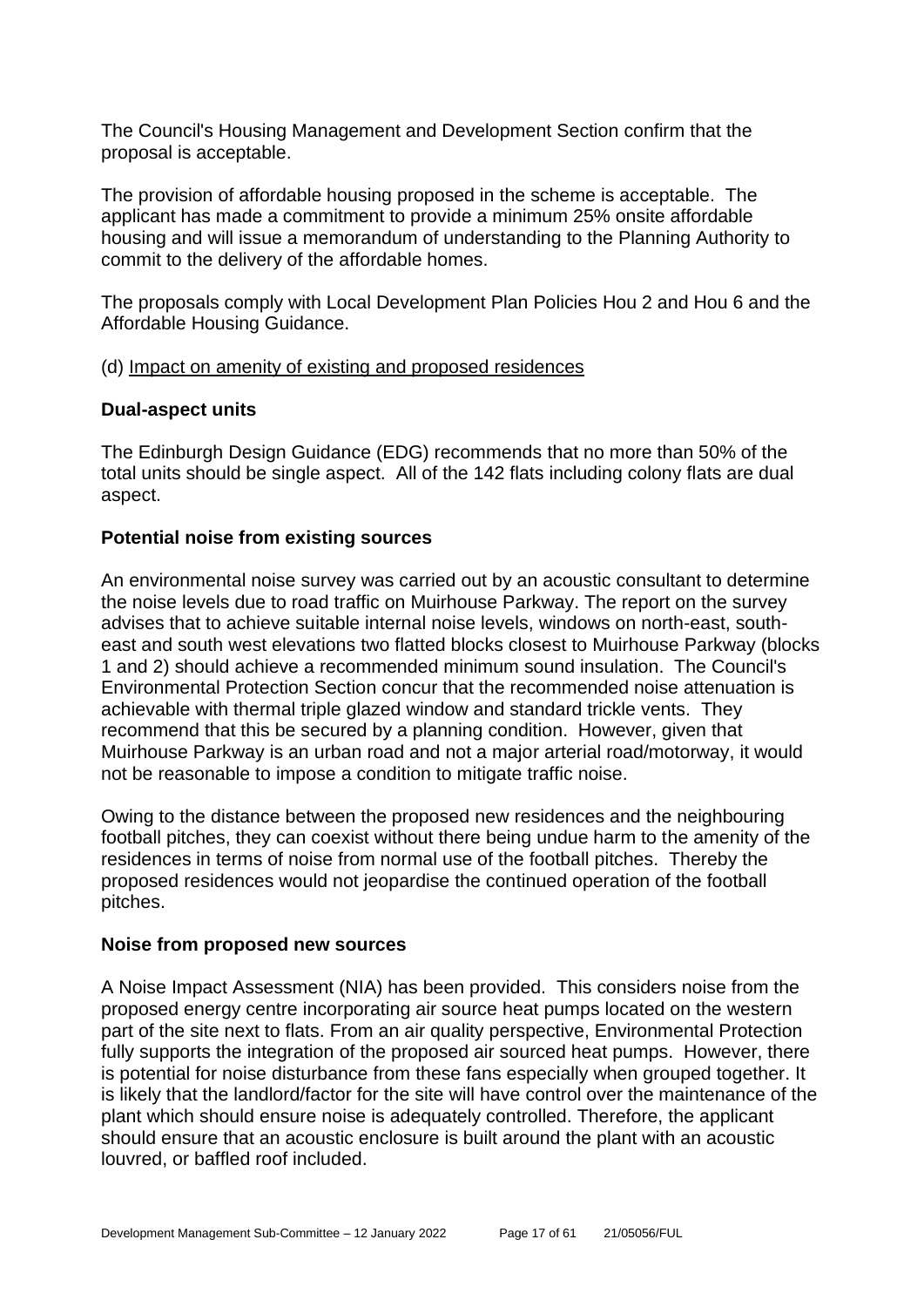The Council's Housing Management and Development Section confirm that the proposal is acceptable.

The provision of affordable housing proposed in the scheme is acceptable. The applicant has made a commitment to provide a minimum 25% onsite affordable housing and will issue a memorandum of understanding to the Planning Authority to commit to the delivery of the affordable homes.

The proposals comply with Local Development Plan Policies Hou 2 and Hou 6 and the Affordable Housing Guidance.

(d) Impact on amenity of existing and proposed residences

**Dual-aspect units**

The Edinburgh Design Guidance (EDG) recommends that no more than 50% of the total units should be single aspect. All of the 142 flats including colony flats are dual aspect.

**Potential noise from existing sources**

An environmental noise survey was carried out by an acoustic consultant to determine the noise levels due to road traffic on Muirhouse Parkway. The report on the survey advises that to achieve suitable internal noise levels, windows on north-east, south-east and south west elevations two flatted blocks closest to Muirhouse Parkway (blocks 1 and 2) should achieve a recommended minimum sound insulation. The Council's Environmental Protection Section concur that the recommended noise attenuation is achievable with thermal triple glazed window and standard trickle vents. They recommend that this be secured by a planning condition. However, given that Muirhouse Parkway is an urban road and not a major arterial road/motorway, it would not be reasonable to impose a condition to mitigate traffic noise.

Owing to the distance between the proposed new residences and the neighbouring football pitches, they can coexist without there being undue harm to the amenity of the residences in terms of noise from normal use of the football pitches. Thereby the proposed residences would not jeopardise the continued operation of the football pitches.

**Noise from proposed new sources**

A Noise Impact Assessment (NIA) has been provided. This considers noise from the proposed energy centre incorporating air source heat pumps located on the western part of the site next to flats. From an air quality perspective, Environmental Protection fully supports the integration of the proposed air sourced heat pumps. However, there is potential for noise disturbance from these fans especially when grouped together. It is likely that the landlord/factor for the site will have control over the maintenance of the plant which should ensure noise is adequately controlled. Therefore, the applicant should ensure that an acoustic enclosure is built around the plant with an acoustic louvred, or baffled roof included.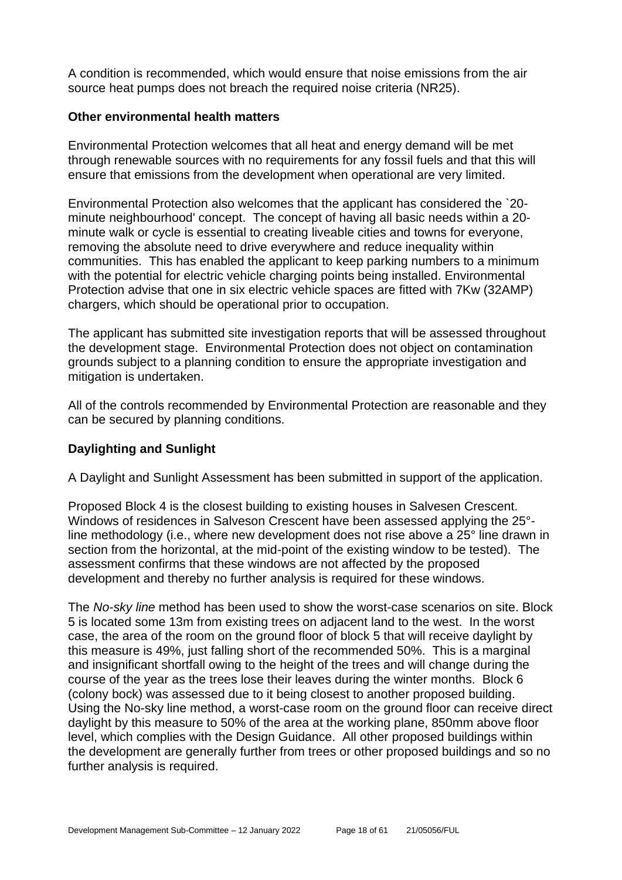A condition is recommended, which would ensure that noise emissions from the air source heat pumps does not breach the required noise criteria (NR25).

**Other environmental health matters**

Environmental Protection welcomes that all heat and energy demand will be met through renewable sources with no requirements for any fossil fuels and that this will ensure that emissions from the development when operational are very limited.

Environmental Protection also welcomes that the applicant has considered the `20-minute neighbourhood' concept. The concept of having all basic needs within a 20-minute walk or cycle is essential to creating liveable cities and towns for everyone, removing the absolute need to drive everywhere and reduce inequality within communities. This has enabled the applicant to keep parking numbers to a minimum with the potential for electric vehicle charging points being installed. Environmental Protection advise that one in six electric vehicle spaces are fitted with 7Kw (32AMP) chargers, which should be operational prior to occupation.

The applicant has submitted site investigation reports that will be assessed throughout the development stage. Environmental Protection does not object on contamination grounds subject to a planning condition to ensure the appropriate investigation and mitigation is undertaken.

All of the controls recommended by Environmental Protection are reasonable and they can be secured by planning conditions.

**Daylighting and Sunlight**

A Daylight and Sunlight Assessment has been submitted in support of the application.

Proposed Block 4 is the closest building to existing houses in Salvesen Crescent. Windows of residences in Salveson Crescent have been assessed applying the 25°-line methodology (i.e., where new development does not rise above a 25° line drawn in section from the horizontal, at the mid-point of the existing window to be tested). The assessment confirms that these windows are not affected by the proposed development and thereby no further analysis is required for these windows.

The *No-sky line* method has been used to show the worst-case scenarios on site. Block 5 is located some 13m from existing trees on adjacent land to the west. In the worst case, the area of the room on the ground floor of block 5 that will receive daylight by this measure is 49%, just falling short of the recommended 50%. This is a marginal and insignificant shortfall owing to the height of the trees and will change during the course of the year as the trees lose their leaves during the winter months. Block 6 (colony bock) was assessed due to it being closest to another proposed building. Using the No-sky line method, a worst-case room on the ground floor can receive direct daylight by this measure to 50% of the area at the working plane, 850mm above floor level, which complies with the Design Guidance. All other proposed buildings within the development are generally further from trees or other proposed buildings and so no further analysis is required.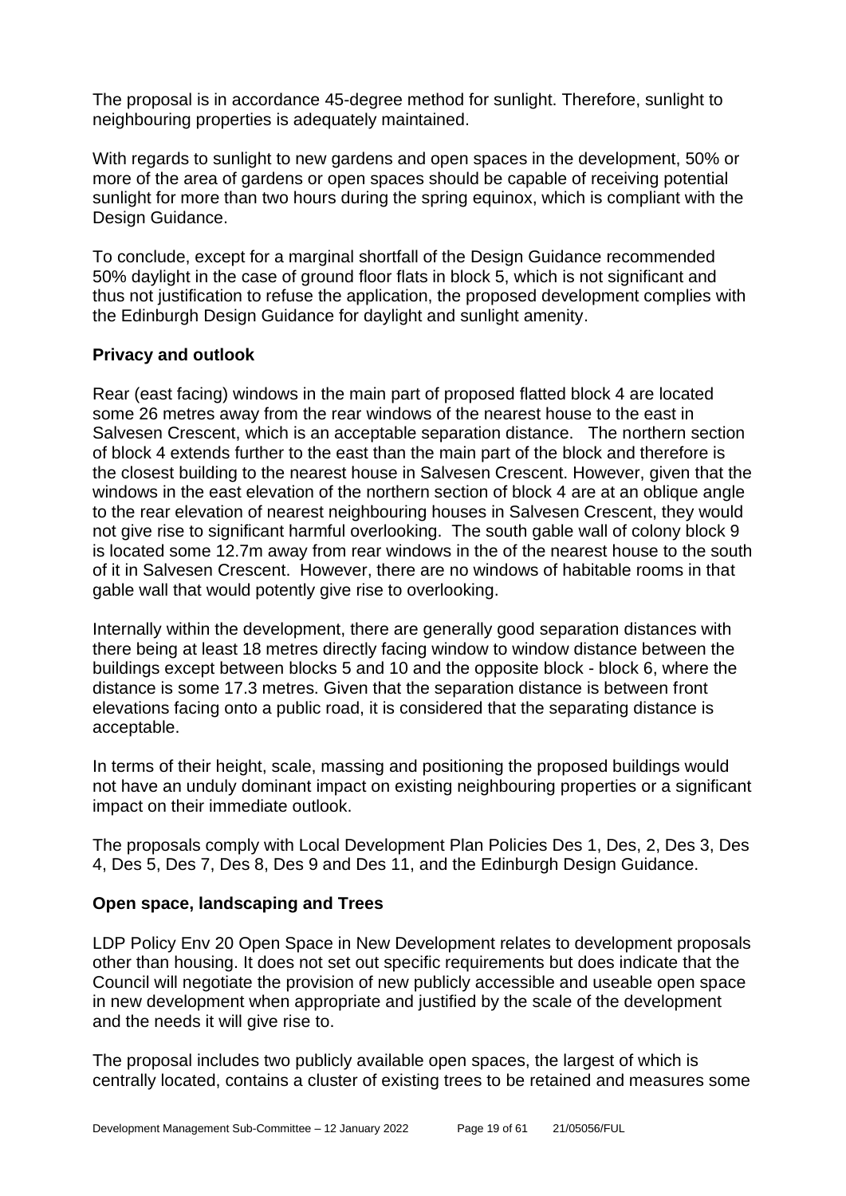The proposal is in accordance 45-degree method for sunlight. Therefore, sunlight to neighbouring properties is adequately maintained.

With regards to sunlight to new gardens and open spaces in the development, 50% or more of the area of gardens or open spaces should be capable of receiving potential sunlight for more than two hours during the spring equinox, which is compliant with the Design Guidance.

To conclude, except for a marginal shortfall of the Design Guidance recommended 50% daylight in the case of ground floor flats in block 5, which is not significant and thus not justification to refuse the application, the proposed development complies with the Edinburgh Design Guidance for daylight and sunlight amenity.

**Privacy and outlook**

Rear (east facing) windows in the main part of proposed flatted block 4 are located some 26 metres away from the rear windows of the nearest house to the east in Salvesen Crescent, which is an acceptable separation distance. The northern section of block 4 extends further to the east than the main part of the block and therefore is the closest building to the nearest house in Salvesen Crescent. However, given that the windows in the east elevation of the northern section of block 4 are at an oblique angle to the rear elevation of nearest neighbouring houses in Salvesen Crescent, they would not give rise to significant harmful overlooking. The south gable wall of colony block 9 is located some 12.7m away from rear windows in the of the nearest house to the south of it in Salvesen Crescent. However, there are no windows of habitable rooms in that gable wall that would potently give rise to overlooking.

Internally within the development, there are generally good separation distances with there being at least 18 metres directly facing window to window distance between the buildings except between blocks 5 and 10 and the opposite block - block 6, where the distance is some 17.3 metres. Given that the separation distance is between front elevations facing onto a public road, it is considered that the separating distance is acceptable.

In terms of their height, scale, massing and positioning the proposed buildings would not have an unduly dominant impact on existing neighbouring properties or a significant impact on their immediate outlook.

The proposals comply with Local Development Plan Policies Des 1, Des, 2, Des 3, Des 4, Des 5, Des 7, Des 8, Des 9 and Des 11, and the Edinburgh Design Guidance.

**Open space, landscaping and Trees**

LDP Policy Env 20 Open Space in New Development relates to development proposals other than housing. It does not set out specific requirements but does indicate that the Council will negotiate the provision of new publicly accessible and useable open space in new development when appropriate and justified by the scale of the development and the needs it will give rise to.

The proposal includes two publicly available open spaces, the largest of which is centrally located, contains a cluster of existing trees to be retained and measures some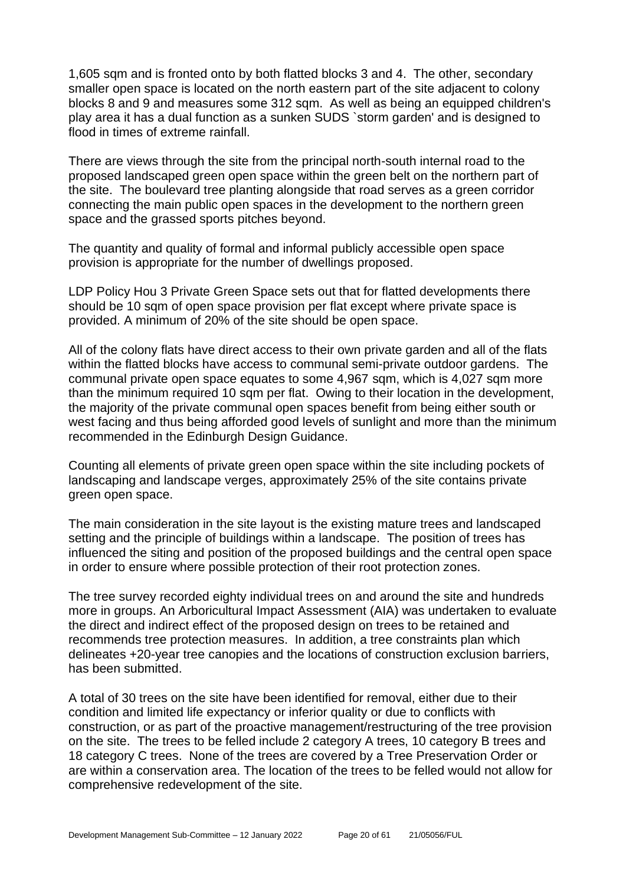1,605 sqm and is fronted onto by both flatted blocks 3 and 4. The other, secondary smaller open space is located on the north eastern part of the site adjacent to colony blocks 8 and 9 and measures some 312 sqm. As well as being an equipped children's play area it has a dual function as a sunken SUDS `storm garden' and is designed to flood in times of extreme rainfall.

There are views through the site from the principal north-south internal road to the proposed landscaped green open space within the green belt on the northern part of the site. The boulevard tree planting alongside that road serves as a green corridor connecting the main public open spaces in the development to the northern green space and the grassed sports pitches beyond.

The quantity and quality of formal and informal publicly accessible open space provision is appropriate for the number of dwellings proposed.

LDP Policy Hou 3 Private Green Space sets out that for flatted developments there should be 10 sqm of open space provision per flat except where private space is provided. A minimum of 20% of the site should be open space.

All of the colony flats have direct access to their own private garden and all of the flats within the flatted blocks have access to communal semi-private outdoor gardens. The communal private open space equates to some 4,967 sqm, which is 4,027 sqm more than the minimum required 10 sqm per flat. Owing to their location in the development, the majority of the private communal open spaces benefit from being either south or west facing and thus being afforded good levels of sunlight and more than the minimum recommended in the Edinburgh Design Guidance.

Counting all elements of private green open space within the site including pockets of landscaping and landscape verges, approximately 25% of the site contains private green open space.

The main consideration in the site layout is the existing mature trees and landscaped setting and the principle of buildings within a landscape. The position of trees has influenced the siting and position of the proposed buildings and the central open space in order to ensure where possible protection of their root protection zones.

The tree survey recorded eighty individual trees on and around the site and hundreds more in groups. An Arboricultural Impact Assessment (AIA) was undertaken to evaluate the direct and indirect effect of the proposed design on trees to be retained and recommends tree protection measures. In addition, a tree constraints plan which delineates +20-year tree canopies and the locations of construction exclusion barriers, has been submitted.

A total of 30 trees on the site have been identified for removal, either due to their condition and limited life expectancy or inferior quality or due to conflicts with construction, or as part of the proactive management/restructuring of the tree provision on the site. The trees to be felled include 2 category A trees, 10 category B trees and 18 category C trees. None of the trees are covered by a Tree Preservation Order or are within a conservation area. The location of the trees to be felled would not allow for comprehensive redevelopment of the site.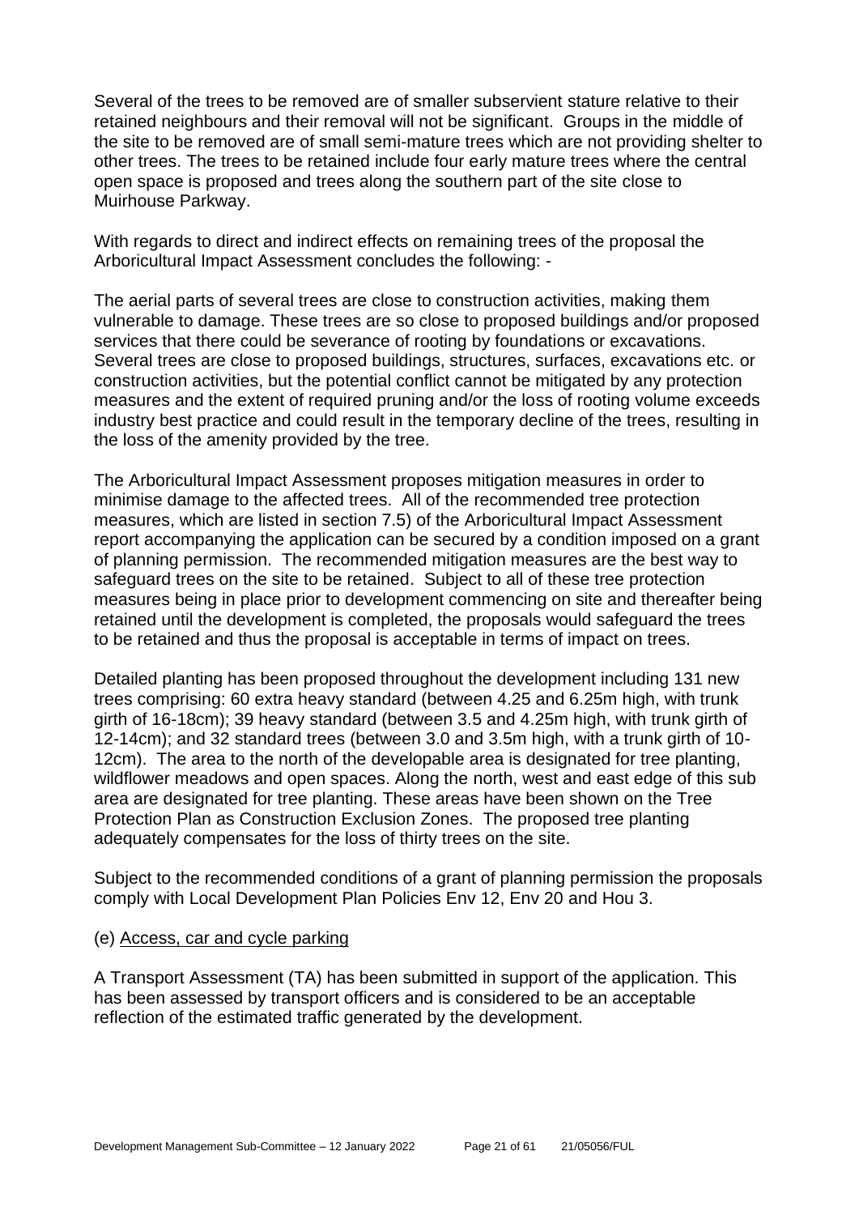Several of the trees to be removed are of smaller subservient stature relative to their retained neighbours and their removal will not be significant. Groups in the middle of the site to be removed are of small semi-mature trees which are not providing shelter to other trees. The trees to be retained include four early mature trees where the central open space is proposed and trees along the southern part of the site close to Muirhouse Parkway.

With regards to direct and indirect effects on remaining trees of the proposal the Arboricultural Impact Assessment concludes the following: -

The aerial parts of several trees are close to construction activities, making them vulnerable to damage. These trees are so close to proposed buildings and/or proposed services that there could be severance of rooting by foundations or excavations. Several trees are close to proposed buildings, structures, surfaces, excavations etc. or construction activities, but the potential conflict cannot be mitigated by any protection measures and the extent of required pruning and/or the loss of rooting volume exceeds industry best practice and could result in the temporary decline of the trees, resulting in the loss of the amenity provided by the tree.

The Arboricultural Impact Assessment proposes mitigation measures in order to minimise damage to the affected trees. All of the recommended tree protection measures, which are listed in section 7.5) of the Arboricultural Impact Assessment report accompanying the application can be secured by a condition imposed on a grant of planning permission. The recommended mitigation measures are the best way to safeguard trees on the site to be retained. Subject to all of these tree protection measures being in place prior to development commencing on site and thereafter being retained until the development is completed, the proposals would safeguard the trees to be retained and thus the proposal is acceptable in terms of impact on trees.

Detailed planting has been proposed throughout the development including 131 new trees comprising: 60 extra heavy standard (between 4.25 and 6.25m high, with trunk girth of 16-18cm); 39 heavy standard (between 3.5 and 4.25m high, with trunk girth of 12-14cm); and 32 standard trees (between 3.0 and 3.5m high, with a trunk girth of 10-12cm). The area to the north of the developable area is designated for tree planting, wildflower meadows and open spaces. Along the north, west and east edge of this sub area are designated for tree planting. These areas have been shown on the Tree Protection Plan as Construction Exclusion Zones. The proposed tree planting adequately compensates for the loss of thirty trees on the site.

Subject to the recommended conditions of a grant of planning permission the proposals comply with Local Development Plan Policies Env 12, Env 20 and Hou 3.

(e) <u>Access, car and cycle parking</u>

A Transport Assessment (TA) has been submitted in support of the application. This has been assessed by transport officers and is considered to be an acceptable reflection of the estimated traffic generated by the development.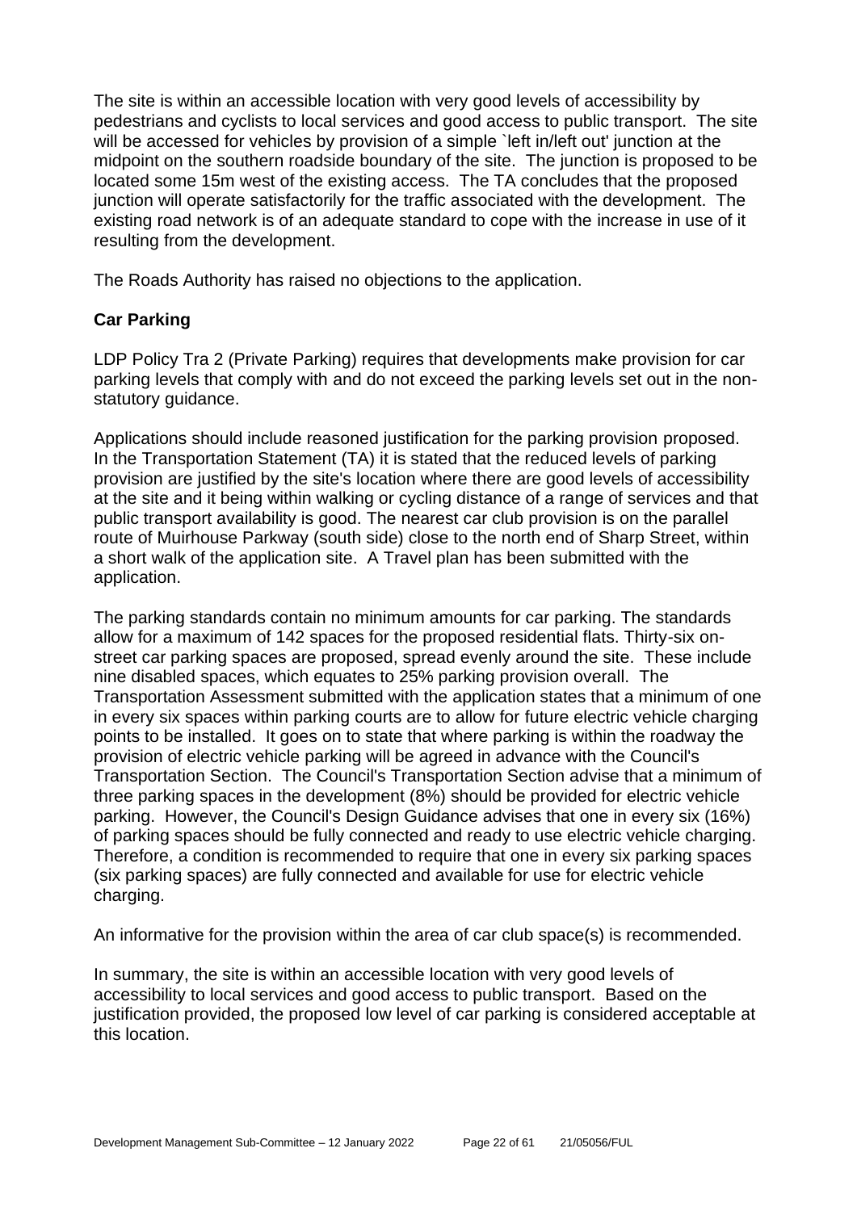The site is within an accessible location with very good levels of accessibility by pedestrians and cyclists to local services and good access to public transport. The site will be accessed for vehicles by provision of a simple `left in/left out' junction at the midpoint on the southern roadside boundary of the site. The junction is proposed to be located some 15m west of the existing access. The TA concludes that the proposed junction will operate satisfactorily for the traffic associated with the development. The existing road network is of an adequate standard to cope with the increase in use of it resulting from the development.

The Roads Authority has raised no objections to the application.

**Car Parking**

LDP Policy Tra 2 (Private Parking) requires that developments make provision for car parking levels that comply with and do not exceed the parking levels set out in the non-statutory guidance.

Applications should include reasoned justification for the parking provision proposed. In the Transportation Statement (TA) it is stated that the reduced levels of parking provision are justified by the site's location where there are good levels of accessibility at the site and it being within walking or cycling distance of a range of services and that public transport availability is good. The nearest car club provision is on the parallel route of Muirhouse Parkway (south side) close to the north end of Sharp Street, within a short walk of the application site. A Travel plan has been submitted with the application.

The parking standards contain no minimum amounts for car parking. The standards allow for a maximum of 142 spaces for the proposed residential flats. Thirty-six on-street car parking spaces are proposed, spread evenly around the site. These include nine disabled spaces, which equates to 25% parking provision overall. The Transportation Assessment submitted with the application states that a minimum of one in every six spaces within parking courts are to allow for future electric vehicle charging points to be installed. It goes on to state that where parking is within the roadway the provision of electric vehicle parking will be agreed in advance with the Council's Transportation Section. The Council's Transportation Section advise that a minimum of three parking spaces in the development (8%) should be provided for electric vehicle parking. However, the Council's Design Guidance advises that one in every six (16%) of parking spaces should be fully connected and ready to use electric vehicle charging. Therefore, a condition is recommended to require that one in every six parking spaces (six parking spaces) are fully connected and available for use for electric vehicle charging.

An informative for the provision within the area of car club space(s) is recommended.

In summary, the site is within an accessible location with very good levels of accessibility to local services and good access to public transport. Based on the justification provided, the proposed low level of car parking is considered acceptable at this location.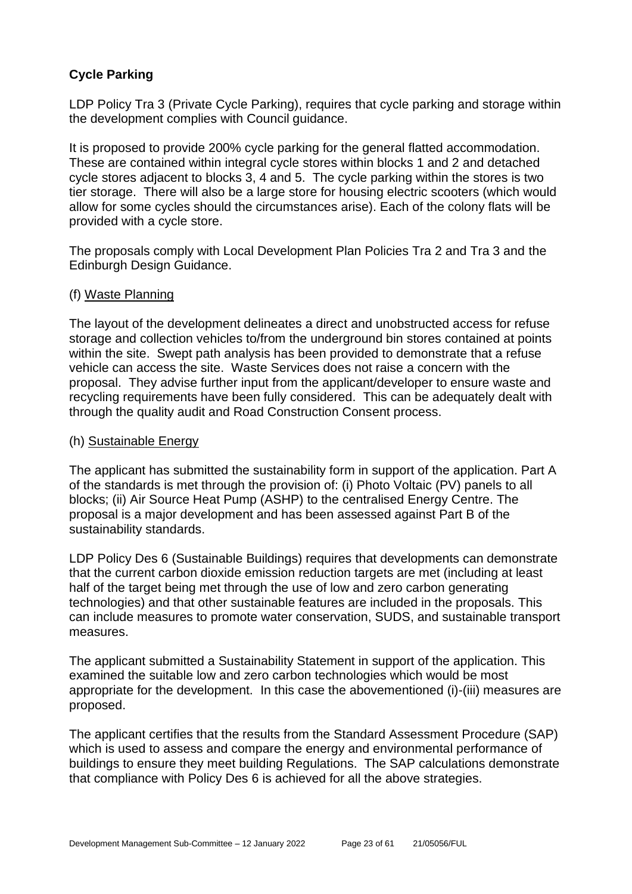**Cycle Parking**

LDP Policy Tra 3 (Private Cycle Parking), requires that cycle parking and storage within the development complies with Council guidance.

It is proposed to provide 200% cycle parking for the general flatted accommodation. These are contained within integral cycle stores within blocks 1 and 2 and detached cycle stores adjacent to blocks 3, 4 and 5. The cycle parking within the stores is two tier storage. There will also be a large store for housing electric scooters (which would allow for some cycles should the circumstances arise). Each of the colony flats will be provided with a cycle store.

The proposals comply with Local Development Plan Policies Tra 2 and Tra 3 and the Edinburgh Design Guidance.

(f) Waste Planning

The layout of the development delineates a direct and unobstructed access for refuse storage and collection vehicles to/from the underground bin stores contained at points within the site. Swept path analysis has been provided to demonstrate that a refuse vehicle can access the site. Waste Services does not raise a concern with the proposal. They advise further input from the applicant/developer to ensure waste and recycling requirements have been fully considered. This can be adequately dealt with through the quality audit and Road Construction Consent process.

(h) Sustainable Energy

The applicant has submitted the sustainability form in support of the application. Part A of the standards is met through the provision of: (i) Photo Voltaic (PV) panels to all blocks; (ii) Air Source Heat Pump (ASHP) to the centralised Energy Centre. The proposal is a major development and has been assessed against Part B of the sustainability standards.

LDP Policy Des 6 (Sustainable Buildings) requires that developments can demonstrate that the current carbon dioxide emission reduction targets are met (including at least half of the target being met through the use of low and zero carbon generating technologies) and that other sustainable features are included in the proposals. This can include measures to promote water conservation, SUDS, and sustainable transport measures.

The applicant submitted a Sustainability Statement in support of the application. This examined the suitable low and zero carbon technologies which would be most appropriate for the development. In this case the abovementioned (i)-(iii) measures are proposed.

The applicant certifies that the results from the Standard Assessment Procedure (SAP) which is used to assess and compare the energy and environmental performance of buildings to ensure they meet building Regulations. The SAP calculations demonstrate that compliance with Policy Des 6 is achieved for all the above strategies.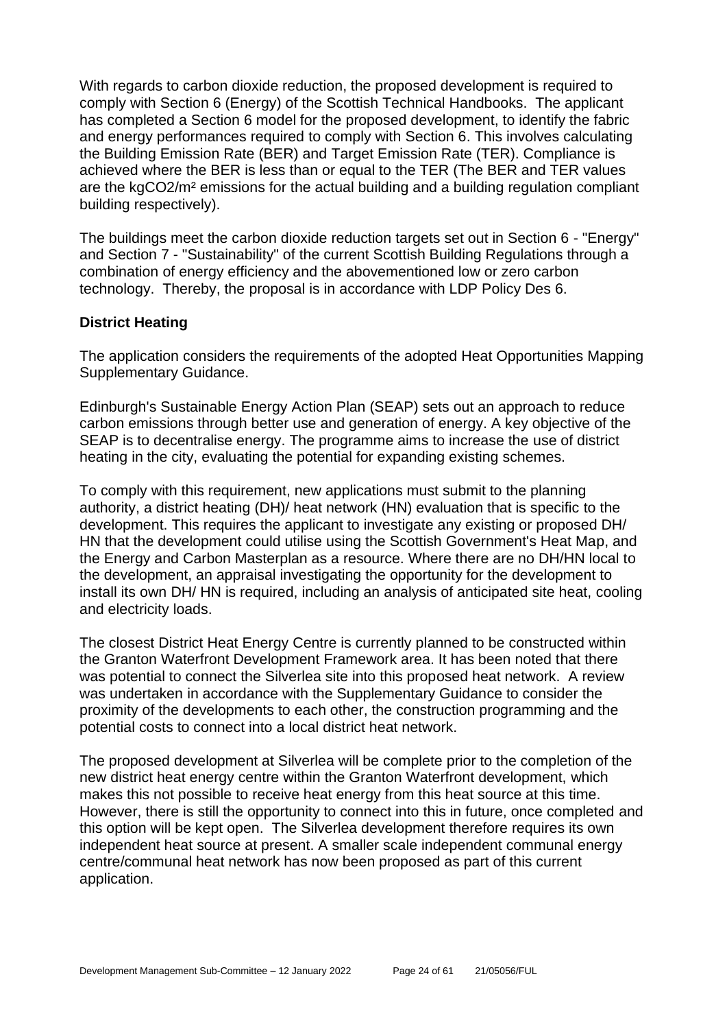With regards to carbon dioxide reduction, the proposed development is required to comply with Section 6 (Energy) of the Scottish Technical Handbooks. The applicant has completed a Section 6 model for the proposed development, to identify the fabric and energy performances required to comply with Section 6. This involves calculating the Building Emission Rate (BER) and Target Emission Rate (TER). Compliance is achieved where the BER is less than or equal to the TER (The BER and TER values are the $kgCO_2/m^2$ emissions for the actual building and a building regulation compliant building respectively).

The buildings meet the carbon dioxide reduction targets set out in Section 6 - "Energy" and Section 7 - "Sustainability" of the current Scottish Building Regulations through a combination of energy efficiency and the abovementioned low or zero carbon technology. Thereby, the proposal is in accordance with LDP Policy Des 6.

**District Heating**

The application considers the requirements of the adopted Heat Opportunities Mapping Supplementary Guidance.

Edinburgh's Sustainable Energy Action Plan (SEAP) sets out an approach to reduce carbon emissions through better use and generation of energy. A key objective of the SEAP is to decentralise energy. The programme aims to increase the use of district heating in the city, evaluating the potential for expanding existing schemes.

To comply with this requirement, new applications must submit to the planning authority, a district heating (DH)/ heat network (HN) evaluation that is specific to the development. This requires the applicant to investigate any existing or proposed DH/ HN that the development could utilise using the Scottish Government's Heat Map, and the Energy and Carbon Masterplan as a resource. Where there are no DH/HN local to the development, an appraisal investigating the opportunity for the development to install its own DH/ HN is required, including an analysis of anticipated site heat, cooling and electricity loads.

The closest District Heat Energy Centre is currently planned to be constructed within the Granton Waterfront Development Framework area. It has been noted that there was potential to connect the Silverlea site into this proposed heat network. A review was undertaken in accordance with the Supplementary Guidance to consider the proximity of the developments to each other, the construction programming and the potential costs to connect into a local district heat network.

The proposed development at Silverlea will be complete prior to the completion of the new district heat energy centre within the Granton Waterfront development, which makes this not possible to receive heat energy from this heat source at this time. However, there is still the opportunity to connect into this in future, once completed and this option will be kept open. The Silverlea development therefore requires its own independent heat source at present. A smaller scale independent communal energy centre/communal heat network has now been proposed as part of this current application.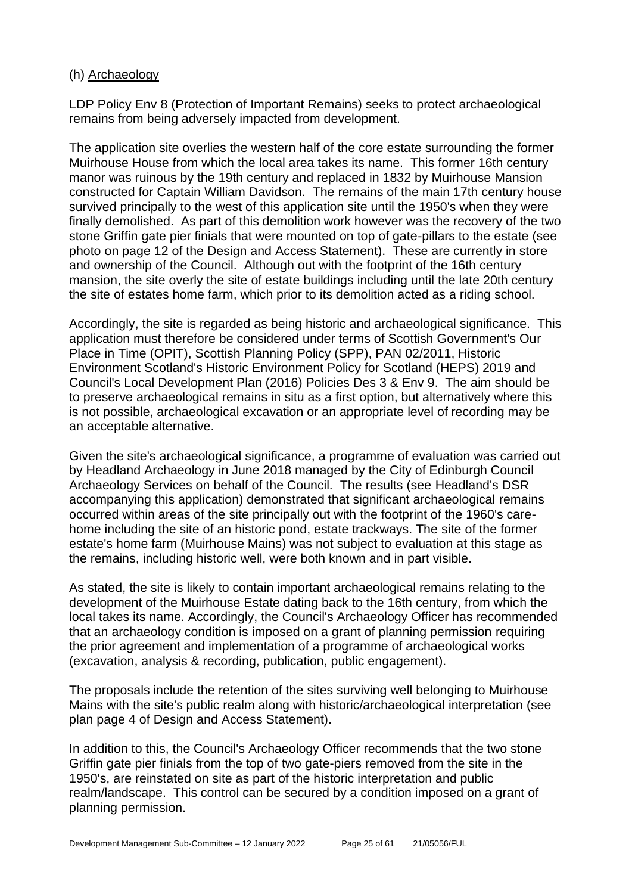(h) Archaeology

LDP Policy Env 8 (Protection of Important Remains) seeks to protect archaeological remains from being adversely impacted from development.

The application site overlies the western half of the core estate surrounding the former Muirhouse House from which the local area takes its name. This former 16th century manor was ruinous by the 19th century and replaced in 1832 by Muirhouse Mansion constructed for Captain William Davidson. The remains of the main 17th century house survived principally to the west of this application site until the 1950's when they were finally demolished. As part of this demolition work however was the recovery of the two stone Griffin gate pier finials that were mounted on top of gate-pillars to the estate (see photo on page 12 of the Design and Access Statement). These are currently in store and ownership of the Council. Although out with the footprint of the 16th century mansion, the site overly the site of estate buildings including until the late 20th century the site of estates home farm, which prior to its demolition acted as a riding school.

Accordingly, the site is regarded as being historic and archaeological significance. This application must therefore be considered under terms of Scottish Government's Our Place in Time (OPIT), Scottish Planning Policy (SPP), PAN 02/2011, Historic Environment Scotland's Historic Environment Policy for Scotland (HEPS) 2019 and Council's Local Development Plan (2016) Policies Des 3 & Env 9. The aim should be to preserve archaeological remains in situ as a first option, but alternatively where this is not possible, archaeological excavation or an appropriate level of recording may be an acceptable alternative.

Given the site's archaeological significance, a programme of evaluation was carried out by Headland Archaeology in June 2018 managed by the City of Edinburgh Council Archaeology Services on behalf of the Council. The results (see Headland's DSR accompanying this application) demonstrated that significant archaeological remains occurred within areas of the site principally out with the footprint of the 1960's care-home including the site of an historic pond, estate trackways. The site of the former estate's home farm (Muirhouse Mains) was not subject to evaluation at this stage as the remains, including historic well, were both known and in part visible.

As stated, the site is likely to contain important archaeological remains relating to the development of the Muirhouse Estate dating back to the 16th century, from which the local takes its name. Accordingly, the Council's Archaeology Officer has recommended that an archaeology condition is imposed on a grant of planning permission requiring the prior agreement and implementation of a programme of archaeological works (excavation, analysis & recording, publication, public engagement).

The proposals include the retention of the sites surviving well belonging to Muirhouse Mains with the site's public realm along with historic/archaeological interpretation (see plan page 4 of Design and Access Statement).

In addition to this, the Council's Archaeology Officer recommends that the two stone Griffin gate pier finials from the top of two gate-piers removed from the site in the 1950's, are reinstated on site as part of the historic interpretation and public realm/landscape. This control can be secured by a condition imposed on a grant of planning permission.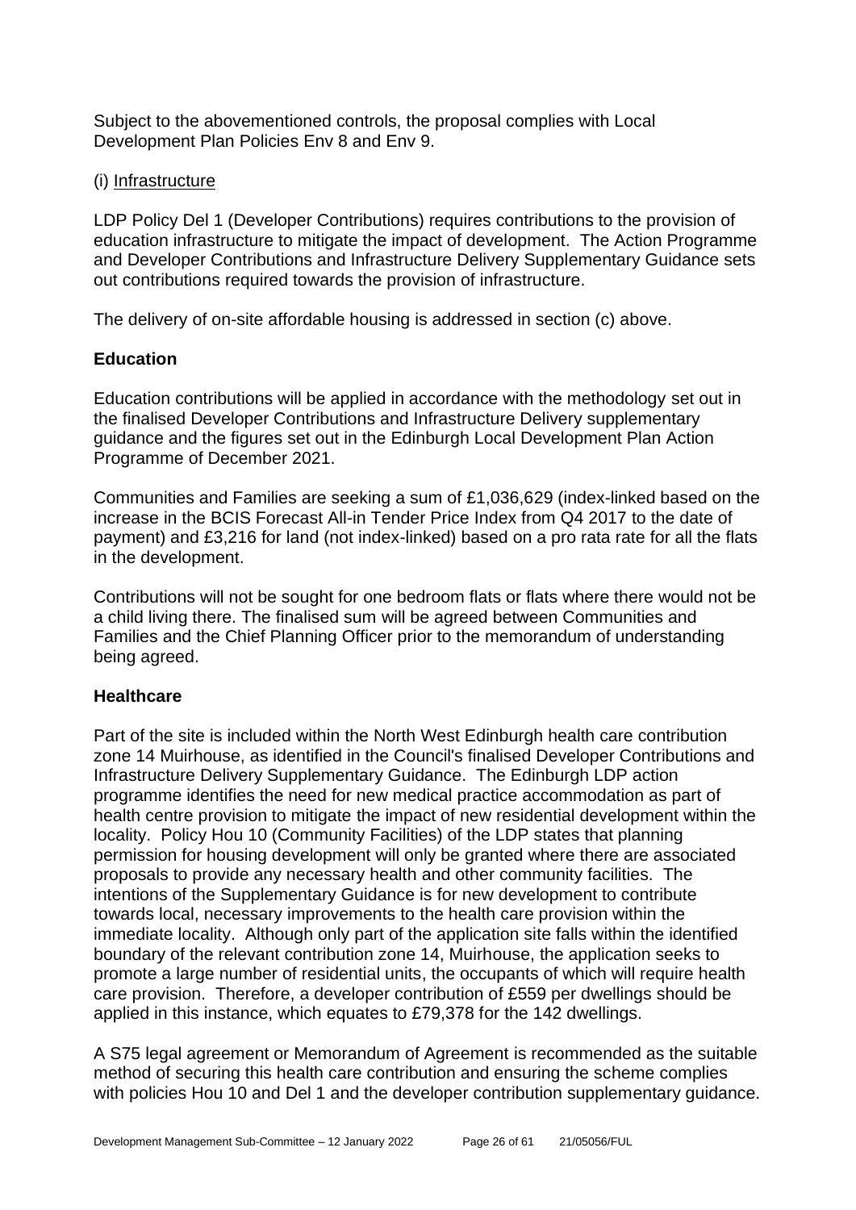Subject to the abovementioned controls, the proposal complies with Local Development Plan Policies Env 8 and Env 9.

(i) Infrastructure

LDP Policy Del 1 (Developer Contributions) requires contributions to the provision of education infrastructure to mitigate the impact of development. The Action Programme and Developer Contributions and Infrastructure Delivery Supplementary Guidance sets out contributions required towards the provision of infrastructure.

The delivery of on-site affordable housing is addressed in section (c) above.

**Education**

Education contributions will be applied in accordance with the methodology set out in the finalised Developer Contributions and Infrastructure Delivery supplementary guidance and the figures set out in the Edinburgh Local Development Plan Action Programme of December 2021.

Communities and Families are seeking a sum of £1,036,629 (index-linked based on the increase in the BCIS Forecast All-in Tender Price Index from Q4 2017 to the date of payment) and £3,216 for land (not index-linked) based on a pro rata rate for all the flats in the development.

Contributions will not be sought for one bedroom flats or flats where there would not be a child living there. The finalised sum will be agreed between Communities and Families and the Chief Planning Officer prior to the memorandum of understanding being agreed.

**Healthcare**

Part of the site is included within the North West Edinburgh health care contribution zone 14 Muirhouse, as identified in the Council's finalised Developer Contributions and Infrastructure Delivery Supplementary Guidance. The Edinburgh LDP action programme identifies the need for new medical practice accommodation as part of health centre provision to mitigate the impact of new residential development within the locality. Policy Hou 10 (Community Facilities) of the LDP states that planning permission for housing development will only be granted where there are associated proposals to provide any necessary health and other community facilities. The intentions of the Supplementary Guidance is for new development to contribute towards local, necessary improvements to the health care provision within the immediate locality. Although only part of the application site falls within the identified boundary of the relevant contribution zone 14, Muirhouse, the application seeks to promote a large number of residential units, the occupants of which will require health care provision. Therefore, a developer contribution of £559 per dwellings should be applied in this instance, which equates to £79,378 for the 142 dwellings.

A S75 legal agreement or Memorandum of Agreement is recommended as the suitable method of securing this health care contribution and ensuring the scheme complies with policies Hou 10 and Del 1 and the developer contribution supplementary guidance.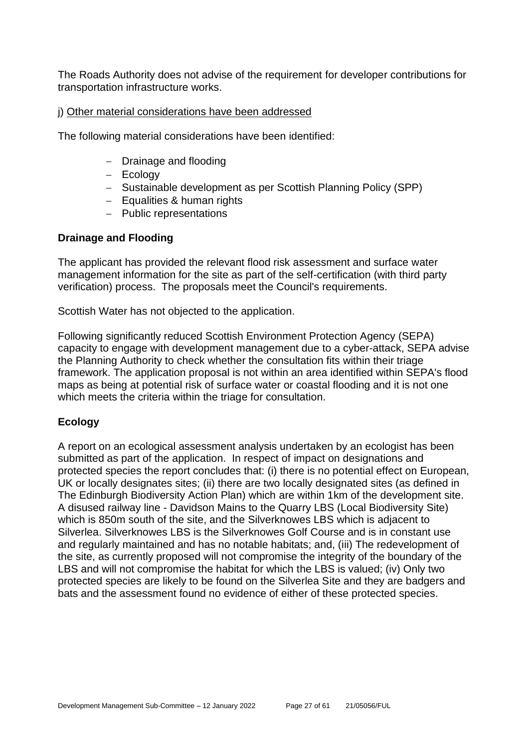The Roads Authority does not advise of the requirement for developer contributions for transportation infrastructure works.

j) Other material considerations have been addressed

The following material considerations have been identified:

- Drainage and flooding
- Ecology
- Sustainable development as per Scottish Planning Policy (SPP)
- Equalities & human rights
- Public representations

**Drainage and Flooding**

The applicant has provided the relevant flood risk assessment and surface water management information for the site as part of the self-certification (with third party verification) process. The proposals meet the Council's requirements.

Scottish Water has not objected to the application.

Following significantly reduced Scottish Environment Protection Agency (SEPA) capacity to engage with development management due to a cyber-attack, SEPA advise the Planning Authority to check whether the consultation fits within their triage framework. The application proposal is not within an area identified within SEPA's flood maps as being at potential risk of surface water or coastal flooding and it is not one which meets the criteria within the triage for consultation.

**Ecology**

A report on an ecological assessment analysis undertaken by an ecologist has been submitted as part of the application. In respect of impact on designations and protected species the report concludes that: (i) there is no potential effect on European, UK or locally designates sites; (ii) there are two locally designated sites (as defined in The Edinburgh Biodiversity Action Plan) which are within 1km of the development site. A disused railway line - Davidson Mains to the Quarry LBS (Local Biodiversity Site) which is 850m south of the site, and the Silverknowes LBS which is adjacent to Silverlea. Silverknowes LBS is the Silverknowes Golf Course and is in constant use and regularly maintained and has no notable habitats; and, (iii) The redevelopment of the site, as currently proposed will not compromise the integrity of the boundary of the LBS and will not compromise the habitat for which the LBS is valued; (iv) Only two protected species are likely to be found on the Silverlea Site and they are badgers and bats and the assessment found no evidence of either of these protected species.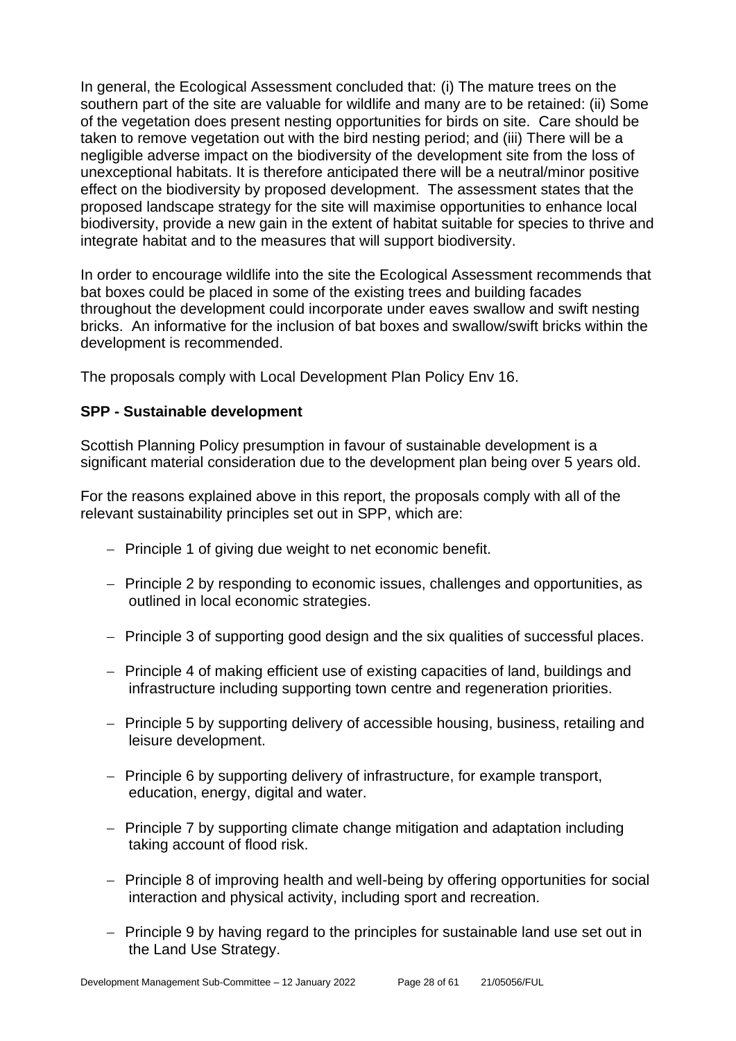In general, the Ecological Assessment concluded that: (i) The mature trees on the southern part of the site are valuable for wildlife and many are to be retained: (ii) Some of the vegetation does present nesting opportunities for birds on site. Care should be taken to remove vegetation out with the bird nesting period; and (iii) There will be a negligible adverse impact on the biodiversity of the development site from the loss of unexceptional habitats. It is therefore anticipated there will be a neutral/minor positive effect on the biodiversity by proposed development. The assessment states that the proposed landscape strategy for the site will maximise opportunities to enhance local biodiversity, provide a new gain in the extent of habitat suitable for species to thrive and integrate habitat and to the measures that will support biodiversity.

In order to encourage wildlife into the site the Ecological Assessment recommends that bat boxes could be placed in some of the existing trees and building facades throughout the development could incorporate under eaves swallow and swift nesting bricks. An informative for the inclusion of bat boxes and swallow/swift bricks within the development is recommended.

The proposals comply with Local Development Plan Policy Env 16.

**SPP - Sustainable development**

Scottish Planning Policy presumption in favour of sustainable development is a significant material consideration due to the development plan being over 5 years old.

For the reasons explained above in this report, the proposals comply with all of the relevant sustainability principles set out in SPP, which are:

- Principle 1 of giving due weight to net economic benefit.
- Principle 2 by responding to economic issues, challenges and opportunities, as outlined in local economic strategies.
- Principle 3 of supporting good design and the six qualities of successful places.
- Principle 4 of making efficient use of existing capacities of land, buildings and infrastructure including supporting town centre and regeneration priorities.
- Principle 5 by supporting delivery of accessible housing, business, retailing and leisure development.
- Principle 6 by supporting delivery of infrastructure, for example transport, education, energy, digital and water.
- Principle 7 by supporting climate change mitigation and adaptation including taking account of flood risk.
- Principle 8 of improving health and well-being by offering opportunities for social interaction and physical activity, including sport and recreation.
- Principle 9 by having regard to the principles for sustainable land use set out in the Land Use Strategy.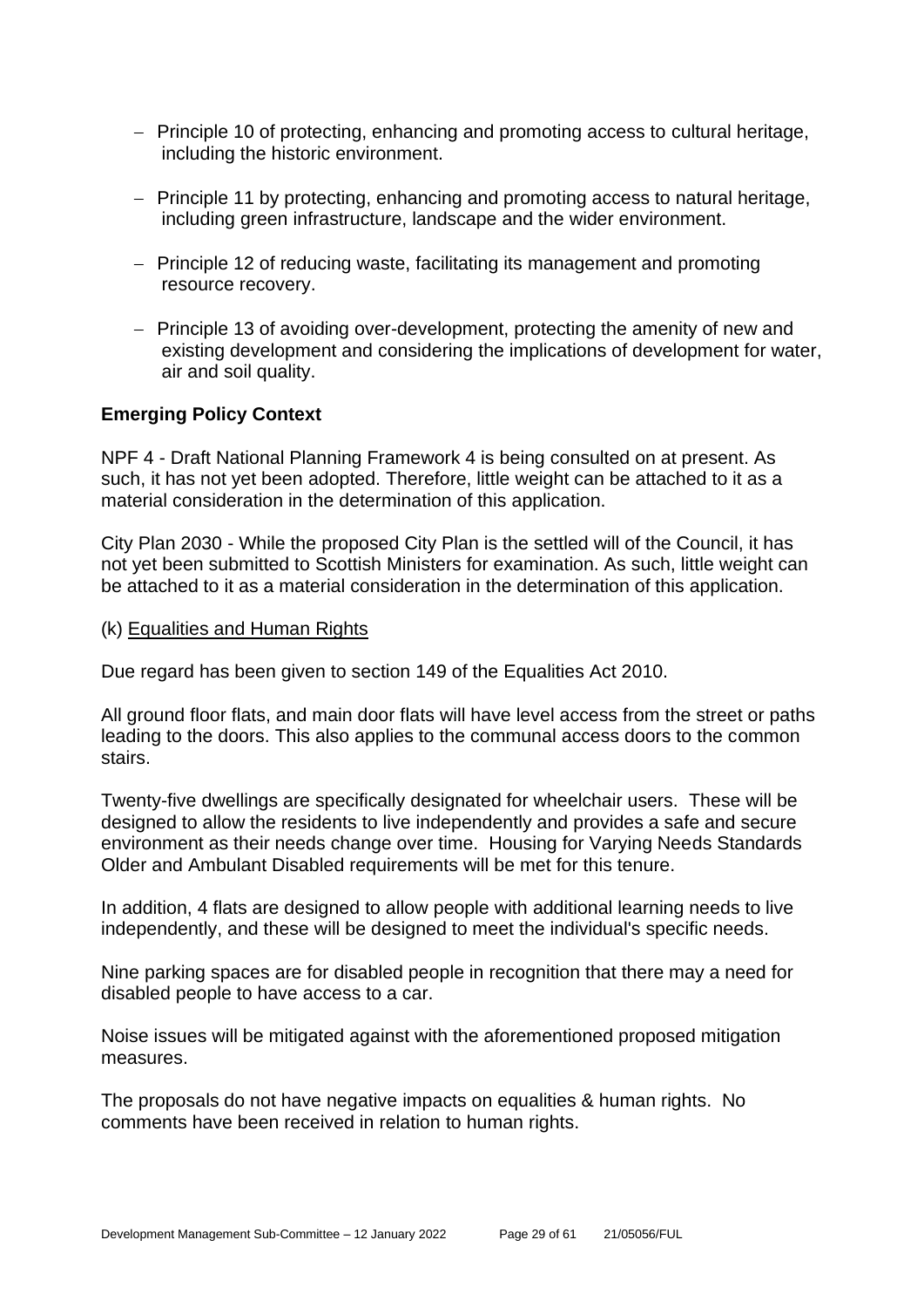- Principle 10 of protecting, enhancing and promoting access to cultural heritage, including the historic environment.

- Principle 11 by protecting, enhancing and promoting access to natural heritage, including green infrastructure, landscape and the wider environment.

- Principle 12 of reducing waste, facilitating its management and promoting resource recovery.

- Principle 13 of avoiding over-development, protecting the amenity of new and existing development and considering the implications of development for water, air and soil quality.

**Emerging Policy Context**

NPF 4 - Draft National Planning Framework 4 is being consulted on at present. As such, it has not yet been adopted. Therefore, little weight can be attached to it as a material consideration in the determination of this application.

City Plan 2030 - While the proposed City Plan is the settled will of the Council, it has not yet been submitted to Scottish Ministers for examination. As such, little weight can be attached to it as a material consideration in the determination of this application.

(k) Equalities and Human Rights

Due regard has been given to section 149 of the Equalities Act 2010.

All ground floor flats, and main door flats will have level access from the street or paths leading to the doors. This also applies to the communal access doors to the common stairs.

Twenty-five dwellings are specifically designated for wheelchair users. These will be designed to allow the residents to live independently and provides a safe and secure environment as their needs change over time. Housing for Varying Needs Standards Older and Ambulant Disabled requirements will be met for this tenure.

In addition, 4 flats are designed to allow people with additional learning needs to live independently, and these will be designed to meet the individual's specific needs.

Nine parking spaces are for disabled people in recognition that there may a need for disabled people to have access to a car.

Noise issues will be mitigated against with the aforementioned proposed mitigation measures.

The proposals do not have negative impacts on equalities & human rights. No comments have been received in relation to human rights.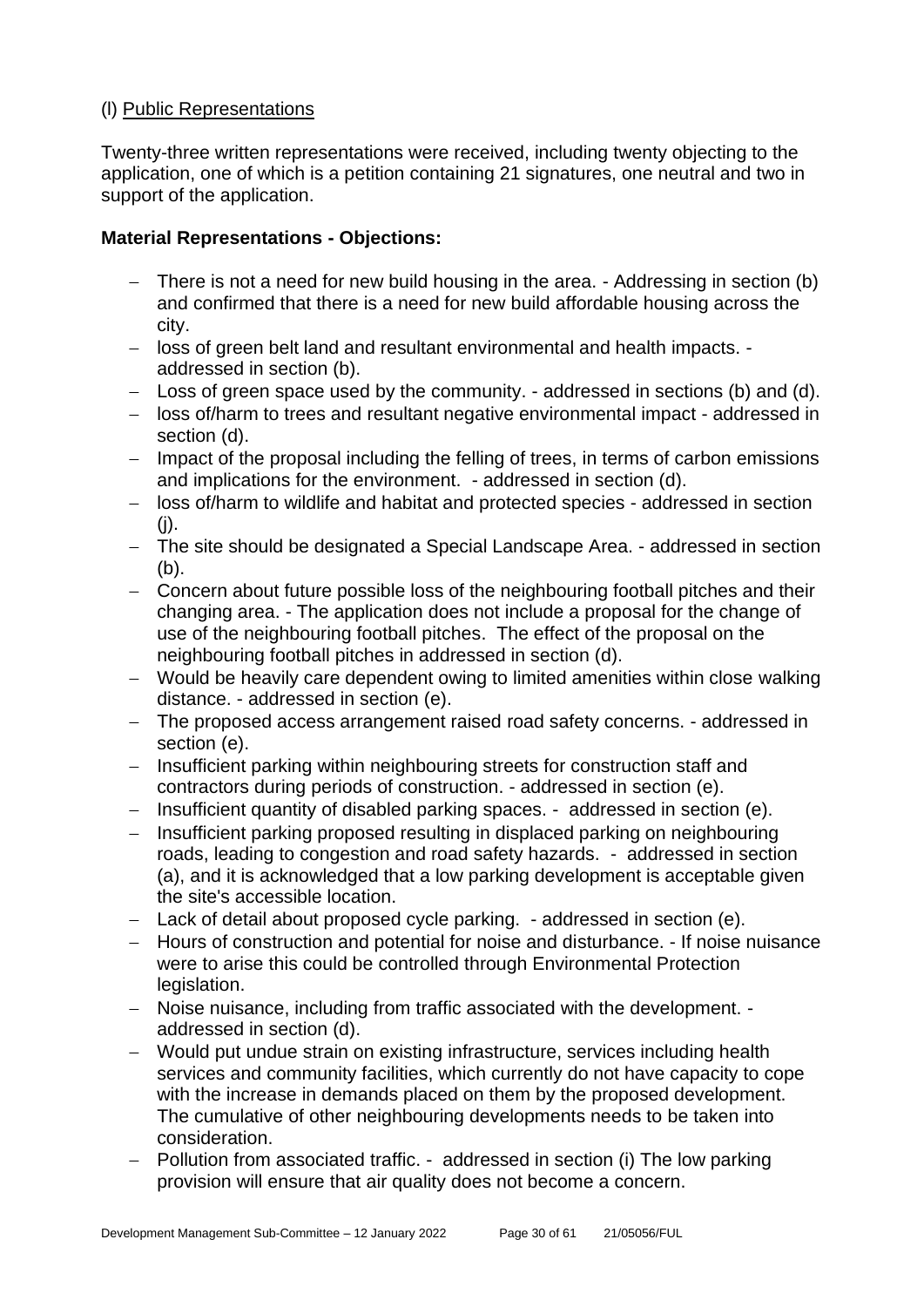(l) Public Representations

Twenty-three written representations were received, including twenty objecting to the application, one of which is a petition containing 21 signatures, one neutral and two in support of the application.

**Material Representations - Objections:**

- There is not a need for new build housing in the area. - Addressing in section (b) and confirmed that there is a need for new build affordable housing across the city.
- loss of green belt land and resultant environmental and health impacts. - addressed in section (b).
- Loss of green space used by the community. - addressed in sections (b) and (d).
- loss of/harm to trees and resultant negative environmental impact - addressed in section (d).
- Impact of the proposal including the felling of trees, in terms of carbon emissions and implications for the environment. - addressed in section (d).
- loss of/harm to wildlife and habitat and protected species - addressed in section (j).
- The site should be designated a Special Landscape Area. - addressed in section (b).
- Concern about future possible loss of the neighbouring football pitches and their changing area. - The application does not include a proposal for the change of use of the neighbouring football pitches. The effect of the proposal on the neighbouring football pitches in addressed in section (d).
- Would be heavily care dependent owing to limited amenities within close walking distance. - addressed in section (e).
- The proposed access arrangement raised road safety concerns. - addressed in section (e).
- Insufficient parking within neighbouring streets for construction staff and contractors during periods of construction. - addressed in section (e).
- Insufficient quantity of disabled parking spaces. - addressed in section (e).
- Insufficient parking proposed resulting in displaced parking on neighbouring roads, leading to congestion and road safety hazards. - addressed in section (a), and it is acknowledged that a low parking development is acceptable given the site's accessible location.
- Lack of detail about proposed cycle parking. - addressed in section (e).
- Hours of construction and potential for noise and disturbance. - If noise nuisance were to arise this could be controlled through Environmental Protection legislation.
- Noise nuisance, including from traffic associated with the development. - addressed in section (d).
- Would put undue strain on existing infrastructure, services including health services and community facilities, which currently do not have capacity to cope with the increase in demands placed on them by the proposed development. The cumulative of other neighbouring developments needs to be taken into consideration.
- Pollution from associated traffic. - addressed in section (i) The low parking provision will ensure that air quality does not become a concern.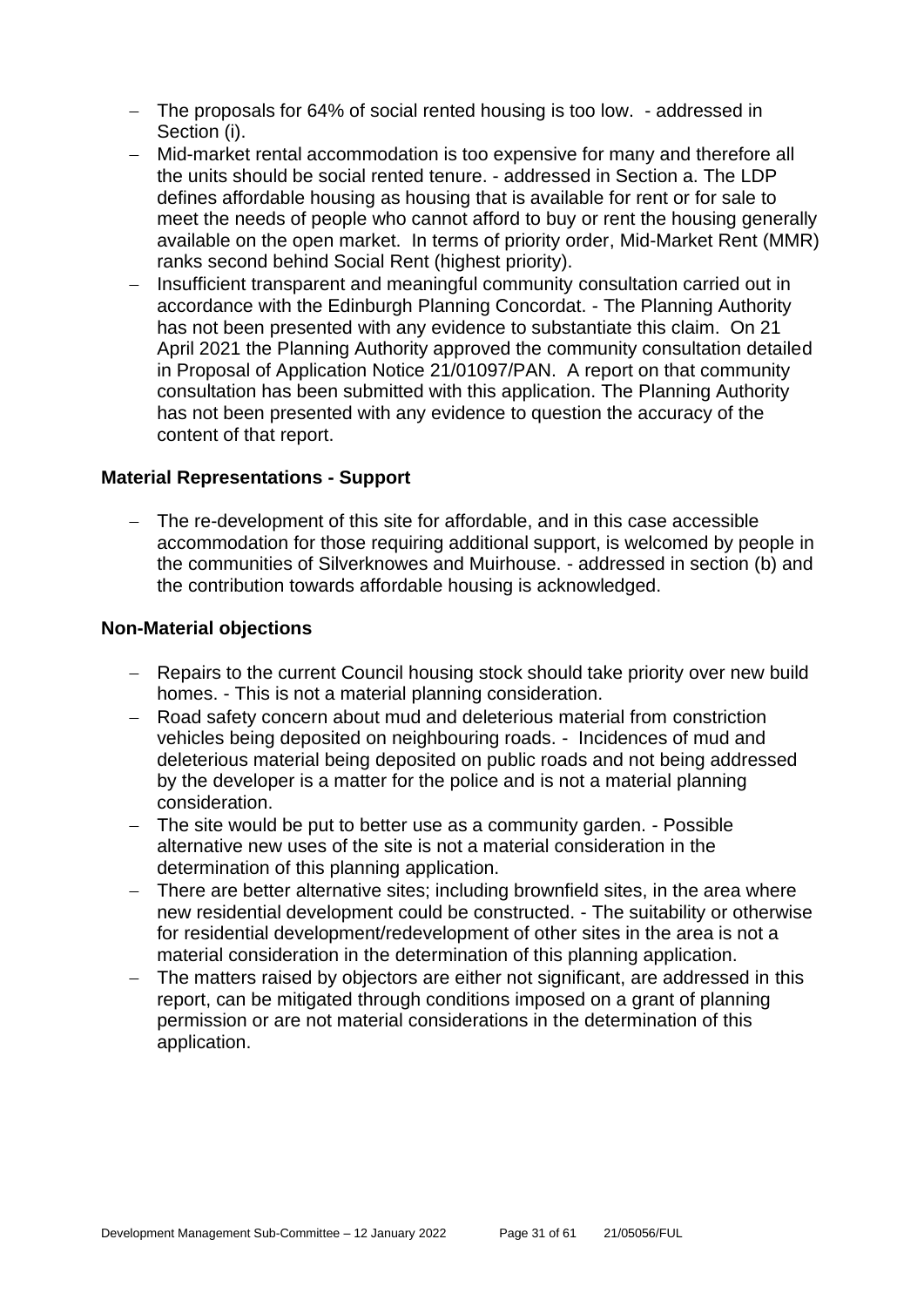- The proposals for 64% of social rented housing is too low. - addressed in Section (i).
- Mid-market rental accommodation is too expensive for many and therefore all the units should be social rented tenure. - addressed in Section a. The LDP defines affordable housing as housing that is available for rent or for sale to meet the needs of people who cannot afford to buy or rent the housing generally available on the open market. In terms of priority order, Mid-Market Rent (MMR) ranks second behind Social Rent (highest priority).
- Insufficient transparent and meaningful community consultation carried out in accordance with the Edinburgh Planning Concordat. - The Planning Authority has not been presented with any evidence to substantiate this claim. On 21 April 2021 the Planning Authority approved the community consultation detailed in Proposal of Application Notice 21/01097/PAN. A report on that community consultation has been submitted with this application. The Planning Authority has not been presented with any evidence to question the accuracy of the content of that report.

**Material Representations - Support**

- The re-development of this site for affordable, and in this case accessible accommodation for those requiring additional support, is welcomed by people in the communities of Silverknowes and Muirhouse. - addressed in section (b) and the contribution towards affordable housing is acknowledged.

**Non-Material objections**

- Repairs to the current Council housing stock should take priority over new build homes. - This is not a material planning consideration.
- Road safety concern about mud and deleterious material from constriction vehicles being deposited on neighbouring roads. - Incidences of mud and deleterious material being deposited on public roads and not being addressed by the developer is a matter for the police and is not a material planning consideration.
- The site would be put to better use as a community garden. - Possible alternative new uses of the site is not a material consideration in the determination of this planning application.
- There are better alternative sites; including brownfield sites, in the area where new residential development could be constructed. - The suitability or otherwise for residential development/redevelopment of other sites in the area is not a material consideration in the determination of this planning application.
- The matters raised by objectors are either not significant, are addressed in this report, can be mitigated through conditions imposed on a grant of planning permission or are not material considerations in the determination of this application.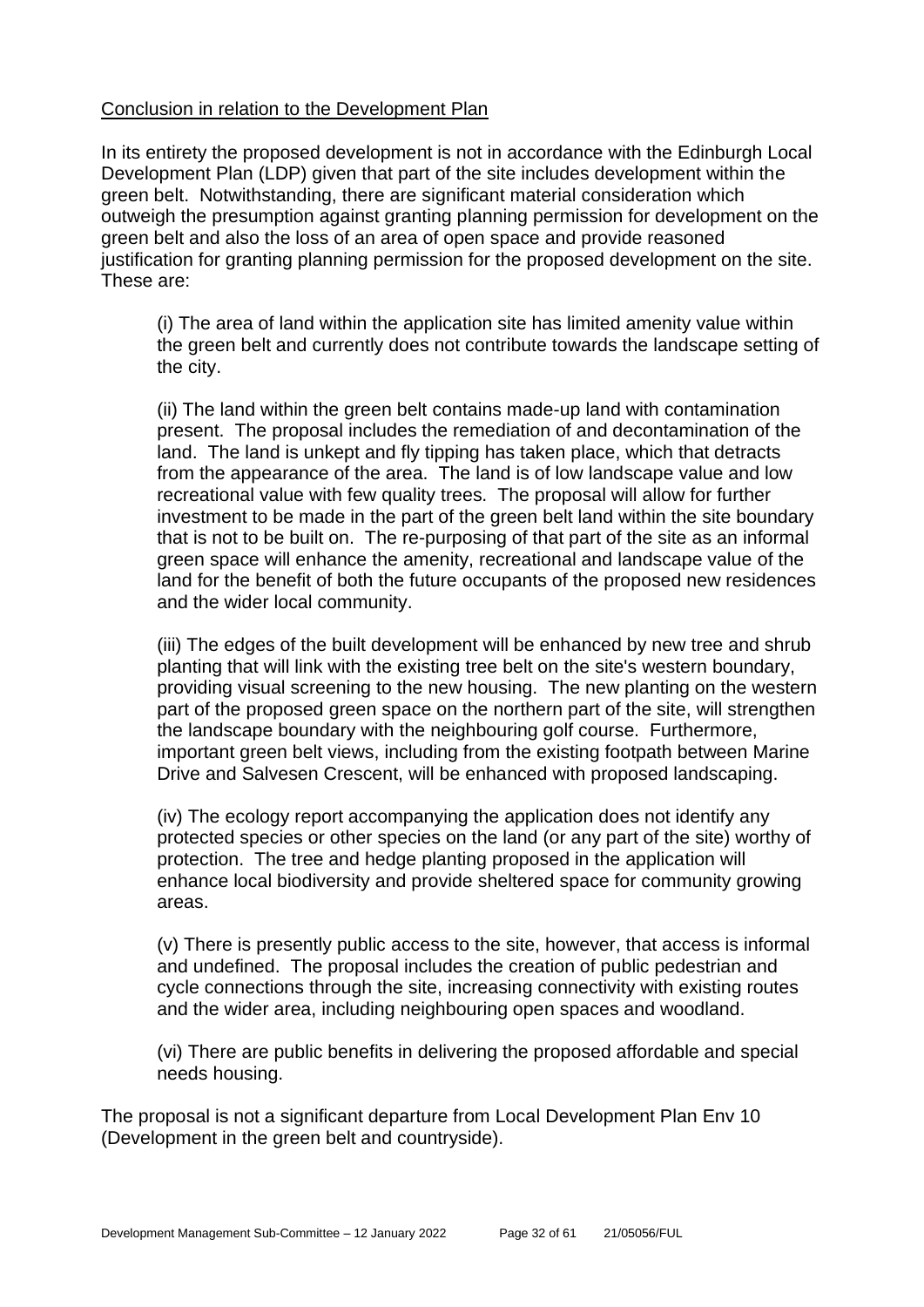Conclusion in relation to the Development Plan

In its entirety the proposed development is not in accordance with the Edinburgh Local Development Plan (LDP) given that part of the site includes development within the green belt. Notwithstanding, there are significant material consideration which outweigh the presumption against granting planning permission for development on the green belt and also the loss of an area of open space and provide reasoned justification for granting planning permission for the proposed development on the site. These are:

(i) The area of land within the application site has limited amenity value within the green belt and currently does not contribute towards the landscape setting of the city.

(ii) The land within the green belt contains made-up land with contamination present. The proposal includes the remediation of and decontamination of the land. The land is unkept and fly tipping has taken place, which that detracts from the appearance of the area. The land is of low landscape value and low recreational value with few quality trees. The proposal will allow for further investment to be made in the part of the green belt land within the site boundary that is not to be built on. The re-purposing of that part of the site as an informal green space will enhance the amenity, recreational and landscape value of the land for the benefit of both the future occupants of the proposed new residences and the wider local community.

(iii) The edges of the built development will be enhanced by new tree and shrub planting that will link with the existing tree belt on the site's western boundary, providing visual screening to the new housing. The new planting on the western part of the proposed green space on the northern part of the site, will strengthen the landscape boundary with the neighbouring golf course. Furthermore, important green belt views, including from the existing footpath between Marine Drive and Salvesen Crescent, will be enhanced with proposed landscaping.

(iv) The ecology report accompanying the application does not identify any protected species or other species on the land (or any part of the site) worthy of protection. The tree and hedge planting proposed in the application will enhance local biodiversity and provide sheltered space for community growing areas.

(v) There is presently public access to the site, however, that access is informal and undefined. The proposal includes the creation of public pedestrian and cycle connections through the site, increasing connectivity with existing routes and the wider area, including neighbouring open spaces and woodland.

(vi) There are public benefits in delivering the proposed affordable and special needs housing.

The proposal is not a significant departure from Local Development Plan Env 10 (Development in the green belt and countryside).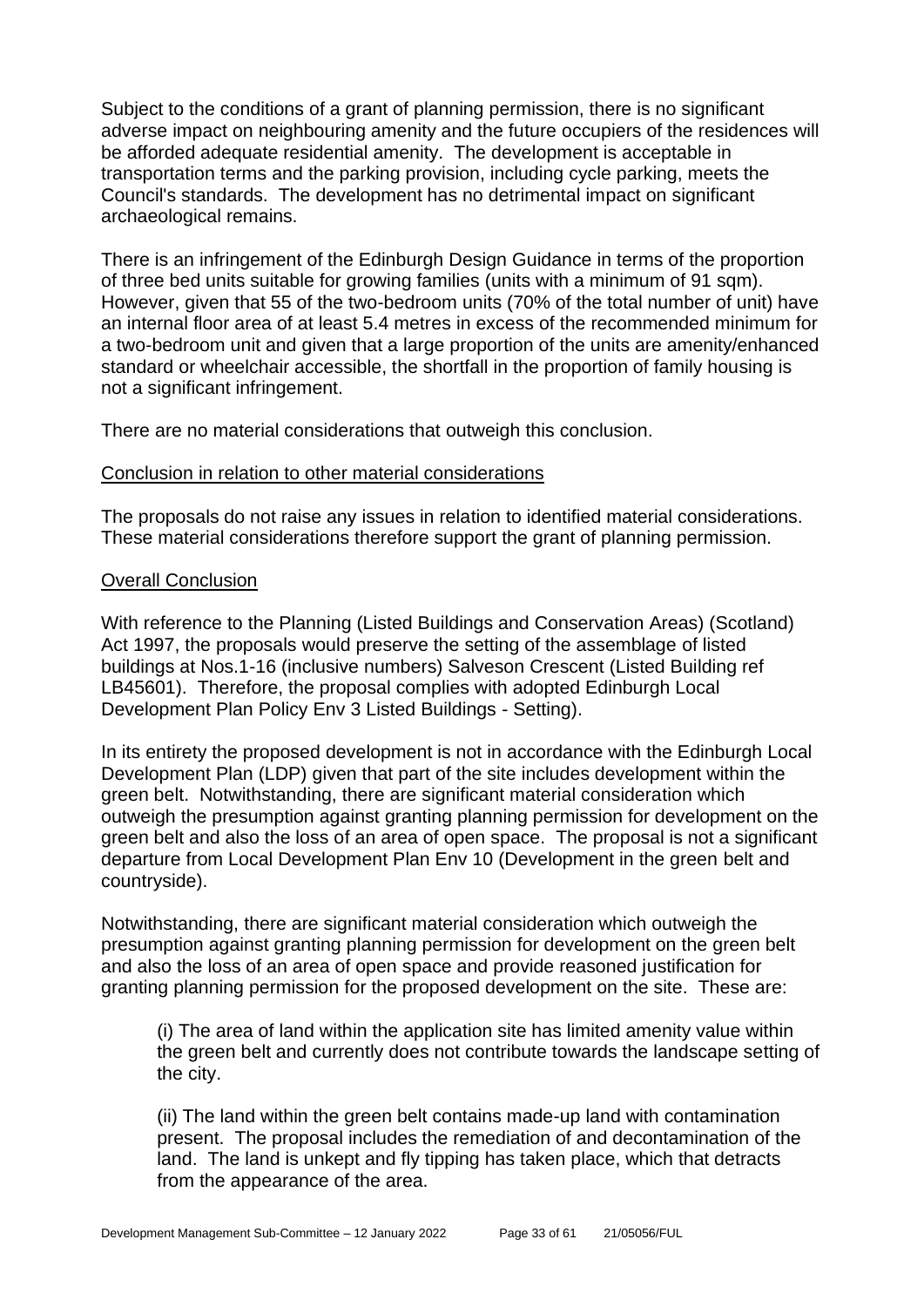Subject to the conditions of a grant of planning permission, there is no significant adverse impact on neighbouring amenity and the future occupiers of the residences will be afforded adequate residential amenity. The development is acceptable in transportation terms and the parking provision, including cycle parking, meets the Council's standards. The development has no detrimental impact on significant archaeological remains.

There is an infringement of the Edinburgh Design Guidance in terms of the proportion of three bed units suitable for growing families (units with a minimum of 91 sqm). However, given that 55 of the two-bedroom units (70% of the total number of unit) have an internal floor area of at least 5.4 metres in excess of the recommended minimum for a two-bedroom unit and given that a large proportion of the units are amenity/enhanced standard or wheelchair accessible, the shortfall in the proportion of family housing is not a significant infringement.

There are no material considerations that outweigh this conclusion.

Conclusion in relation to other material considerations

The proposals do not raise any issues in relation to identified material considerations. These material considerations therefore support the grant of planning permission.

Overall Conclusion

With reference to the Planning (Listed Buildings and Conservation Areas) (Scotland) Act 1997, the proposals would preserve the setting of the assemblage of listed buildings at Nos.1-16 (inclusive numbers) Salveson Crescent (Listed Building ref LB45601). Therefore, the proposal complies with adopted Edinburgh Local Development Plan Policy Env 3 Listed Buildings - Setting).

In its entirety the proposed development is not in accordance with the Edinburgh Local Development Plan (LDP) given that part of the site includes development within the green belt. Notwithstanding, there are significant material consideration which outweigh the presumption against granting planning permission for development on the green belt and also the loss of an area of open space. The proposal is not a significant departure from Local Development Plan Env 10 (Development in the green belt and countryside).

Notwithstanding, there are significant material consideration which outweigh the presumption against granting planning permission for development on the green belt and also the loss of an area of open space and provide reasoned justification for granting planning permission for the proposed development on the site. These are:

(i) The area of land within the application site has limited amenity value within the green belt and currently does not contribute towards the landscape setting of the city.

(ii) The land within the green belt contains made-up land with contamination present. The proposal includes the remediation of and decontamination of the land. The land is unkept and fly tipping has taken place, which that detracts from the appearance of the area.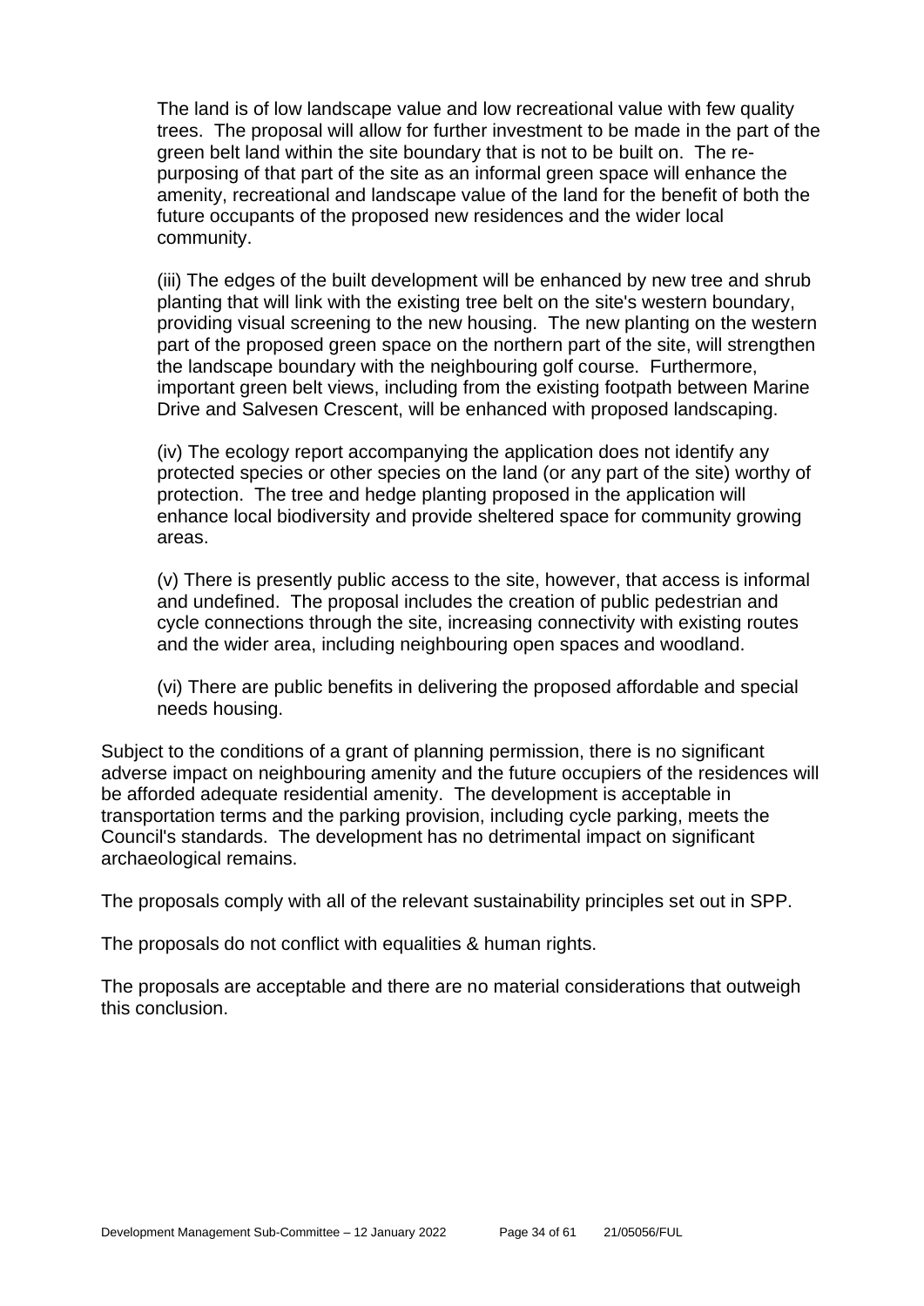The land is of low landscape value and low recreational value with few quality trees. The proposal will allow for further investment to be made in the part of the green belt land within the site boundary that is not to be built on. The re-purposing of that part of the site as an informal green space will enhance the amenity, recreational and landscape value of the land for the benefit of both the future occupants of the proposed new residences and the wider local community.

(iii) The edges of the built development will be enhanced by new tree and shrub planting that will link with the existing tree belt on the site's western boundary, providing visual screening to the new housing. The new planting on the western part of the proposed green space on the northern part of the site, will strengthen the landscape boundary with the neighbouring golf course. Furthermore, important green belt views, including from the existing footpath between Marine Drive and Salvesen Crescent, will be enhanced with proposed landscaping.

(iv) The ecology report accompanying the application does not identify any protected species or other species on the land (or any part of the site) worthy of protection. The tree and hedge planting proposed in the application will enhance local biodiversity and provide sheltered space for community growing areas.

(v) There is presently public access to the site, however, that access is informal and undefined. The proposal includes the creation of public pedestrian and cycle connections through the site, increasing connectivity with existing routes and the wider area, including neighbouring open spaces and woodland.

(vi) There are public benefits in delivering the proposed affordable and special needs housing.

Subject to the conditions of a grant of planning permission, there is no significant adverse impact on neighbouring amenity and the future occupiers of the residences will be afforded adequate residential amenity. The development is acceptable in transportation terms and the parking provision, including cycle parking, meets the Council's standards. The development has no detrimental impact on significant archaeological remains.

The proposals comply with all of the relevant sustainability principles set out in SPP.

The proposals do not conflict with equalities & human rights.

The proposals are acceptable and there are no material considerations that outweigh this conclusion.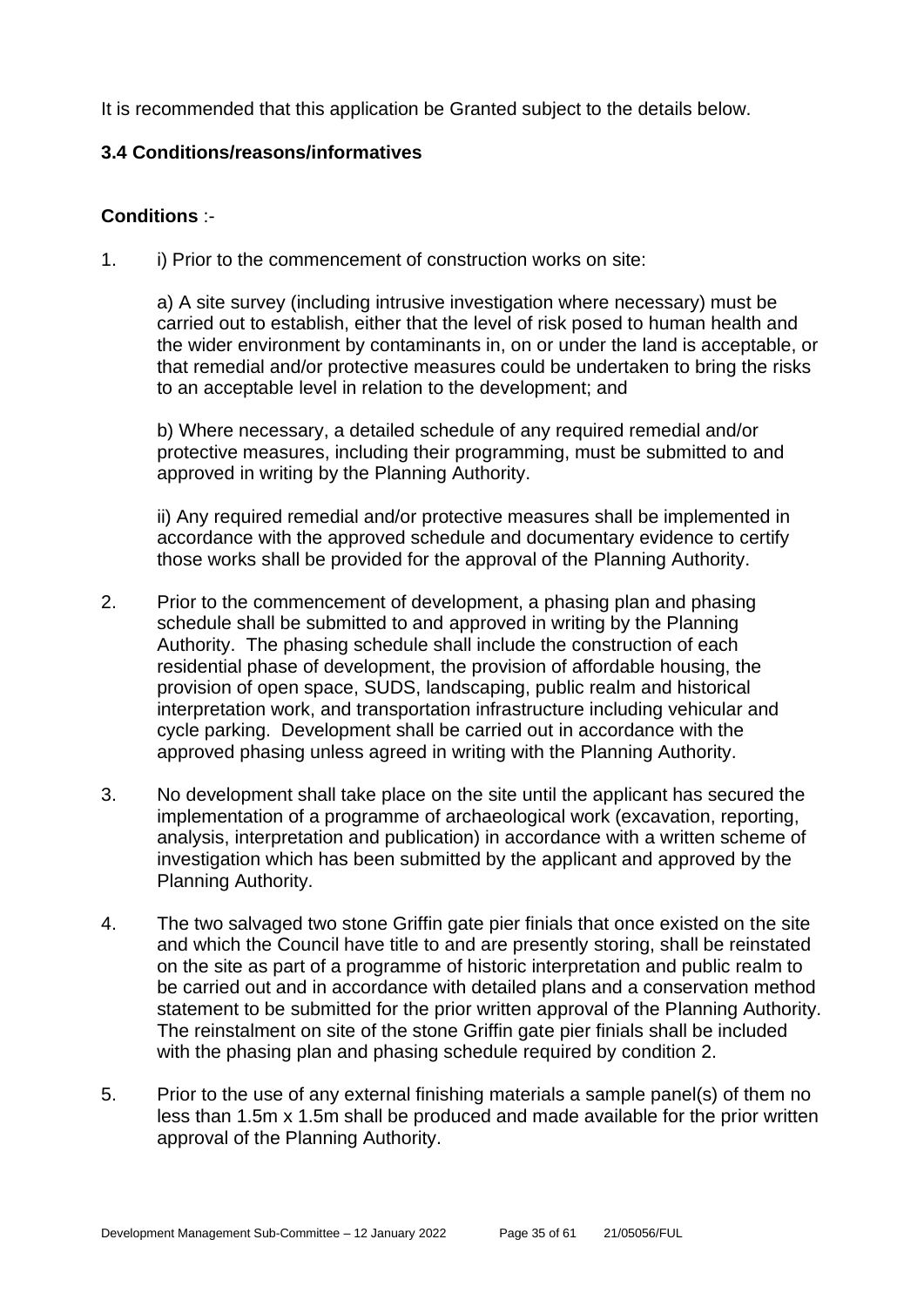It is recommended that this application be Granted subject to the details below.

### 3.4 Conditions/reasons/informatives

**Conditions** :-

1. i) Prior to the commencement of construction works on site:

   a) A site survey (including intrusive investigation where necessary) must be carried out to establish, either that the level of risk posed to human health and the wider environment by contaminants in, on or under the land is acceptable, or that remedial and/or protective measures could be undertaken to bring the risks to an acceptable level in relation to the development; and

   b) Where necessary, a detailed schedule of any required remedial and/or protective measures, including their programming, must be submitted to and approved in writing by the Planning Authority.

   ii) Any required remedial and/or protective measures shall be implemented in accordance with the approved schedule and documentary evidence to certify those works shall be provided for the approval of the Planning Authority.

2. Prior to the commencement of development, a phasing plan and phasing schedule shall be submitted to and approved in writing by the Planning Authority. The phasing schedule shall include the construction of each residential phase of development, the provision of affordable housing, the provision of open space, SUDS, landscaping, public realm and historical interpretation work, and transportation infrastructure including vehicular and cycle parking. Development shall be carried out in accordance with the approved phasing unless agreed in writing with the Planning Authority.

3. No development shall take place on the site until the applicant has secured the implementation of a programme of archaeological work (excavation, reporting, analysis, interpretation and publication) in accordance with a written scheme of investigation which has been submitted by the applicant and approved by the Planning Authority.

4. The two salvaged two stone Griffin gate pier finials that once existed on the site and which the Council have title to and are presently storing, shall be reinstated on the site as part of a programme of historic interpretation and public realm to be carried out and in accordance with detailed plans and a conservation method statement to be submitted for the prior written approval of the Planning Authority. The reinstalment on site of the stone Griffin gate pier finials shall be included with the phasing plan and phasing schedule required by condition 2.

5. Prior to the use of any external finishing materials a sample panel(s) of them no less than 1.5m x 1.5m shall be produced and made available for the prior written approval of the Planning Authority.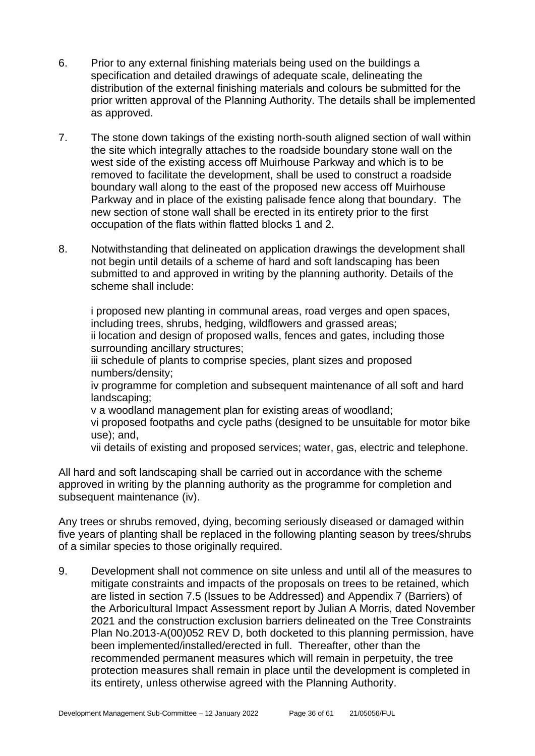6. Prior to any external finishing materials being used on the buildings a specification and detailed drawings of adequate scale, delineating the distribution of the external finishing materials and colours be submitted for the prior written approval of the Planning Authority. The details shall be implemented as approved.

7. The stone down takings of the existing north-south aligned section of wall within the site which integrally attaches to the roadside boundary stone wall on the west side of the existing access off Muirhouse Parkway and which is to be removed to facilitate the development, shall be used to construct a roadside boundary wall along to the east of the proposed new access off Muirhouse Parkway and in place of the existing palisade fence along that boundary. The new section of stone wall shall be erected in its entirety prior to the first occupation of the flats within flatted blocks 1 and 2.

8. Notwithstanding that delineated on application drawings the development shall not begin until details of a scheme of hard and soft landscaping has been submitted to and approved in writing by the planning authority. Details of the scheme shall include:

   i proposed new planting in communal areas, road verges and open spaces, including trees, shrubs, hedging, wildflowers and grassed areas;
   ii location and design of proposed walls, fences and gates, including those surrounding ancillary structures;
   iii schedule of plants to comprise species, plant sizes and proposed numbers/density;
   iv programme for completion and subsequent maintenance of all soft and hard landscaping;
   v a woodland management plan for existing areas of woodland;
   vi proposed footpaths and cycle paths (designed to be unsuitable for motor bike use); and,
   vii details of existing and proposed services; water, gas, electric and telephone.

All hard and soft landscaping shall be carried out in accordance with the scheme approved in writing by the planning authority as the programme for completion and subsequent maintenance (iv).

Any trees or shrubs removed, dying, becoming seriously diseased or damaged within five years of planting shall be replaced in the following planting season by trees/shrubs of a similar species to those originally required.

9. Development shall not commence on site unless and until all of the measures to mitigate constraints and impacts of the proposals on trees to be retained, which are listed in section 7.5 (Issues to be Addressed) and Appendix 7 (Barriers) of the Arboricultural Impact Assessment report by Julian A Morris, dated November 2021 and the construction exclusion barriers delineated on the Tree Constraints Plan No.2013-A(00)052 REV D, both docketed to this planning permission, have been implemented/installed/erected in full. Thereafter, other than the recommended permanent measures which will remain in perpetuity, the tree protection measures shall remain in place until the development is completed in its entirety, unless otherwise agreed with the Planning Authority.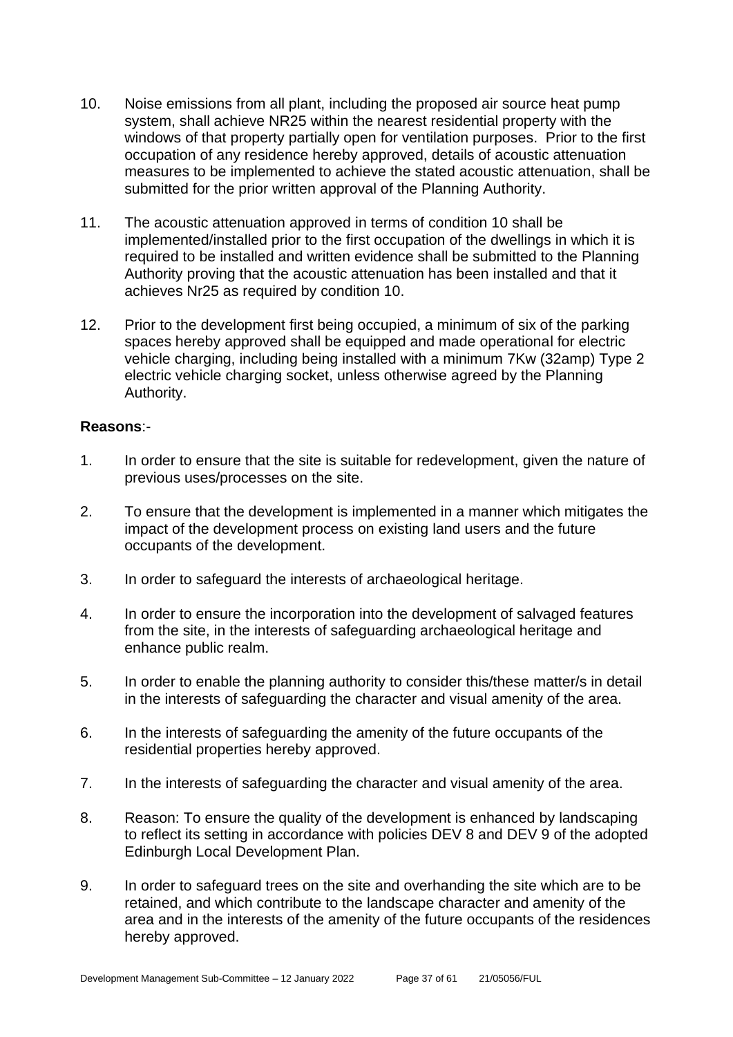10. Noise emissions from all plant, including the proposed air source heat pump system, shall achieve NR25 within the nearest residential property with the windows of that property partially open for ventilation purposes. Prior to the first occupation of any residence hereby approved, details of acoustic attenuation measures to be implemented to achieve the stated acoustic attenuation, shall be submitted for the prior written approval of the Planning Authority.

11. The acoustic attenuation approved in terms of condition 10 shall be implemented/installed prior to the first occupation of the dwellings in which it is required to be installed and written evidence shall be submitted to the Planning Authority proving that the acoustic attenuation has been installed and that it achieves Nr25 as required by condition 10.

12. Prior to the development first being occupied, a minimum of six of the parking spaces hereby approved shall be equipped and made operational for electric vehicle charging, including being installed with a minimum 7Kw (32amp) Type 2 electric vehicle charging socket, unless otherwise agreed by the Planning Authority.

**Reasons**:-

1. In order to ensure that the site is suitable for redevelopment, given the nature of previous uses/processes on the site.

2. To ensure that the development is implemented in a manner which mitigates the impact of the development process on existing land users and the future occupants of the development.

3. In order to safeguard the interests of archaeological heritage.

4. In order to ensure the incorporation into the development of salvaged features from the site, in the interests of safeguarding archaeological heritage and enhance public realm.

5. In order to enable the planning authority to consider this/these matter/s in detail in the interests of safeguarding the character and visual amenity of the area.

6. In the interests of safeguarding the amenity of the future occupants of the residential properties hereby approved.

7. In the interests of safeguarding the character and visual amenity of the area.

8. Reason: To ensure the quality of the development is enhanced by landscaping to reflect its setting in accordance with policies DEV 8 and DEV 9 of the adopted Edinburgh Local Development Plan.

9. In order to safeguard trees on the site and overhanding the site which are to be retained, and which contribute to the landscape character and amenity of the area and in the interests of the amenity of the future occupants of the residences hereby approved.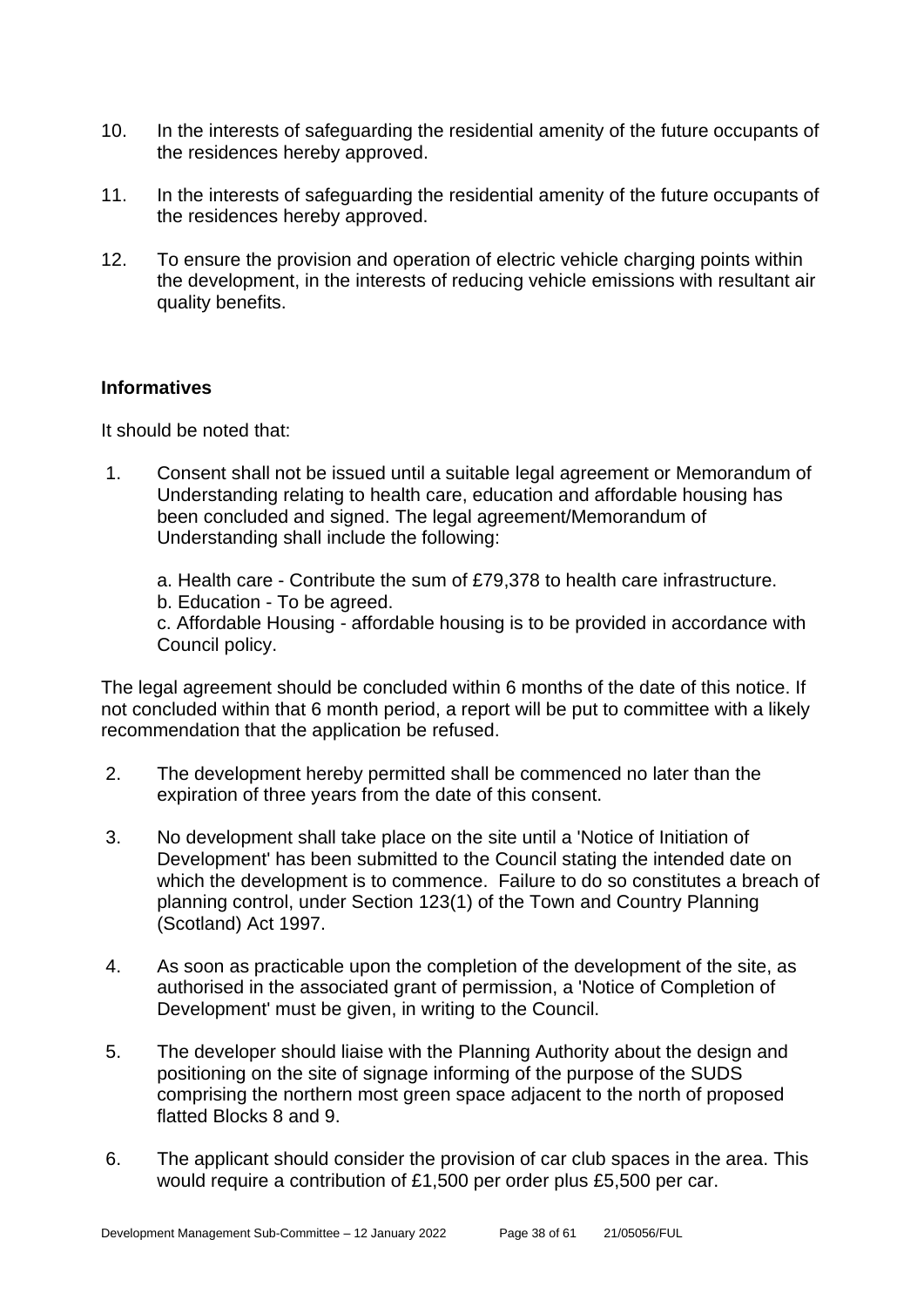10. In the interests of safeguarding the residential amenity of the future occupants of the residences hereby approved.

11. In the interests of safeguarding the residential amenity of the future occupants of the residences hereby approved.

12. To ensure the provision and operation of electric vehicle charging points within the development, in the interests of reducing vehicle emissions with resultant air quality benefits.

**Informatives**

It should be noted that:

1. Consent shall not be issued until a suitable legal agreement or Memorandum of Understanding relating to health care, education and affordable housing has been concluded and signed. The legal agreement/Memorandum of Understanding shall include the following:

   a. Health care - Contribute the sum of £79,378 to health care infrastructure.
   b. Education - To be agreed.
   c. Affordable Housing - affordable housing is to be provided in accordance with Council policy.

The legal agreement should be concluded within 6 months of the date of this notice. If not concluded within that 6 month period, a report will be put to committee with a likely recommendation that the application be refused.

2. The development hereby permitted shall be commenced no later than the expiration of three years from the date of this consent.

3. No development shall take place on the site until a 'Notice of Initiation of Development' has been submitted to the Council stating the intended date on which the development is to commence. Failure to do so constitutes a breach of planning control, under Section 123(1) of the Town and Country Planning (Scotland) Act 1997.

4. As soon as practicable upon the completion of the development of the site, as authorised in the associated grant of permission, a 'Notice of Completion of Development' must be given, in writing to the Council.

5. The developer should liaise with the Planning Authority about the design and positioning on the site of signage informing of the purpose of the SUDS comprising the northern most green space adjacent to the north of proposed flatted Blocks 8 and 9.

6. The applicant should consider the provision of car club spaces in the area. This would require a contribution of £1,500 per order plus £5,500 per car.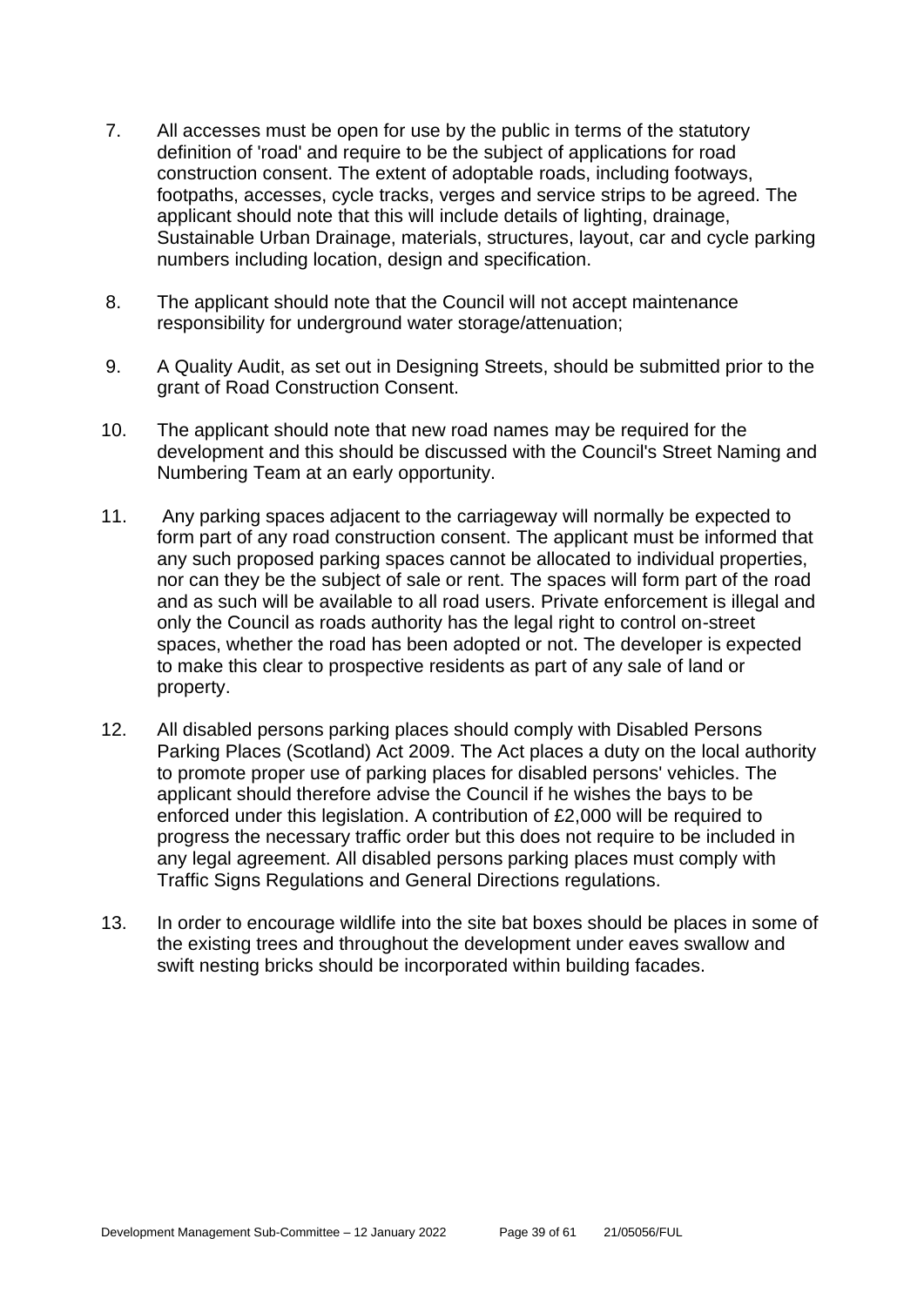7. All accesses must be open for use by the public in terms of the statutory definition of 'road' and require to be the subject of applications for road construction consent. The extent of adoptable roads, including footways, footpaths, accesses, cycle tracks, verges and service strips to be agreed. The applicant should note that this will include details of lighting, drainage, Sustainable Urban Drainage, materials, structures, layout, car and cycle parking numbers including location, design and specification.

8. The applicant should note that the Council will not accept maintenance responsibility for underground water storage/attenuation;

9. A Quality Audit, as set out in Designing Streets, should be submitted prior to the grant of Road Construction Consent.

10. The applicant should note that new road names may be required for the development and this should be discussed with the Council's Street Naming and Numbering Team at an early opportunity.

11. Any parking spaces adjacent to the carriageway will normally be expected to form part of any road construction consent. The applicant must be informed that any such proposed parking spaces cannot be allocated to individual properties, nor can they be the subject of sale or rent. The spaces will form part of the road and as such will be available to all road users. Private enforcement is illegal and only the Council as roads authority has the legal right to control on-street spaces, whether the road has been adopted or not. The developer is expected to make this clear to prospective residents as part of any sale of land or property.

12. All disabled persons parking places should comply with Disabled Persons Parking Places (Scotland) Act 2009. The Act places a duty on the local authority to promote proper use of parking places for disabled persons' vehicles. The applicant should therefore advise the Council if he wishes the bays to be enforced under this legislation. A contribution of £2,000 will be required to progress the necessary traffic order but this does not require to be included in any legal agreement. All disabled persons parking places must comply with Traffic Signs Regulations and General Directions regulations.

13. In order to encourage wildlife into the site bat boxes should be places in some of the existing trees and throughout the development under eaves swallow and swift nesting bricks should be incorporated within building facades.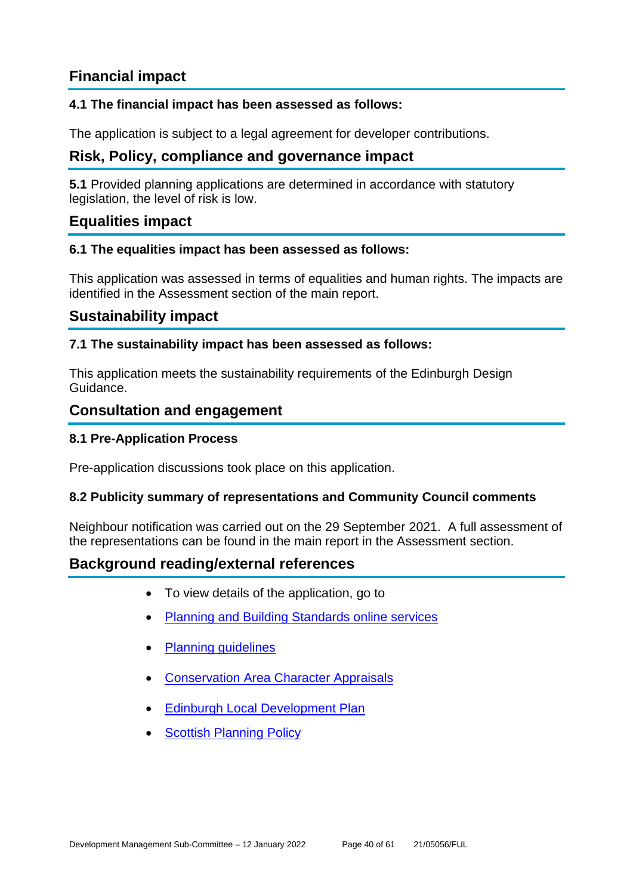## Financial impact

**4.1 The financial impact has been assessed as follows:**

The application is subject to a legal agreement for developer contributions.

## Risk, Policy, compliance and governance impact

**5.1** Provided planning applications are determined in accordance with statutory legislation, the level of risk is low.

## Equalities impact

**6.1 The equalities impact has been assessed as follows:**

This application was assessed in terms of equalities and human rights. The impacts are identified in the Assessment section of the main report.

## Sustainability impact

**7.1 The sustainability impact has been assessed as follows:**

This application meets the sustainability requirements of the Edinburgh Design Guidance.

## Consultation and engagement

**8.1 Pre-Application Process**

Pre-application discussions took place on this application.

**8.2 Publicity summary of representations and Community Council comments**

Neighbour notification was carried out on the 29 September 2021. A full assessment of the representations can be found in the main report in the Assessment section.

## Background reading/external references

- To view details of the application, go to
- Planning and Building Standards online services
- Planning guidelines
- Conservation Area Character Appraisals
- Edinburgh Local Development Plan
- Scottish Planning Policy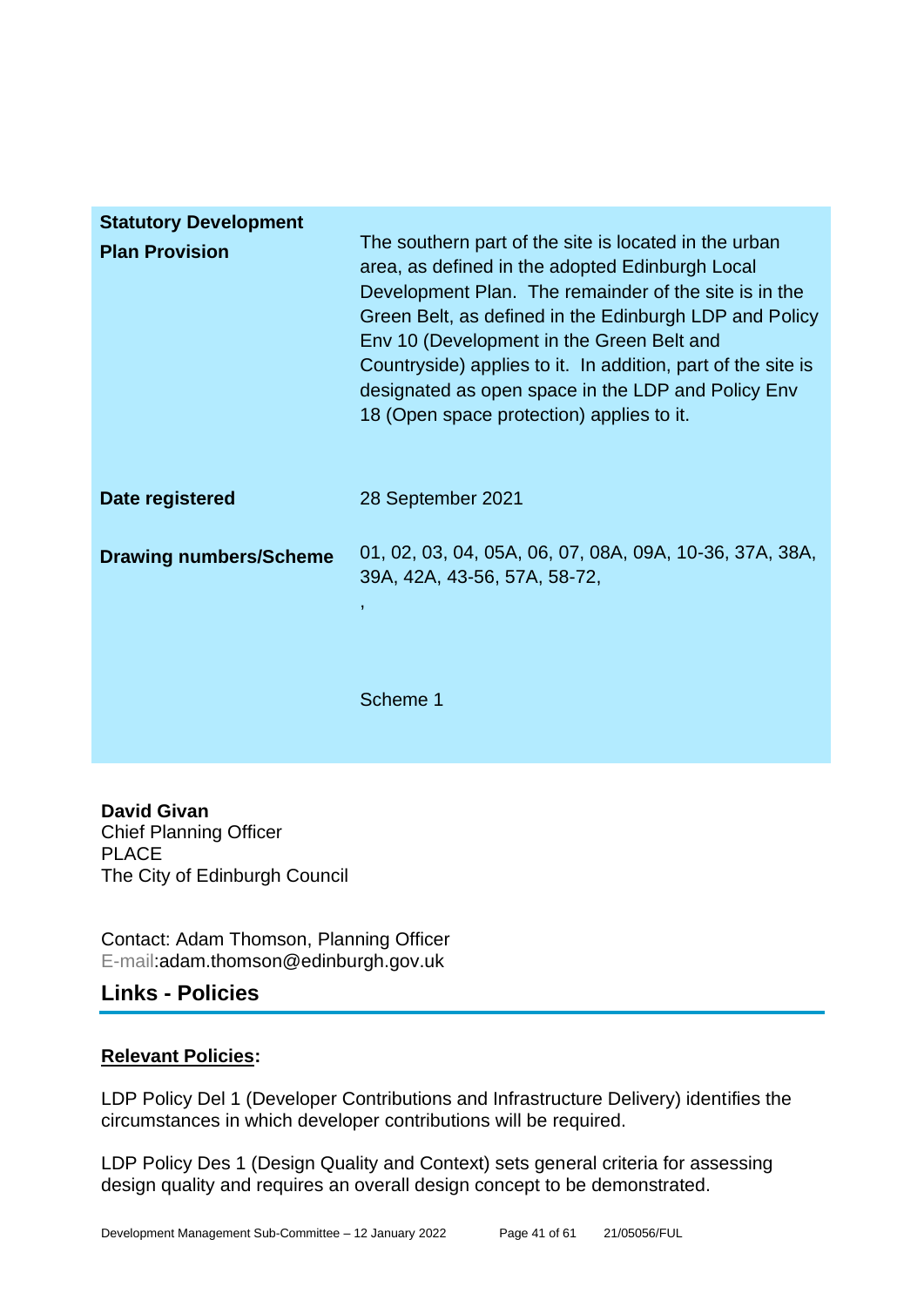| | |
|---|---|
| **Statistory Development Plan Provision** | The southern part of the site is located in the urban area, as defined in the adopted Edinburgh Local Development Plan. The remainder of the site is in the Green Belt, as defined in the Edinburgh LDP and Policy Env 10 (Development in the Green Belt and Countryside) applies to it. In addition, part of the site is designated as open space in the LDP and Policy Env 18 (Open space protection) applies to it. |
| **Date registered** | 28 September 2021 |
| **Drawing numbers/Scheme** | 01, 02, 03, 04, 05A, 06, 07, 08A, 09A, 10-36, 37A, 38A, 39A, 42A, 43-56, 57A, 58-72,<br><br>,<br><br>Scheme 1 |

**David Givan**
Chief Planning Officer
PLACE
The City of Edinburgh Council

Contact: Adam Thomson, Planning Officer
E-mail:adam.thomson@edinburgh.gov.uk

## Links - Policies

**Relevant Policies:**

LDP Policy Del 1 (Developer Contributions and Infrastructure Delivery) identifies the circumstances in which developer contributions will be required.

LDP Policy Des 1 (Design Quality and Context) sets general criteria for assessing design quality and requires an overall design concept to be demonstrated.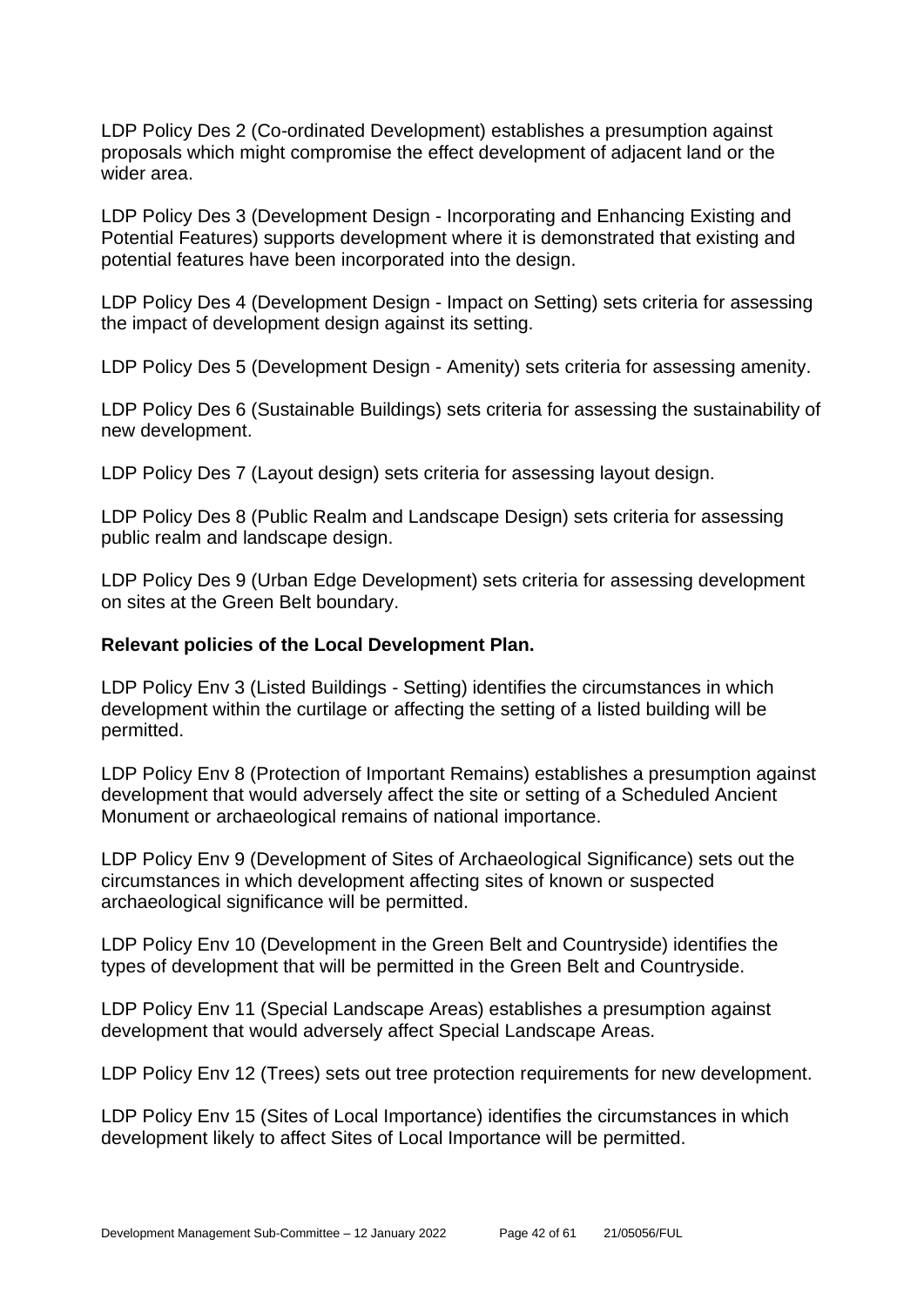LDP Policy Des 2 (Co-ordinated Development) establishes a presumption against proposals which might compromise the effect development of adjacent land or the wider area.

LDP Policy Des 3 (Development Design - Incorporating and Enhancing Existing and Potential Features) supports development where it is demonstrated that existing and potential features have been incorporated into the design.

LDP Policy Des 4 (Development Design - Impact on Setting) sets criteria for assessing the impact of development design against its setting.

LDP Policy Des 5 (Development Design - Amenity) sets criteria for assessing amenity.

LDP Policy Des 6 (Sustainable Buildings) sets criteria for assessing the sustainability of new development.

LDP Policy Des 7 (Layout design) sets criteria for assessing layout design.

LDP Policy Des 8 (Public Realm and Landscape Design) sets criteria for assessing public realm and landscape design.

LDP Policy Des 9 (Urban Edge Development) sets criteria for assessing development on sites at the Green Belt boundary.

**Relevant policies of the Local Development Plan.**

LDP Policy Env 3 (Listed Buildings - Setting) identifies the circumstances in which development within the curtilage or affecting the setting of a listed building will be permitted.

LDP Policy Env 8 (Protection of Important Remains) establishes a presumption against development that would adversely affect the site or setting of a Scheduled Ancient Monument or archaeological remains of national importance.

LDP Policy Env 9 (Development of Sites of Archaeological Significance) sets out the circumstances in which development affecting sites of known or suspected archaeological significance will be permitted.

LDP Policy Env 10 (Development in the Green Belt and Countryside) identifies the types of development that will be permitted in the Green Belt and Countryside.

LDP Policy Env 11 (Special Landscape Areas) establishes a presumption against development that would adversely affect Special Landscape Areas.

LDP Policy Env 12 (Trees) sets out tree protection requirements for new development.

LDP Policy Env 15 (Sites of Local Importance) identifies the circumstances in which development likely to affect Sites of Local Importance will be permitted.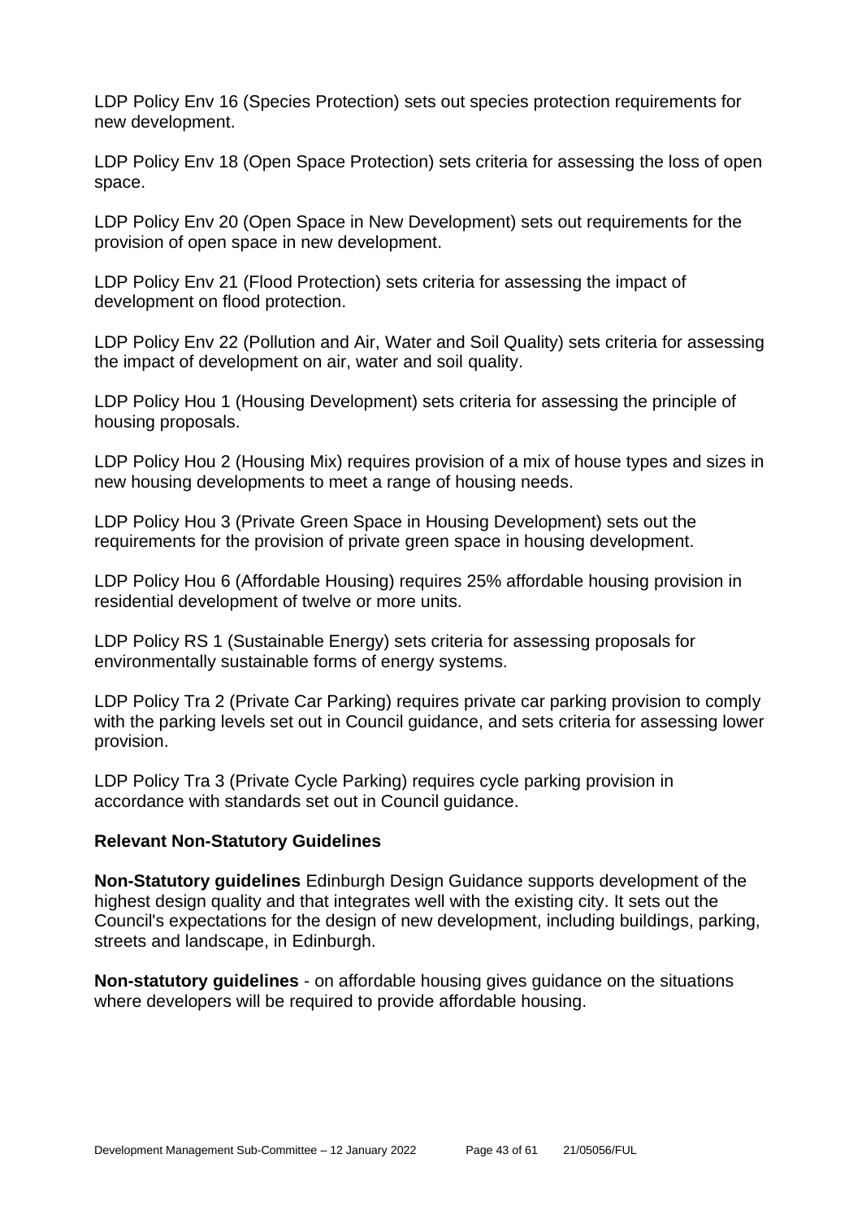LDP Policy Env 16 (Species Protection) sets out species protection requirements for new development.

LDP Policy Env 18 (Open Space Protection) sets criteria for assessing the loss of open space.

LDP Policy Env 20 (Open Space in New Development) sets out requirements for the provision of open space in new development.

LDP Policy Env 21 (Flood Protection) sets criteria for assessing the impact of development on flood protection.

LDP Policy Env 22 (Pollution and Air, Water and Soil Quality) sets criteria for assessing the impact of development on air, water and soil quality.

LDP Policy Hou 1 (Housing Development) sets criteria for assessing the principle of housing proposals.

LDP Policy Hou 2 (Housing Mix) requires provision of a mix of house types and sizes in new housing developments to meet a range of housing needs.

LDP Policy Hou 3 (Private Green Space in Housing Development) sets out the requirements for the provision of private green space in housing development.

LDP Policy Hou 6 (Affordable Housing) requires 25% affordable housing provision in residential development of twelve or more units.

LDP Policy RS 1 (Sustainable Energy) sets criteria for assessing proposals for environmentally sustainable forms of energy systems.

LDP Policy Tra 2 (Private Car Parking) requires private car parking provision to comply with the parking levels set out in Council guidance, and sets criteria for assessing lower provision.

LDP Policy Tra 3 (Private Cycle Parking) requires cycle parking provision in accordance with standards set out in Council guidance.

**Relevant Non-Statutory Guidelines**

**Non-Statutory guidelines** Edinburgh Design Guidance supports development of the highest design quality and that integrates well with the existing city. It sets out the Council's expectations for the design of new development, including buildings, parking, streets and landscape, in Edinburgh.

**Non-statutory guidelines** - on affordable housing gives guidance on the situations where developers will be required to provide affordable housing.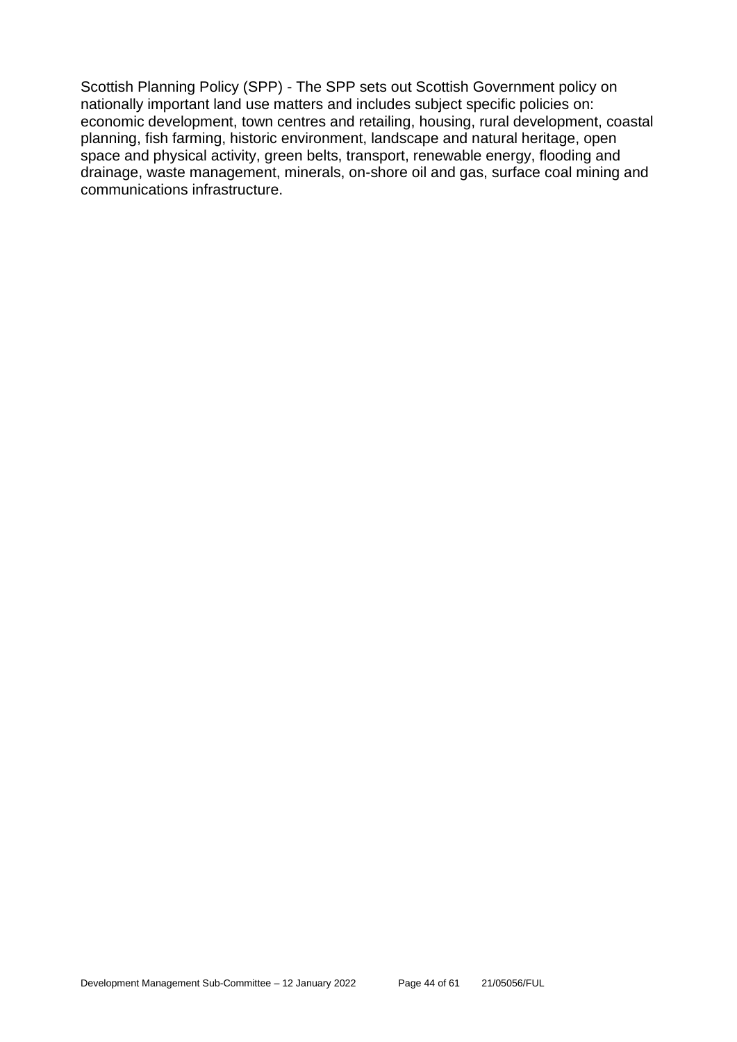Scottish Planning Policy (SPP) - The SPP sets out Scottish Government policy on nationally important land use matters and includes subject specific policies on: economic development, town centres and retailing, housing, rural development, coastal planning, fish farming, historic environment, landscape and natural heritage, open space and physical activity, green belts, transport, renewable energy, flooding and drainage, waste management, minerals, on-shore oil and gas, surface coal mining and communications infrastructure.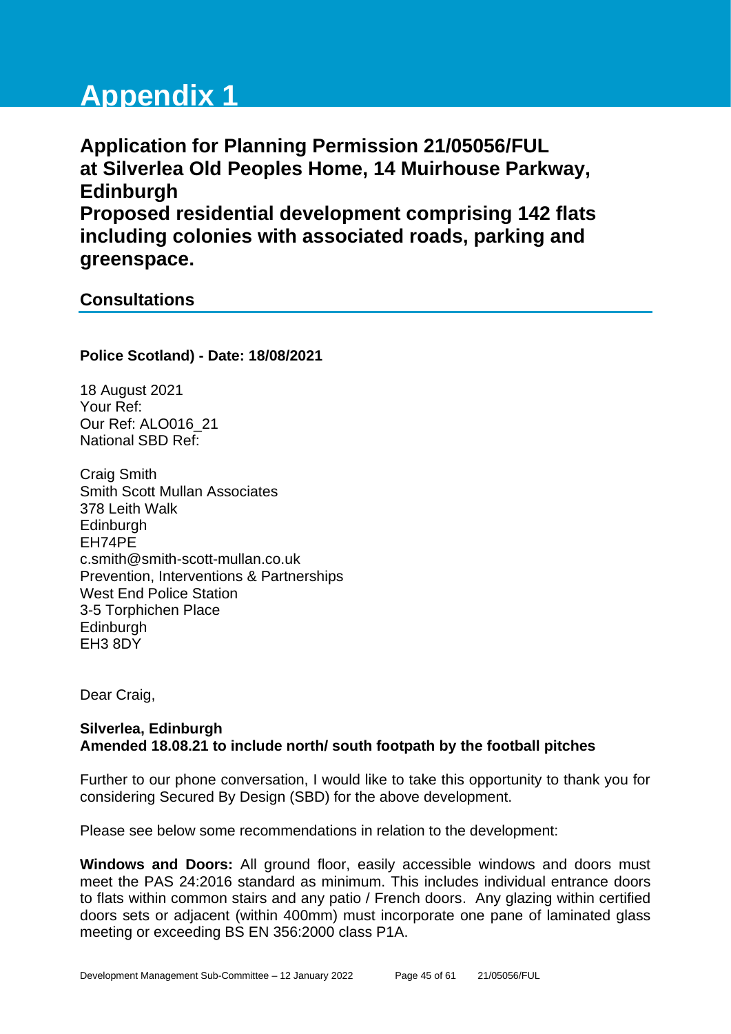# Appendix 1

## Application for Planning Permission 21/05056/FUL at Silverlea Old Peoples Home, 14 Muirhouse Parkway, Edinburgh
## Proposed residential development comprising 142 flats including colonies with associated roads, parking and greenspace.

### Consultations

**Police Scotland) - Date: 18/08/2021**

18 August 2021
Your Ref:
Our Ref: ALO016_21
National SBD Ref:

Craig Smith
Smith Scott Mullan Associates
378 Leith Walk
Edinburgh
EH74PE
c.smith@smith-scott-mullan.co.uk
Prevention, Interventions & Partnerships
West End Police Station
3-5 Torphichen Place
Edinburgh
EH3 8DY

Dear Craig,

**Silverlea, Edinburgh**
**Amended 18.08.21 to include north/ south footpath by the football pitches**

Further to our phone conversation, I would like to take this opportunity to thank you for considering Secured By Design (SBD) for the above development.

Please see below some recommendations in relation to the development:

**Windows and Doors:** All ground floor, easily accessible windows and doors must meet the PAS 24:2016 standard as minimum. This includes individual entrance doors to flats within common stairs and any patio / French doors. Any glazing within certified doors sets or adjacent (within 400mm) must incorporate one pane of laminated glass meeting or exceeding BS EN 356:2000 class P1A.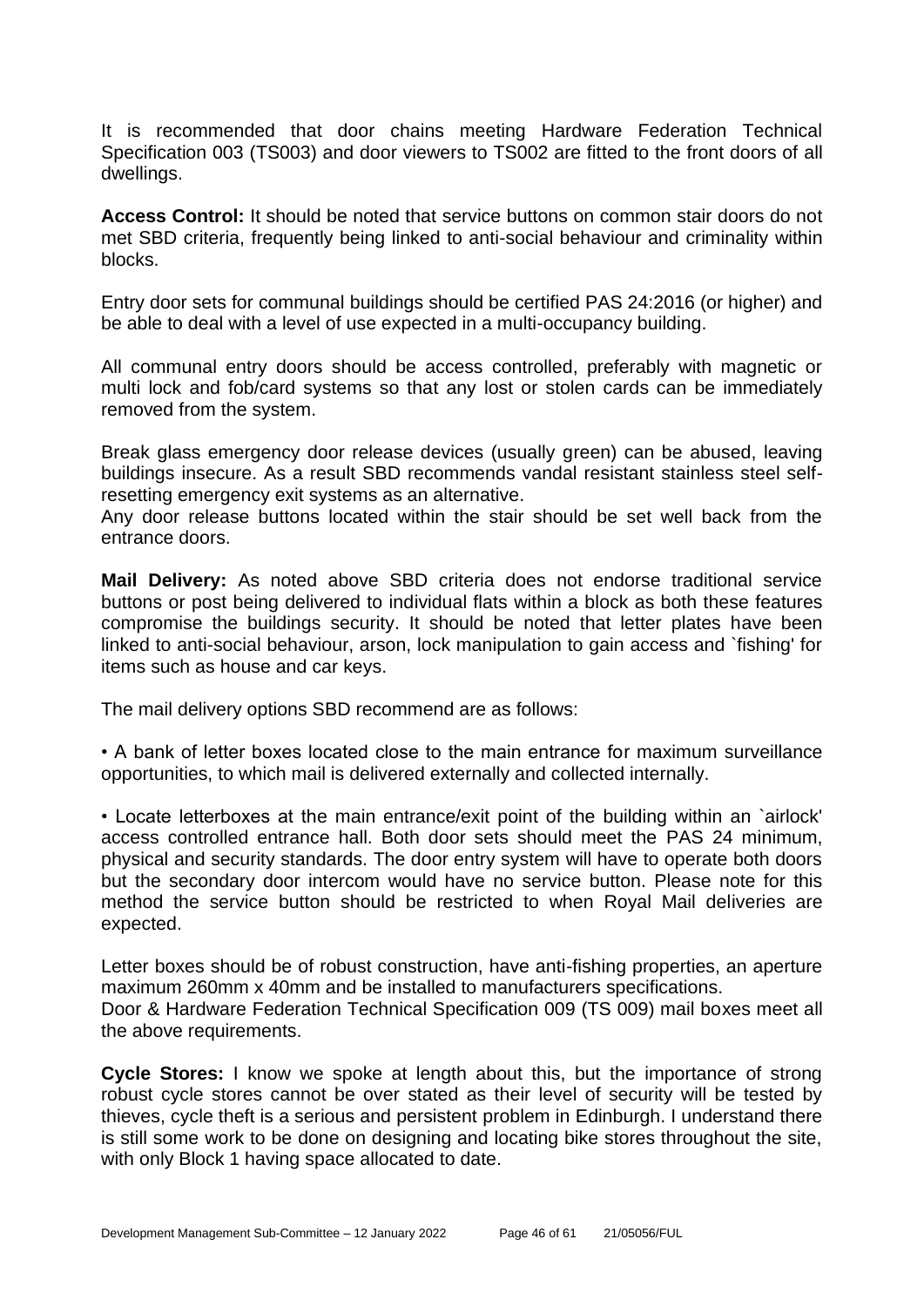It is recommended that door chains meeting Hardware Federation Technical Specification 003 (TS003) and door viewers to TS002 are fitted to the front doors of all dwellings.

**Access Control:** It should be noted that service buttons on common stair doors do not met SBD criteria, frequently being linked to anti-social behaviour and criminality within blocks.

Entry door sets for communal buildings should be certified PAS 24:2016 (or higher) and be able to deal with a level of use expected in a multi-occupancy building.

All communal entry doors should be access controlled, preferably with magnetic or multi lock and fob/card systems so that any lost or stolen cards can be immediately removed from the system.

Break glass emergency door release devices (usually green) can be abused, leaving buildings insecure. As a result SBD recommends vandal resistant stainless steel self-resetting emergency exit systems as an alternative.
Any door release buttons located within the stair should be set well back from the entrance doors.

**Mail Delivery:** As noted above SBD criteria does not endorse traditional service buttons or post being delivered to individual flats within a block as both these features compromise the buildings security. It should be noted that letter plates have been linked to anti-social behaviour, arson, lock manipulation to gain access and `fishing' for items such as house and car keys.

The mail delivery options SBD recommend are as follows:

• A bank of letter boxes located close to the main entrance for maximum surveillance opportunities, to which mail is delivered externally and collected internally.

• Locate letterboxes at the main entrance/exit point of the building within an `airlock' access controlled entrance hall. Both door sets should meet the PAS 24 minimum, physical and security standards. The door entry system will have to operate both doors but the secondary door intercom would have no service button. Please note for this method the service button should be restricted to when Royal Mail deliveries are expected.

Letter boxes should be of robust construction, have anti-fishing properties, an aperture maximum 260mm x 40mm and be installed to manufacturers specifications.
Door & Hardware Federation Technical Specification 009 (TS 009) mail boxes meet all the above requirements.

**Cycle Stores:** I know we spoke at length about this, but the importance of strong robust cycle stores cannot be over stated as their level of security will be tested by thieves, cycle theft is a serious and persistent problem in Edinburgh. I understand there is still some work to be done on designing and locating bike stores throughout the site, with only Block 1 having space allocated to date.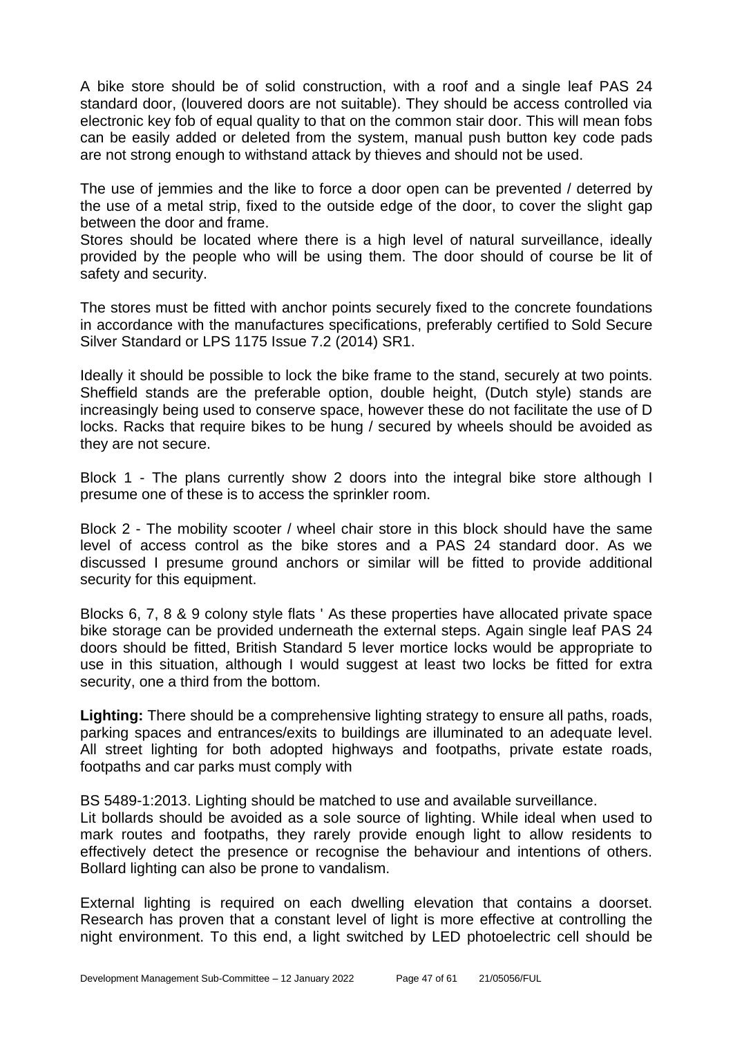A bike store should be of solid construction, with a roof and a single leaf PAS 24 standard door, (louvered doors are not suitable). They should be access controlled via electronic key fob of equal quality to that on the common stair door. This will mean fobs can be easily added or deleted from the system, manual push button key code pads are not strong enough to withstand attack by thieves and should not be used.

The use of jemmies and the like to force a door open can be prevented / deterred by the use of a metal strip, fixed to the outside edge of the door, to cover the slight gap between the door and frame.
Stores should be located where there is a high level of natural surveillance, ideally provided by the people who will be using them. The door should of course be lit of safety and security.

The stores must be fitted with anchor points securely fixed to the concrete foundations in accordance with the manufactures specifications, preferably certified to Sold Secure Silver Standard or LPS 1175 Issue 7.2 (2014) SR1.

Ideally it should be possible to lock the bike frame to the stand, securely at two points. Sheffield stands are the preferable option, double height, (Dutch style) stands are increasingly being used to conserve space, however these do not facilitate the use of D locks. Racks that require bikes to be hung / secured by wheels should be avoided as they are not secure.

Block 1 - The plans currently show 2 doors into the integral bike store although I presume one of these is to access the sprinkler room.

Block 2 - The mobility scooter / wheel chair store in this block should have the same level of access control as the bike stores and a PAS 24 standard door. As we discussed I presume ground anchors or similar will be fitted to provide additional security for this equipment.

Blocks 6, 7, 8 & 9 colony style flats ' As these properties have allocated private space bike storage can be provided underneath the external steps. Again single leaf PAS 24 doors should be fitted, British Standard 5 lever mortice locks would be appropriate to use in this situation, although I would suggest at least two locks be fitted for extra security, one a third from the bottom.

**Lighting:** There should be a comprehensive lighting strategy to ensure all paths, roads, parking spaces and entrances/exits to buildings are illuminated to an adequate level. All street lighting for both adopted highways and footpaths, private estate roads, footpaths and car parks must comply with

BS 5489-1:2013. Lighting should be matched to use and available surveillance.
Lit bollards should be avoided as a sole source of lighting. While ideal when used to mark routes and footpaths, they rarely provide enough light to allow residents to effectively detect the presence or recognise the behaviour and intentions of others. Bollard lighting can also be prone to vandalism.

External lighting is required on each dwelling elevation that contains a doorset. Research has proven that a constant level of light is more effective at controlling the night environment. To this end, a light switched by LED photoelectric cell should be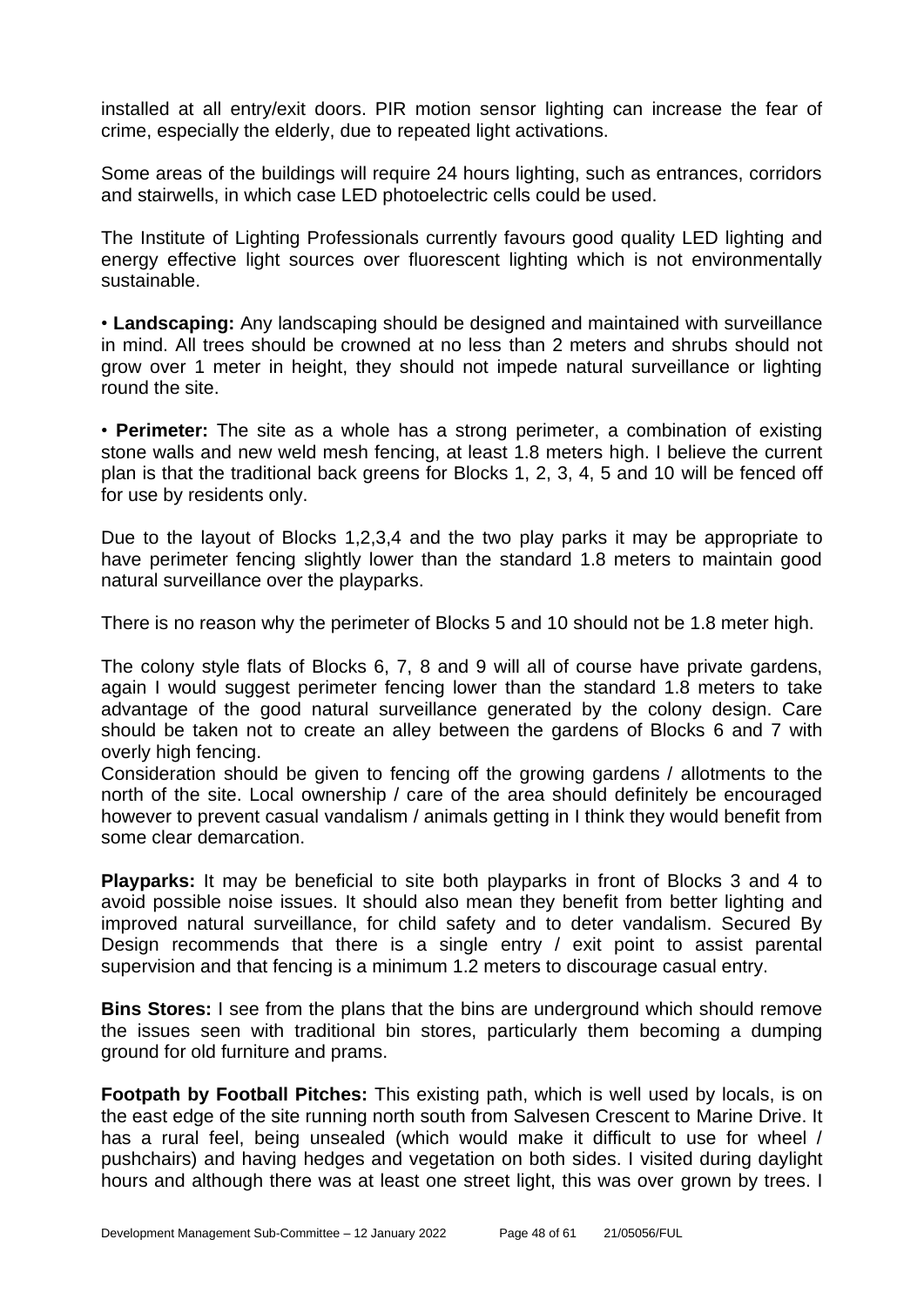installed at all entry/exit doors. PIR motion sensor lighting can increase the fear of crime, especially the elderly, due to repeated light activations.

Some areas of the buildings will require 24 hours lighting, such as entrances, corridors and stairwells, in which case LED photoelectric cells could be used.

The Institute of Lighting Professionals currently favours good quality LED lighting and energy effective light sources over fluorescent lighting which is not environmentally sustainable.

• **Landscaping:** Any landscaping should be designed and maintained with surveillance in mind. All trees should be crowned at no less than 2 meters and shrubs should not grow over 1 meter in height, they should not impede natural surveillance or lighting round the site.

• **Perimeter:** The site as a whole has a strong perimeter, a combination of existing stone walls and new weld mesh fencing, at least 1.8 meters high. I believe the current plan is that the traditional back greens for Blocks 1, 2, 3, 4, 5 and 10 will be fenced off for use by residents only.

Due to the layout of Blocks 1,2,3,4 and the two play parks it may be appropriate to have perimeter fencing slightly lower than the standard 1.8 meters to maintain good natural surveillance over the playparks.

There is no reason why the perimeter of Blocks 5 and 10 should not be 1.8 meter high.

The colony style flats of Blocks 6, 7, 8 and 9 will all of course have private gardens, again I would suggest perimeter fencing lower than the standard 1.8 meters to take advantage of the good natural surveillance generated by the colony design. Care should be taken not to create an alley between the gardens of Blocks 6 and 7 with overly high fencing.
Consideration should be given to fencing off the growing gardens / allotments to the north of the site. Local ownership / care of the area should definitely be encouraged however to prevent casual vandalism / animals getting in I think they would benefit from some clear demarcation.

**Playparks:** It may be beneficial to site both playparks in front of Blocks 3 and 4 to avoid possible noise issues. It should also mean they benefit from better lighting and improved natural surveillance, for child safety and to deter vandalism. Secured By Design recommends that there is a single entry / exit point to assist parental supervision and that fencing is a minimum 1.2 meters to discourage casual entry.

**Bins Stores:** I see from the plans that the bins are underground which should remove the issues seen with traditional bin stores, particularly them becoming a dumping ground for old furniture and prams.

**Footpath by Football Pitches:** This existing path, which is well used by locals, is on the east edge of the site running north south from Salvesen Crescent to Marine Drive. It has a rural feel, being unsealed (which would make it difficult to use for wheel / pushchairs) and having hedges and vegetation on both sides. I visited during daylight hours and although there was at least one street light, this was over grown by trees. I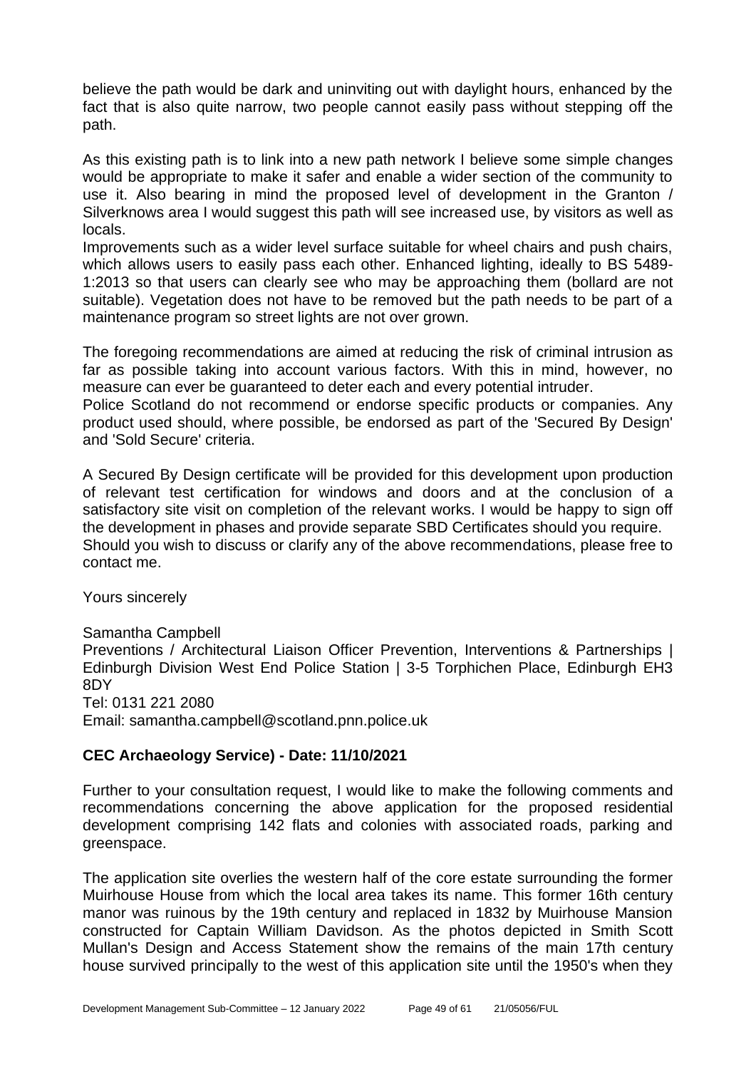believe the path would be dark and uninviting out with daylight hours, enhanced by the fact that is also quite narrow, two people cannot easily pass without stepping off the path.

As this existing path is to link into a new path network I believe some simple changes would be appropriate to make it safer and enable a wider section of the community to use it. Also bearing in mind the proposed level of development in the Granton / Silverknows area I would suggest this path will see increased use, by visitors as well as locals.

Improvements such as a wider level surface suitable for wheel chairs and push chairs, which allows users to easily pass each other. Enhanced lighting, ideally to BS 5489-1:2013 so that users can clearly see who may be approaching them (bollard are not suitable). Vegetation does not have to be removed but the path needs to be part of a maintenance program so street lights are not over grown.

The foregoing recommendations are aimed at reducing the risk of criminal intrusion as far as possible taking into account various factors. With this in mind, however, no measure can ever be guaranteed to deter each and every potential intruder.

Police Scotland do not recommend or endorse specific products or companies. Any product used should, where possible, be endorsed as part of the 'Secured By Design' and 'Sold Secure' criteria.

A Secured By Design certificate will be provided for this development upon production of relevant test certification for windows and doors and at the conclusion of a satisfactory site visit on completion of the relevant works. I would be happy to sign off the development in phases and provide separate SBD Certificates should you require.

Should you wish to discuss or clarify any of the above recommendations, please free to contact me.

Yours sincerely

Samantha Campbell

Preventions / Architectural Liaison Officer Prevention, Interventions & Partnerships | Edinburgh Division West End Police Station | 3-5 Torphichen Place, Edinburgh EH3 8DY

Tel: 0131 221 2080

Email: samantha.campbell@scotland.pnn.police.uk

**CEC Archaeology Service) - Date: 11/10/2021**

Further to your consultation request, I would like to make the following comments and recommendations concerning the above application for the proposed residential development comprising 142 flats and colonies with associated roads, parking and greenspace.

The application site overlies the western half of the core estate surrounding the former Muirhouse House from which the local area takes its name. This former 16th century manor was ruinous by the 19th century and replaced in 1832 by Muirhouse Mansion constructed for Captain William Davidson. As the photos depicted in Smith Scott Mullan's Design and Access Statement show the remains of the main 17th century house survived principally to the west of this application site until the 1950's when they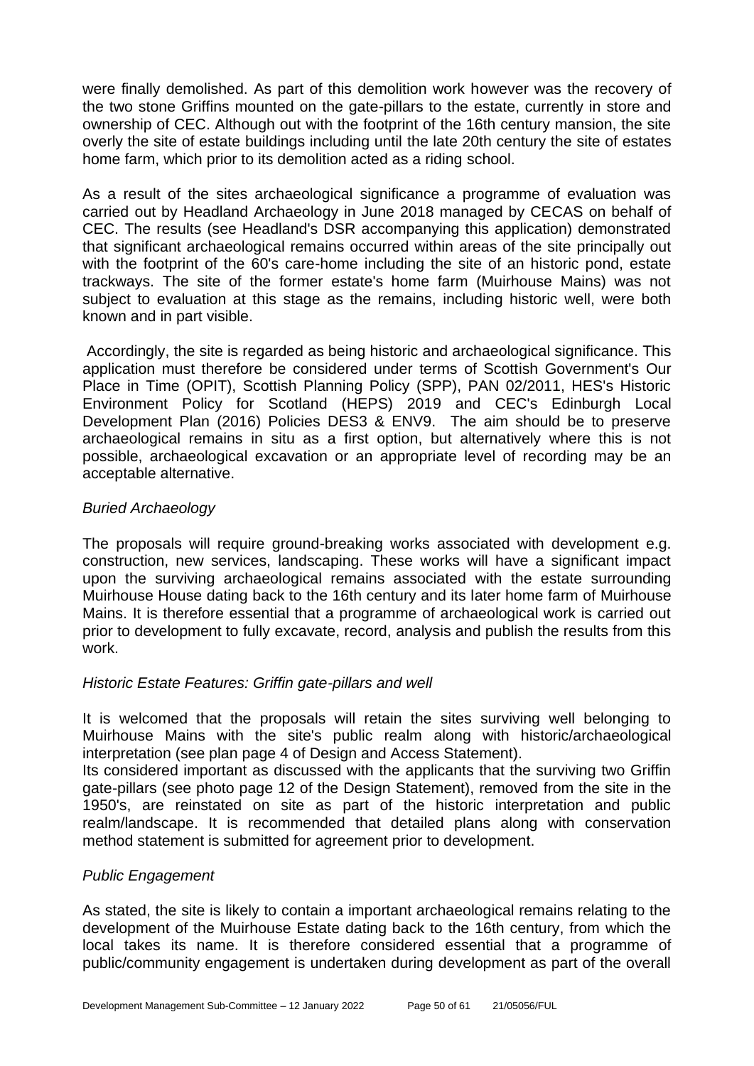were finally demolished. As part of this demolition work however was the recovery of the two stone Griffins mounted on the gate-pillars to the estate, currently in store and ownership of CEC. Although out with the footprint of the 16th century mansion, the site overly the site of estate buildings including until the late 20th century the site of estates home farm, which prior to its demolition acted as a riding school.

As a result of the sites archaeological significance a programme of evaluation was carried out by Headland Archaeology in June 2018 managed by CECAS on behalf of CEC. The results (see Headland's DSR accompanying this application) demonstrated that significant archaeological remains occurred within areas of the site principally out with the footprint of the 60's care-home including the site of an historic pond, estate trackways. The site of the former estate's home farm (Muirhouse Mains) was not subject to evaluation at this stage as the remains, including historic well, were both known and in part visible.

Accordingly, the site is regarded as being historic and archaeological significance. This application must therefore be considered under terms of Scottish Government's Our Place in Time (OPIT), Scottish Planning Policy (SPP), PAN 02/2011, HES's Historic Environment Policy for Scotland (HEPS) 2019 and CEC's Edinburgh Local Development Plan (2016) Policies DES3 & ENV9. The aim should be to preserve archaeological remains in situ as a first option, but alternatively where this is not possible, archaeological excavation or an appropriate level of recording may be an acceptable alternative.

*Buried Archaeology*

The proposals will require ground-breaking works associated with development e.g. construction, new services, landscaping. These works will have a significant impact upon the surviving archaeological remains associated with the estate surrounding Muirhouse House dating back to the 16th century and its later home farm of Muirhouse Mains. It is therefore essential that a programme of archaeological work is carried out prior to development to fully excavate, record, analysis and publish the results from this work.

*Historic Estate Features: Griffin gate-pillars and well*

It is welcomed that the proposals will retain the sites surviving well belonging to Muirhouse Mains with the site's public realm along with historic/archaeological interpretation (see plan page 4 of Design and Access Statement).

Its considered important as discussed with the applicants that the surviving two Griffin gate-pillars (see photo page 12 of the Design Statement), removed from the site in the 1950's, are reinstated on site as part of the historic interpretation and public realm/landscape. It is recommended that detailed plans along with conservation method statement is submitted for agreement prior to development.

*Public Engagement*

As stated, the site is likely to contain a important archaeological remains relating to the development of the Muirhouse Estate dating back to the 16th century, from which the local takes its name. It is therefore considered essential that a programme of public/community engagement is undertaken during development as part of the overall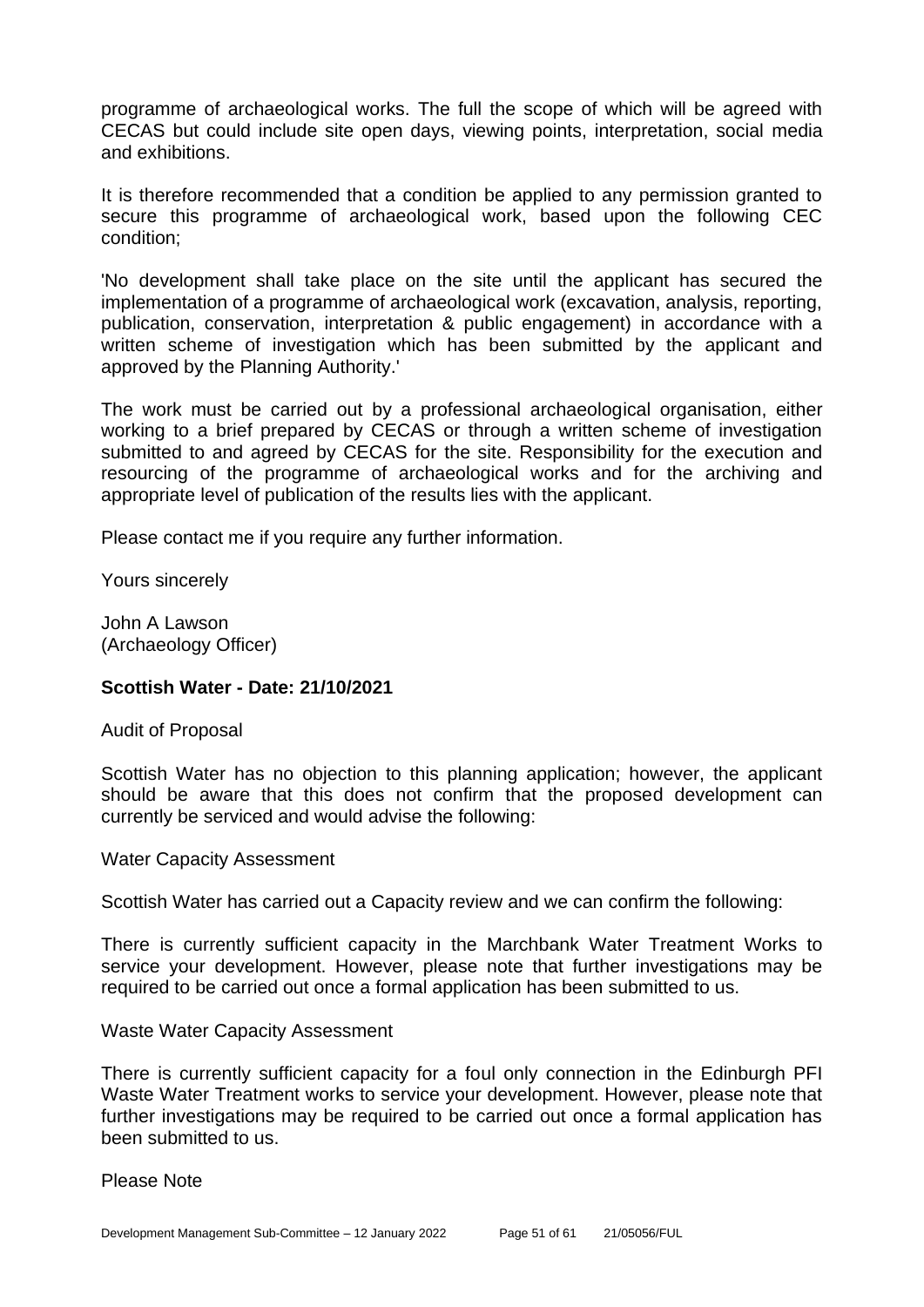programme of archaeological works. The full the scope of which will be agreed with CECAS but could include site open days, viewing points, interpretation, social media and exhibitions.

It is therefore recommended that a condition be applied to any permission granted to secure this programme of archaeological work, based upon the following CEC condition;

'No development shall take place on the site until the applicant has secured the implementation of a programme of archaeological work (excavation, analysis, reporting, publication, conservation, interpretation & public engagement) in accordance with a written scheme of investigation which has been submitted by the applicant and approved by the Planning Authority.'

The work must be carried out by a professional archaeological organisation, either working to a brief prepared by CECAS or through a written scheme of investigation submitted to and agreed by CECAS for the site. Responsibility for the execution and resourcing of the programme of archaeological works and for the archiving and appropriate level of publication of the results lies with the applicant.

Please contact me if you require any further information.

Yours sincerely

John A Lawson
(Archaeology Officer)

**Scottish Water - Date: 21/10/2021**

Audit of Proposal

Scottish Water has no objection to this planning application; however, the applicant should be aware that this does not confirm that the proposed development can currently be serviced and would advise the following:

Water Capacity Assessment

Scottish Water has carried out a Capacity review and we can confirm the following:

There is currently sufficient capacity in the Marchbank Water Treatment Works to service your development. However, please note that further investigations may be required to be carried out once a formal application has been submitted to us.

Waste Water Capacity Assessment

There is currently sufficient capacity for a foul only connection in the Edinburgh PFI Waste Water Treatment works to service your development. However, please note that further investigations may be required to be carried out once a formal application has been submitted to us.

Please Note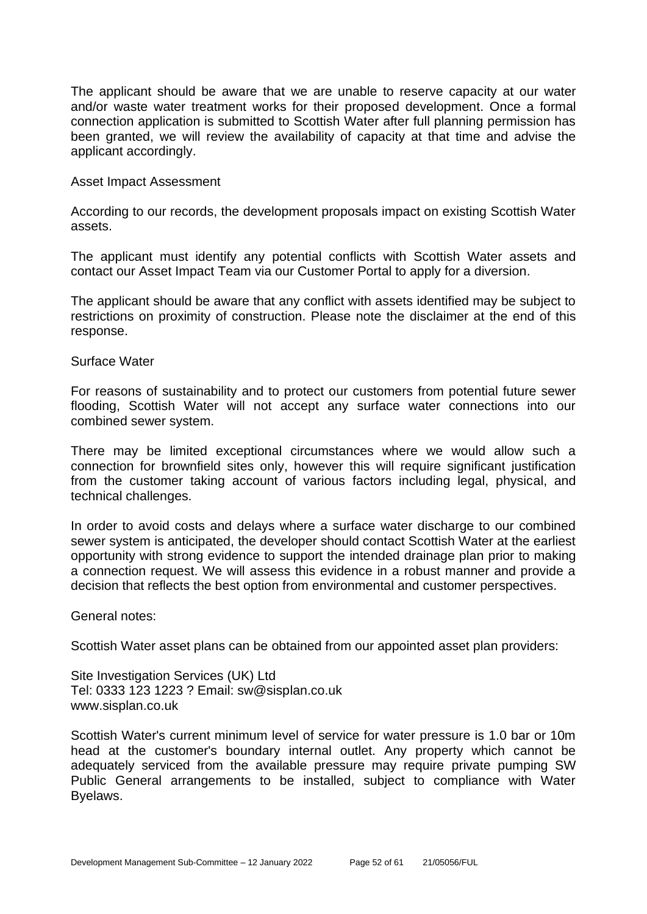The applicant should be aware that we are unable to reserve capacity at our water and/or waste water treatment works for their proposed development. Once a formal connection application is submitted to Scottish Water after full planning permission has been granted, we will review the availability of capacity at that time and advise the applicant accordingly.

Asset Impact Assessment

According to our records, the development proposals impact on existing Scottish Water assets.

The applicant must identify any potential conflicts with Scottish Water assets and contact our Asset Impact Team via our Customer Portal to apply for a diversion.

The applicant should be aware that any conflict with assets identified may be subject to restrictions on proximity of construction. Please note the disclaimer at the end of this response.

Surface Water

For reasons of sustainability and to protect our customers from potential future sewer flooding, Scottish Water will not accept any surface water connections into our combined sewer system.

There may be limited exceptional circumstances where we would allow such a connection for brownfield sites only, however this will require significant justification from the customer taking account of various factors including legal, physical, and technical challenges.

In order to avoid costs and delays where a surface water discharge to our combined sewer system is anticipated, the developer should contact Scottish Water at the earliest opportunity with strong evidence to support the intended drainage plan prior to making a connection request. We will assess this evidence in a robust manner and provide a decision that reflects the best option from environmental and customer perspectives.

General notes:

Scottish Water asset plans can be obtained from our appointed asset plan providers:

Site Investigation Services (UK) Ltd
Tel: 0333 123 1223 ? Email: sw@sisplan.co.uk
www.sisplan.co.uk

Scottish Water's current minimum level of service for water pressure is 1.0 bar or 10m head at the customer's boundary internal outlet. Any property which cannot be adequately serviced from the available pressure may require private pumping SW Public General arrangements to be installed, subject to compliance with Water Byelaws.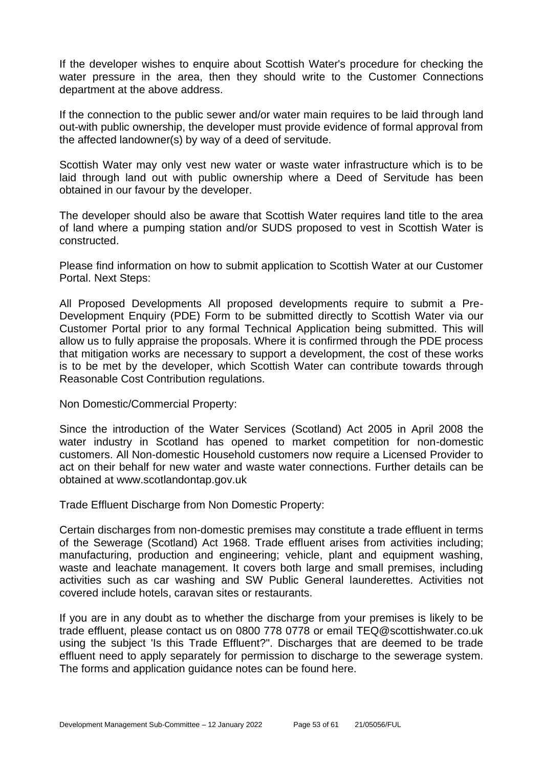If the developer wishes to enquire about Scottish Water's procedure for checking the water pressure in the area, then they should write to the Customer Connections department at the above address.

If the connection to the public sewer and/or water main requires to be laid through land out-with public ownership, the developer must provide evidence of formal approval from the affected landowner(s) by way of a deed of servitude.

Scottish Water may only vest new water or waste water infrastructure which is to be laid through land out with public ownership where a Deed of Servitude has been obtained in our favour by the developer.

The developer should also be aware that Scottish Water requires land title to the area of land where a pumping station and/or SUDS proposed to vest in Scottish Water is constructed.

Please find information on how to submit application to Scottish Water at our Customer Portal. Next Steps:

All Proposed Developments All proposed developments require to submit a Pre-Development Enquiry (PDE) Form to be submitted directly to Scottish Water via our Customer Portal prior to any formal Technical Application being submitted. This will allow us to fully appraise the proposals. Where it is confirmed through the PDE process that mitigation works are necessary to support a development, the cost of these works is to be met by the developer, which Scottish Water can contribute towards through Reasonable Cost Contribution regulations.

Non Domestic/Commercial Property:

Since the introduction of the Water Services (Scotland) Act 2005 in April 2008 the water industry in Scotland has opened to market competition for non-domestic customers. All Non-domestic Household customers now require a Licensed Provider to act on their behalf for new water and waste water connections. Further details can be obtained at www.scotlandontap.gov.uk

Trade Effluent Discharge from Non Domestic Property:

Certain discharges from non-domestic premises may constitute a trade effluent in terms of the Sewerage (Scotland) Act 1968. Trade effluent arises from activities including; manufacturing, production and engineering; vehicle, plant and equipment washing, waste and leachate management. It covers both large and small premises, including activities such as car washing and SW Public General launderettes. Activities not covered include hotels, caravan sites or restaurants.

If you are in any doubt as to whether the discharge from your premises is likely to be trade effluent, please contact us on 0800 778 0778 or email TEQ@scottishwater.co.uk using the subject 'Is this Trade Effluent?". Discharges that are deemed to be trade effluent need to apply separately for permission to discharge to the sewerage system. The forms and application guidance notes can be found here.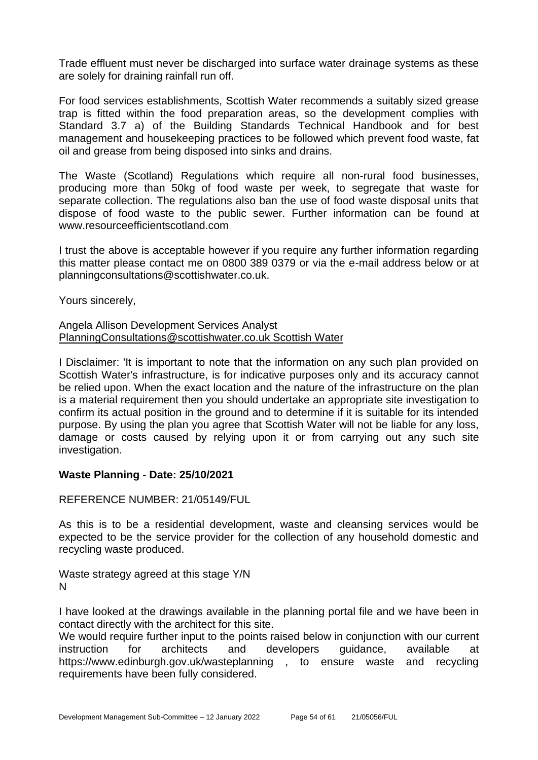Trade effluent must never be discharged into surface water drainage systems as these are solely for draining rainfall run off.

For food services establishments, Scottish Water recommends a suitably sized grease trap is fitted within the food preparation areas, so the development complies with Standard 3.7 a) of the Building Standards Technical Handbook and for best management and housekeeping practices to be followed which prevent food waste, fat oil and grease from being disposed into sinks and drains.

The Waste (Scotland) Regulations which require all non-rural food businesses, producing more than 50kg of food waste per week, to segregate that waste for separate collection. The regulations also ban the use of food waste disposal units that dispose of food waste to the public sewer. Further information can be found at www.resourceefficientscotland.com

I trust the above is acceptable however if you require any further information regarding this matter please contact me on 0800 389 0379 or via the e-mail address below or at planningconsultations@scottishwater.co.uk.

Yours sincerely,

Angela Allison Development Services Analyst
PlanningConsultations@scottishwater.co.uk Scottish Water

I Disclaimer: 'It is important to note that the information on any such plan provided on Scottish Water's infrastructure, is for indicative purposes only and its accuracy cannot be relied upon. When the exact location and the nature of the infrastructure on the plan is a material requirement then you should undertake an appropriate site investigation to confirm its actual position in the ground and to determine if it is suitable for its intended purpose. By using the plan you agree that Scottish Water will not be liable for any loss, damage or costs caused by relying upon it or from carrying out any such site investigation.

**Waste Planning - Date: 25/10/2021**

REFERENCE NUMBER: 21/05149/FUL

As this is to be a residential development, waste and cleansing services would be expected to be the service provider for the collection of any household domestic and recycling waste produced.

Waste strategy agreed at this stage Y/N
N

I have looked at the drawings available in the planning portal file and we have been in contact directly with the architect for this site.
We would require further input to the points raised below in conjunction with our current instruction for architects and developers guidance, available at https://www.edinburgh.gov.uk/wasteplanning , to ensure waste and recycling requirements have been fully considered.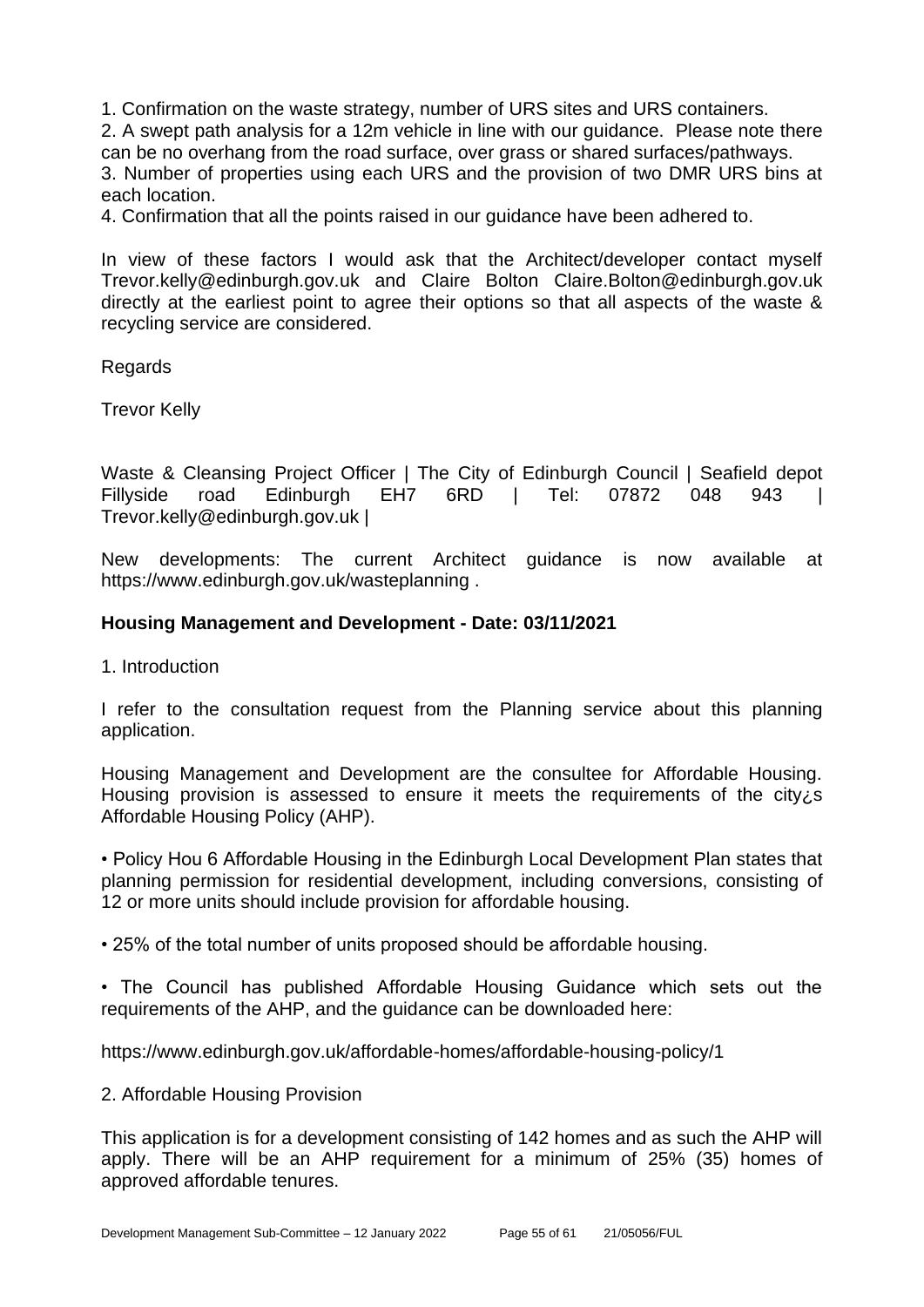1. Confirmation on the waste strategy, number of URS sites and URS containers.
2. A swept path analysis for a 12m vehicle in line with our guidance. Please note there can be no overhang from the road surface, over grass or shared surfaces/pathways.
3. Number of properties using each URS and the provision of two DMR URS bins at each location.
4. Confirmation that all the points raised in our guidance have been adhered to.

In view of these factors I would ask that the Architect/developer contact myself Trevor.kelly@edinburgh.gov.uk and Claire Bolton Claire.Bolton@edinburgh.gov.uk directly at the earliest point to agree their options so that all aspects of the waste & recycling service are considered.

Regards

Trevor Kelly

Waste & Cleansing Project Officer | The City of Edinburgh Council | Seafield depot Fillyside road Edinburgh EH7 6RD | Tel: 07872 048 943 | Trevor.kelly@edinburgh.gov.uk |

New developments: The current Architect guidance is now available at https://www.edinburgh.gov.uk/wasteplanning .

**Housing Management and Development - Date: 03/11/2021**

1. Introduction

I refer to the consultation request from the Planning service about this planning application.

Housing Management and Development are the consultee for Affordable Housing. Housing provision is assessed to ensure it meets the requirements of the city¿s Affordable Housing Policy (AHP).

• Policy Hou 6 Affordable Housing in the Edinburgh Local Development Plan states that planning permission for residential development, including conversions, consisting of 12 or more units should include provision for affordable housing.

• 25% of the total number of units proposed should be affordable housing.

• The Council has published Affordable Housing Guidance which sets out the requirements of the AHP, and the guidance can be downloaded here:

https://www.edinburgh.gov.uk/affordable-homes/affordable-housing-policy/1

2. Affordable Housing Provision

This application is for a development consisting of 142 homes and as such the AHP will apply. There will be an AHP requirement for a minimum of 25% (35) homes of approved affordable tenures.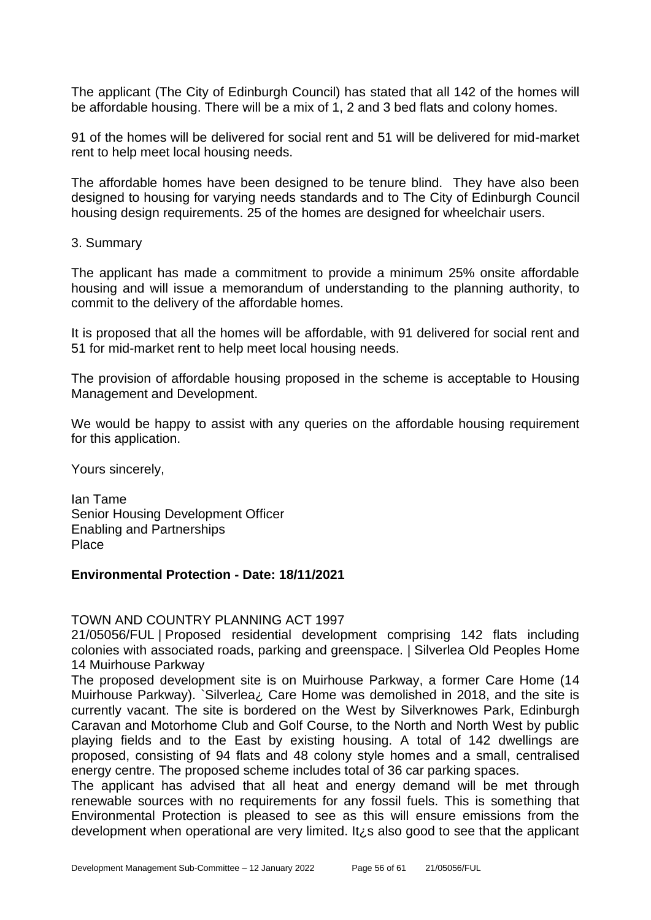The applicant (The City of Edinburgh Council) has stated that all 142 of the homes will be affordable housing. There will be a mix of 1, 2 and 3 bed flats and colony homes.

91 of the homes will be delivered for social rent and 51 will be delivered for mid-market rent to help meet local housing needs.

The affordable homes have been designed to be tenure blind. They have also been designed to housing for varying needs standards and to The City of Edinburgh Council housing design requirements. 25 of the homes are designed for wheelchair users.

3. Summary

The applicant has made a commitment to provide a minimum 25% onsite affordable housing and will issue a memorandum of understanding to the planning authority, to commit to the delivery of the affordable homes.

It is proposed that all the homes will be affordable, with 91 delivered for social rent and 51 for mid-market rent to help meet local housing needs.

The provision of affordable housing proposed in the scheme is acceptable to Housing Management and Development.

We would be happy to assist with any queries on the affordable housing requirement for this application.

Yours sincerely,

Ian Tame
Senior Housing Development Officer
Enabling and Partnerships
Place

**Environmental Protection - Date: 18/11/2021**

TOWN AND COUNTRY PLANNING ACT 1997
21/05056/FUL | Proposed residential development comprising 142 flats including colonies with associated roads, parking and greenspace. | Silverlea Old Peoples Home 14 Muirhouse Parkway

The proposed development site is on Muirhouse Parkway, a former Care Home (14 Muirhouse Parkway). `Silverlea¿ Care Home was demolished in 2018, and the site is currently vacant. The site is bordered on the West by Silverknowes Park, Edinburgh Caravan and Motorhome Club and Golf Course, to the North and North West by public playing fields and to the East by existing housing. A total of 142 dwellings are proposed, consisting of 94 flats and 48 colony style homes and a small, centralised energy centre. The proposed scheme includes total of 36 car parking spaces.

The applicant has advised that all heat and energy demand will be met through renewable sources with no requirements for any fossil fuels. This is something that Environmental Protection is pleased to see as this will ensure emissions from the development when operational are very limited. It¿s also good to see that the applicant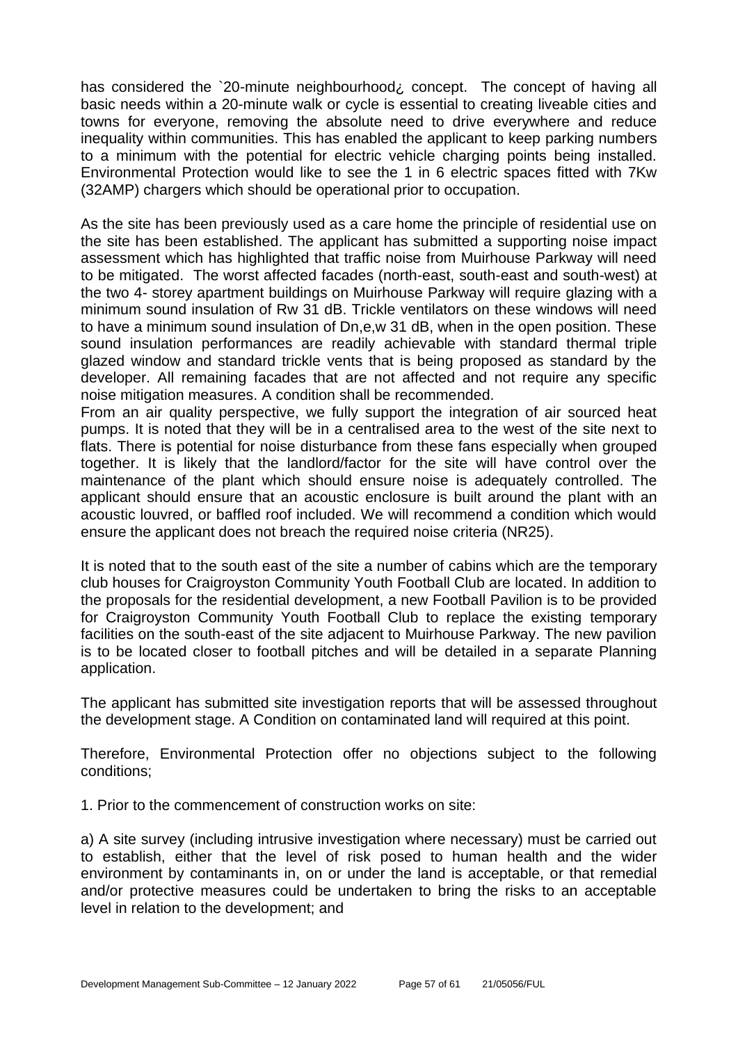has considered the `20-minute neighbourhood¿ concept. The concept of having all basic needs within a 20-minute walk or cycle is essential to creating liveable cities and towns for everyone, removing the absolute need to drive everywhere and reduce inequality within communities. This has enabled the applicant to keep parking numbers to a minimum with the potential for electric vehicle charging points being installed. Environmental Protection would like to see the 1 in 6 electric spaces fitted with 7Kw (32AMP) chargers which should be operational prior to occupation.

As the site has been previously used as a care home the principle of residential use on the site has been established. The applicant has submitted a supporting noise impact assessment which has highlighted that traffic noise from Muirhouse Parkway will need to be mitigated. The worst affected facades (north-east, south-east and south-west) at the two 4- storey apartment buildings on Muirhouse Parkway will require glazing with a minimum sound insulation of Rw 31 dB. Trickle ventilators on these windows will need to have a minimum sound insulation of Dn,e,w 31 dB, when in the open position. These sound insulation performances are readily achievable with standard thermal triple glazed window and standard trickle vents that is being proposed as standard by the developer. All remaining facades that are not affected and not require any specific noise mitigation measures. A condition shall be recommended.

From an air quality perspective, we fully support the integration of air sourced heat pumps. It is noted that they will be in a centralised area to the west of the site next to flats. There is potential for noise disturbance from these fans especially when grouped together. It is likely that the landlord/factor for the site will have control over the maintenance of the plant which should ensure noise is adequately controlled. The applicant should ensure that an acoustic enclosure is built around the plant with an acoustic louvred, or baffled roof included. We will recommend a condition which would ensure the applicant does not breach the required noise criteria (NR25).

It is noted that to the south east of the site a number of cabins which are the temporary club houses for Craigroyston Community Youth Football Club are located. In addition to the proposals for the residential development, a new Football Pavilion is to be provided for Craigroyston Community Youth Football Club to replace the existing temporary facilities on the south-east of the site adjacent to Muirhouse Parkway. The new pavilion is to be located closer to football pitches and will be detailed in a separate Planning application.

The applicant has submitted site investigation reports that will be assessed throughout the development stage. A Condition on contaminated land will required at this point.

Therefore, Environmental Protection offer no objections subject to the following conditions;

1. Prior to the commencement of construction works on site:

a) A site survey (including intrusive investigation where necessary) must be carried out to establish, either that the level of risk posed to human health and the wider environment by contaminants in, on or under the land is acceptable, or that remedial and/or protective measures could be undertaken to bring the risks to an acceptable level in relation to the development; and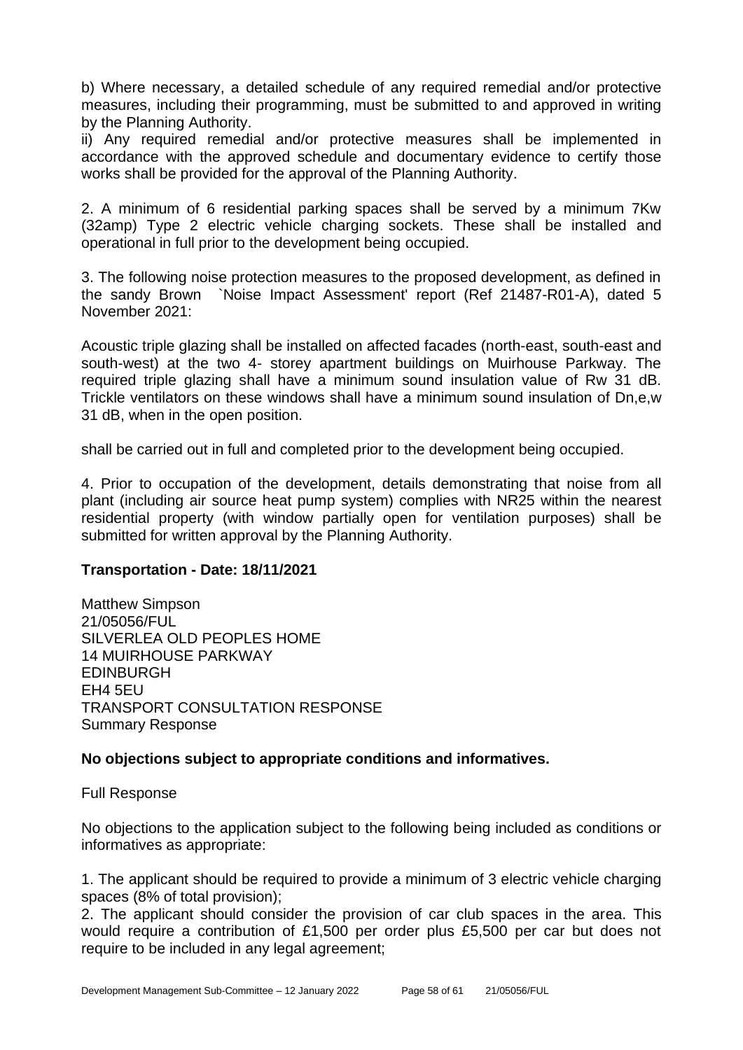b) Where necessary, a detailed schedule of any required remedial and/or protective measures, including their programming, must be submitted to and approved in writing by the Planning Authority.

ii) Any required remedial and/or protective measures shall be implemented in accordance with the approved schedule and documentary evidence to certify those works shall be provided for the approval of the Planning Authority.

2. A minimum of 6 residential parking spaces shall be served by a minimum 7Kw (32amp) Type 2 electric vehicle charging sockets. These shall be installed and operational in full prior to the development being occupied.

3. The following noise protection measures to the proposed development, as defined in the sandy Brown `Noise Impact Assessment' report (Ref 21487-R01-A), dated 5 November 2021:

Acoustic triple glazing shall be installed on affected facades (north-east, south-east and south-west) at the two 4- storey apartment buildings on Muirhouse Parkway. The required triple glazing shall have a minimum sound insulation value of Rw 31 dB. Trickle ventilators on these windows shall have a minimum sound insulation of Dn,e,w 31 dB, when in the open position.

shall be carried out in full and completed prior to the development being occupied.

4. Prior to occupation of the development, details demonstrating that noise from all plant (including air source heat pump system) complies with NR25 within the nearest residential property (with window partially open for ventilation purposes) shall be submitted for written approval by the Planning Authority.

**Transportation - Date: 18/11/2021**

Matthew Simpson
21/05056/FUL
SILVERLEA OLD PEOPLES HOME
14 MUIRHOUSE PARKWAY
EDINBURGH
EH4 5EU
TRANSPORT CONSULTATION RESPONSE
Summary Response

**No objections subject to appropriate conditions and informatives.**

Full Response

No objections to the application subject to the following being included as conditions or informatives as appropriate:

1. The applicant should be required to provide a minimum of 3 electric vehicle charging spaces (8% of total provision);
2. The applicant should consider the provision of car club spaces in the area. This would require a contribution of £1,500 per order plus £5,500 per car but does not require to be included in any legal agreement;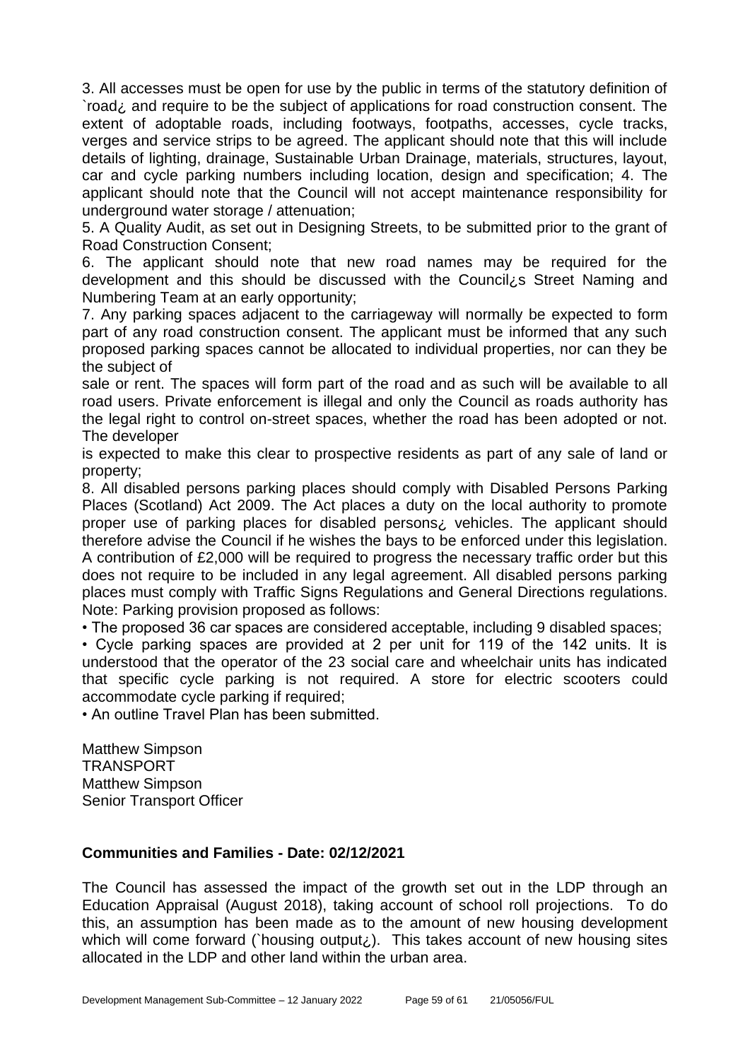3. All accesses must be open for use by the public in terms of the statutory definition of `road¿ and require to be the subject of applications for road construction consent. The extent of adoptable roads, including footways, footpaths, accesses, cycle tracks, verges and service strips to be agreed. The applicant should note that this will include details of lighting, drainage, Sustainable Urban Drainage, materials, structures, layout, car and cycle parking numbers including location, design and specification; 4. The applicant should note that the Council will not accept maintenance responsibility for underground water storage / attenuation;

5. A Quality Audit, as set out in Designing Streets, to be submitted prior to the grant of Road Construction Consent;

6. The applicant should note that new road names may be required for the development and this should be discussed with the Council¿s Street Naming and Numbering Team at an early opportunity;

7. Any parking spaces adjacent to the carriageway will normally be expected to form part of any road construction consent. The applicant must be informed that any such proposed parking spaces cannot be allocated to individual properties, nor can they be the subject of
sale or rent. The spaces will form part of the road and as such will be available to all road users. Private enforcement is illegal and only the Council as roads authority has the legal right to control on-street spaces, whether the road has been adopted or not. The developer
is expected to make this clear to prospective residents as part of any sale of land or property;

8. All disabled persons parking places should comply with Disabled Persons Parking Places (Scotland) Act 2009. The Act places a duty on the local authority to promote proper use of parking places for disabled persons¿ vehicles. The applicant should therefore advise the Council if he wishes the bays to be enforced under this legislation. A contribution of £2,000 will be required to progress the necessary traffic order but this does not require to be included in any legal agreement. All disabled persons parking places must comply with Traffic Signs Regulations and General Directions regulations.
Note: Parking provision proposed as follows:

- The proposed 36 car spaces are considered acceptable, including 9 disabled spaces;
- Cycle parking spaces are provided at 2 per unit for 119 of the 142 units. It is understood that the operator of the 23 social care and wheelchair units has indicated that specific cycle parking is not required. A store for electric scooters could accommodate cycle parking if required;
- An outline Travel Plan has been submitted.

Matthew Simpson
TRANSPORT
Matthew Simpson
Senior Transport Officer

**Communities and Families - Date: 02/12/2021**

The Council has assessed the impact of the growth set out in the LDP through an Education Appraisal (August 2018), taking account of school roll projections. To do this, an assumption has been made as to the amount of new housing development which will come forward (`housing output¿). This takes account of new housing sites allocated in the LDP and other land within the urban area.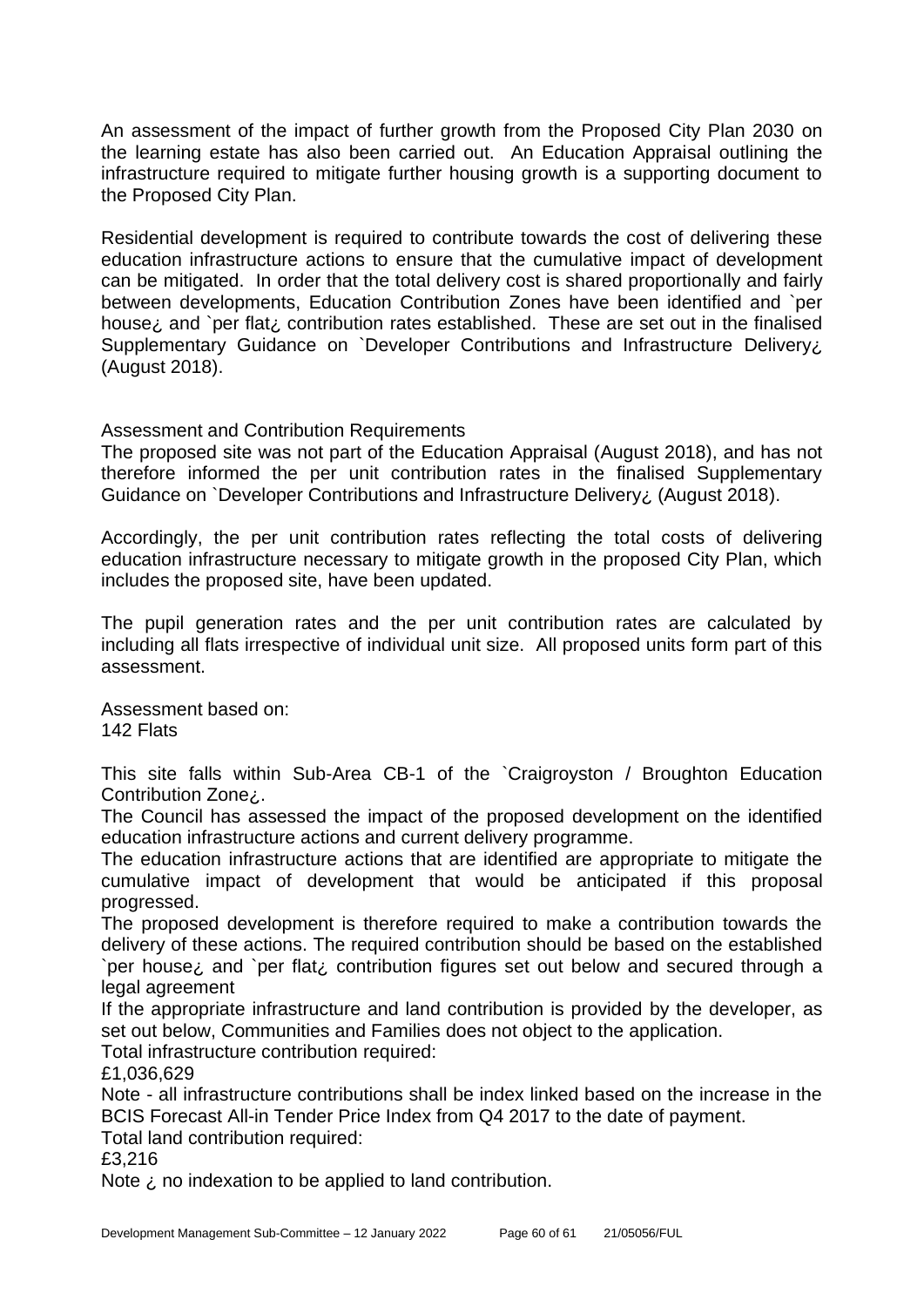An assessment of the impact of further growth from the Proposed City Plan 2030 on the learning estate has also been carried out. An Education Appraisal outlining the infrastructure required to mitigate further housing growth is a supporting document to the Proposed City Plan.

Residential development is required to contribute towards the cost of delivering these education infrastructure actions to ensure that the cumulative impact of development can be mitigated. In order that the total delivery cost is shared proportionally and fairly between developments, Education Contribution Zones have been identified and `per house¿ and `per flat¿ contribution rates established. These are set out in the finalised Supplementary Guidance on `Developer Contributions and Infrastructure Delivery¿ (August 2018).

Assessment and Contribution Requirements

The proposed site was not part of the Education Appraisal (August 2018), and has not therefore informed the per unit contribution rates in the finalised Supplementary Guidance on `Developer Contributions and Infrastructure Delivery¿ (August 2018).

Accordingly, the per unit contribution rates reflecting the total costs of delivering education infrastructure necessary to mitigate growth in the proposed City Plan, which includes the proposed site, have been updated.

The pupil generation rates and the per unit contribution rates are calculated by including all flats irrespective of individual unit size. All proposed units form part of this assessment.

Assessment based on:
142 Flats

This site falls within Sub-Area CB-1 of the `Craigroyston / Broughton Education Contribution Zone¿.
The Council has assessed the impact of the proposed development on the identified education infrastructure actions and current delivery programme.
The education infrastructure actions that are identified are appropriate to mitigate the cumulative impact of development that would be anticipated if this proposal progressed.
The proposed development is therefore required to make a contribution towards the delivery of these actions. The required contribution should be based on the established `per house¿ and `per flat¿ contribution figures set out below and secured through a legal agreement
If the appropriate infrastructure and land contribution is provided by the developer, as set out below, Communities and Families does not object to the application.
Total infrastructure contribution required:
£1,036,629
Note - all infrastructure contributions shall be index linked based on the increase in the BCIS Forecast All-in Tender Price Index from Q4 2017 to the date of payment.
Total land contribution required:
£3,216
Note ¿ no indexation to be applied to land contribution.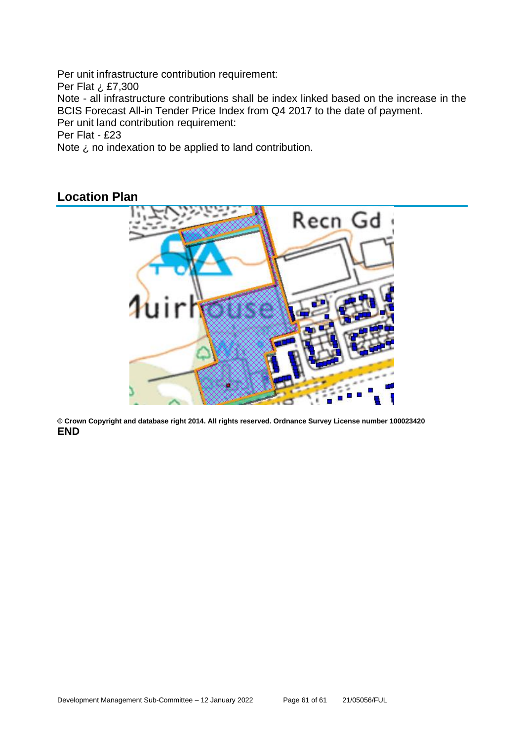Per unit infrastructure contribution requirement:
Per Flat ¿ £7,300
Note - all infrastructure contributions shall be index linked based on the increase in the BCIS Forecast All-in Tender Price Index from Q4 2017 to the date of payment.
Per unit land contribution requirement:
Per Flat - £23
Note ¿ no indexation to be applied to land contribution.

## Location Plan

Recn Gd

Muirhouse

**© Crown Copyright and database right 2014. All rights reserved. Ordnance Survey License number 100023420**

**END**